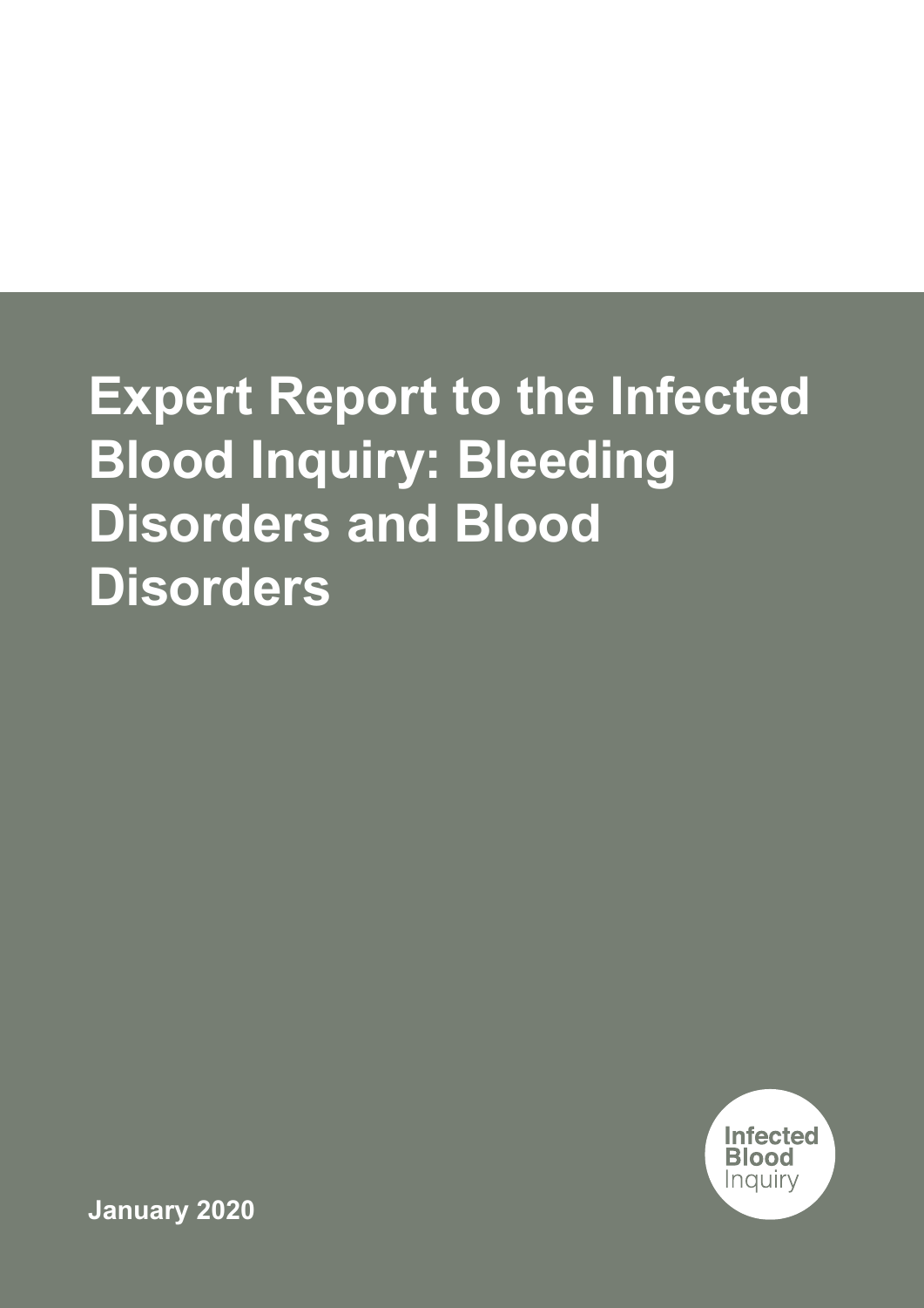# Expert Report to the Infected Blood Inquiry: Bleeding Disorders and Blood Disorders

Infected Blood Inquiry

**January 2020**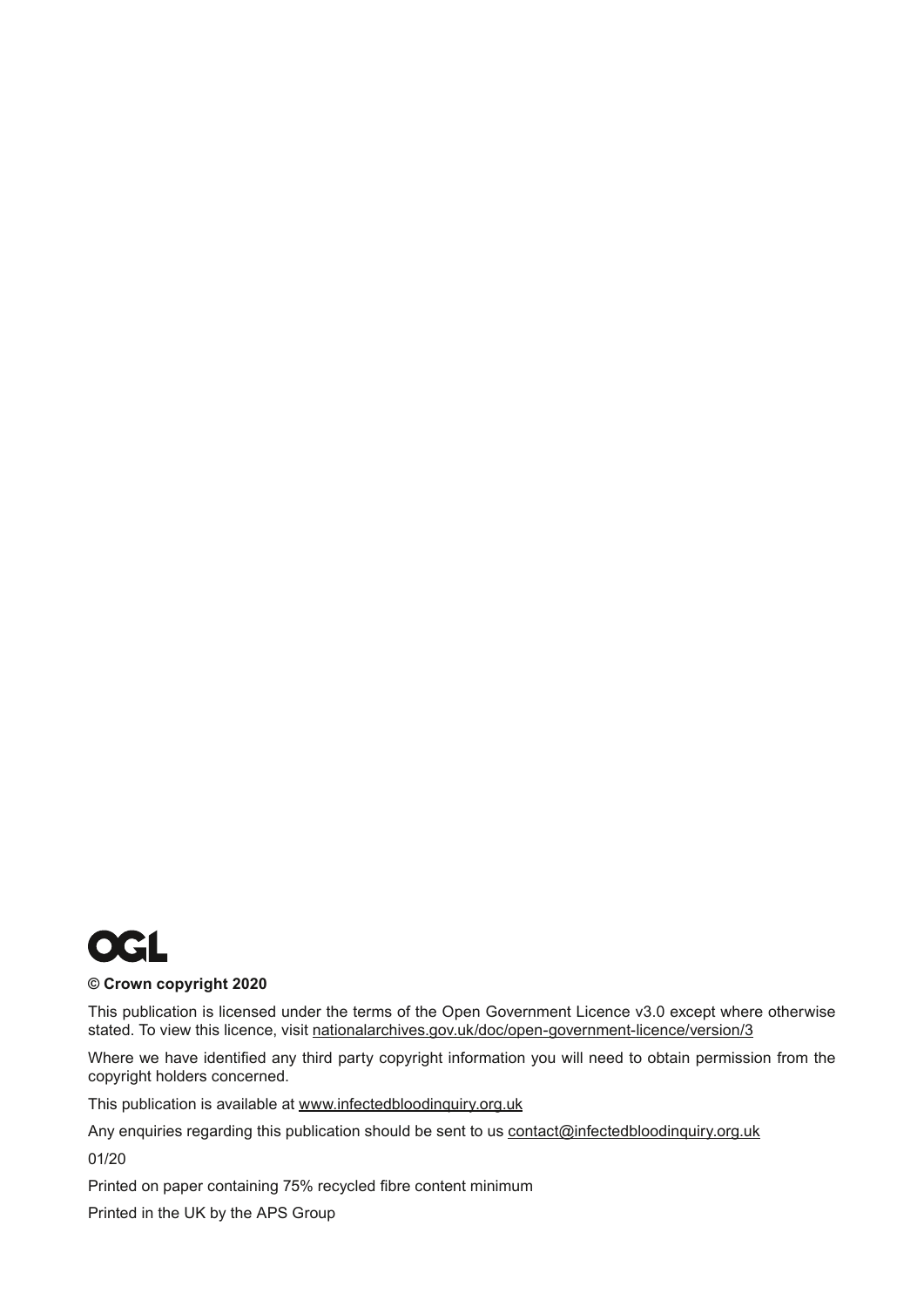OGL

**© Crown copyright 2020**

This publication is licensed under the terms of the Open Government Licence v3.0 except where otherwise stated. To view this licence, visit nationalarchives.gov.uk/doc/open-government-licence/version/3

Where we have identified any third party copyright information you will need to obtain permission from the copyright holders concerned.

This publication is available at www.infectedbloodinquiry.org.uk

Any enquiries regarding this publication should be sent to us contact@infectedbloodinquiry.org.uk

01/20

Printed on paper containing 75% recycled fibre content minimum

Printed in the UK by the APS Group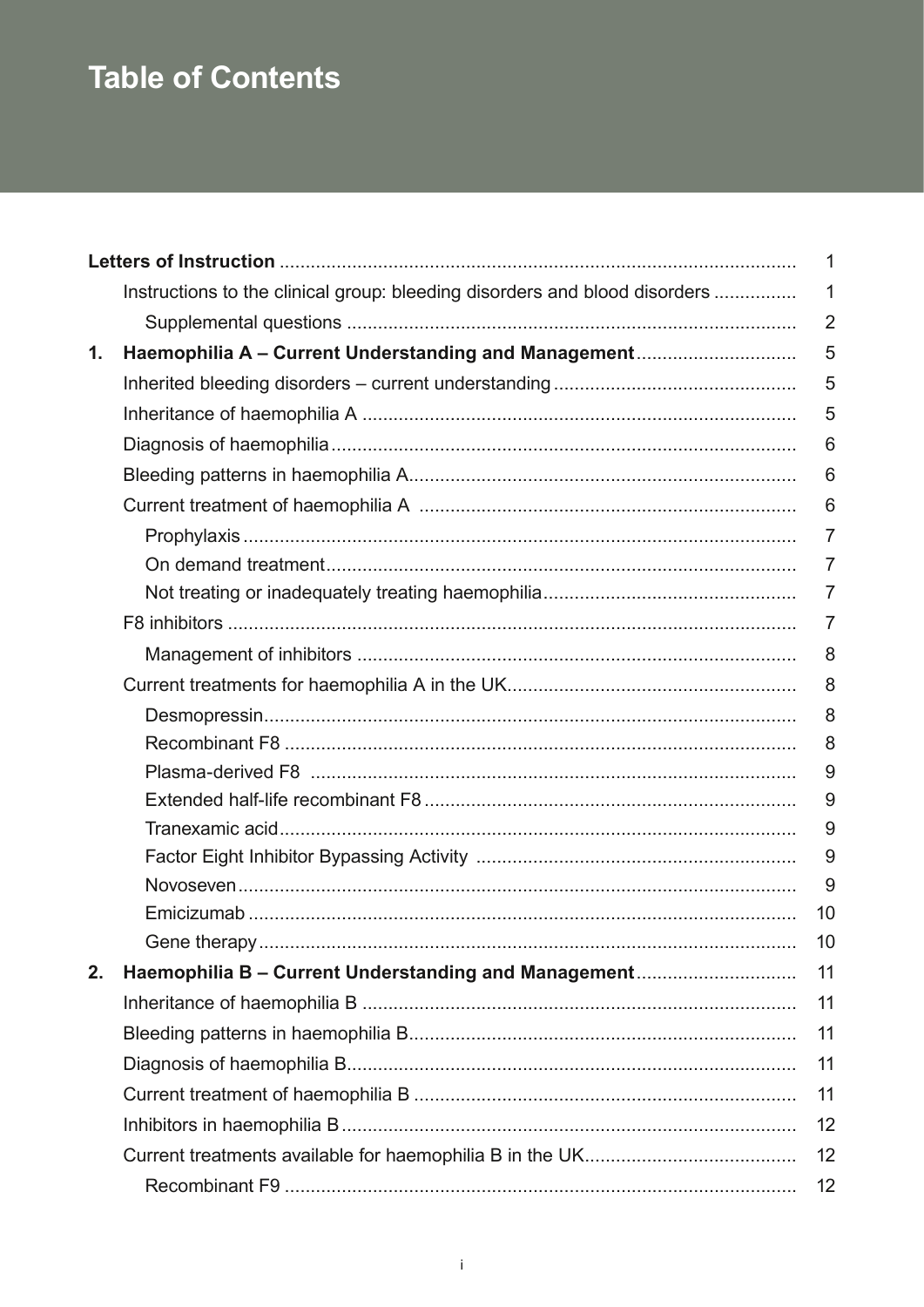# Table of Contents

| | | |
|---|---|---|
| **Letters of Instruction** | | 1 |
| | Instructions to the clinical group: bleeding disorders and blood disorders | 1 |
| | Supplemental questions | 2 |
| **1.** | **Haemophilia A – Current Understanding and Management** | 5 |
| | Inherited bleeding disorders – current understanding | 5 |
| | Inheritance of haemophilia A | 5 |
| | Diagnosis of haemophilia | 6 |
| | Bleeding patterns in haemophilia A | 6 |
| | Current treatment of haemophilia A | 6 |
| | Prophylaxis | 7 |
| | On demand treatment | 7 |
| | Not treating or inadequately treating haemophilia | 7 |
| | F8 inhibitors | 7 |
| | Management of inhibitors | 8 |
| | Current treatments for haemophilia A in the UK | 8 |
| | Desmopressin | 8 |
| | Recombinant F8 | 8 |
| | Plasma-derived F8 | 9 |
| | Extended half-life recombinant F8 | 9 |
| | Tranexamic acid | 9 |
| | Factor Eight Inhibitor Bypassing Activity | 9 |
| | Novoseven | 9 |
| | Emicizumab | 10 |
| | Gene therapy | 10 |
| **2.** | **Haemophilia B – Current Understanding and Management** | 11 |
| | Inheritance of haemophilia B | 11 |
| | Bleeding patterns in haemophilia B | 11 |
| | Diagnosis of haemophilia B | 11 |
| | Current treatment of haemophilia B | 11 |
| | Inhibitors in haemophilia B | 12 |
| | Current treatments available for haemophilia B in the UK | 12 |
| | Recombinant F9 | 12 |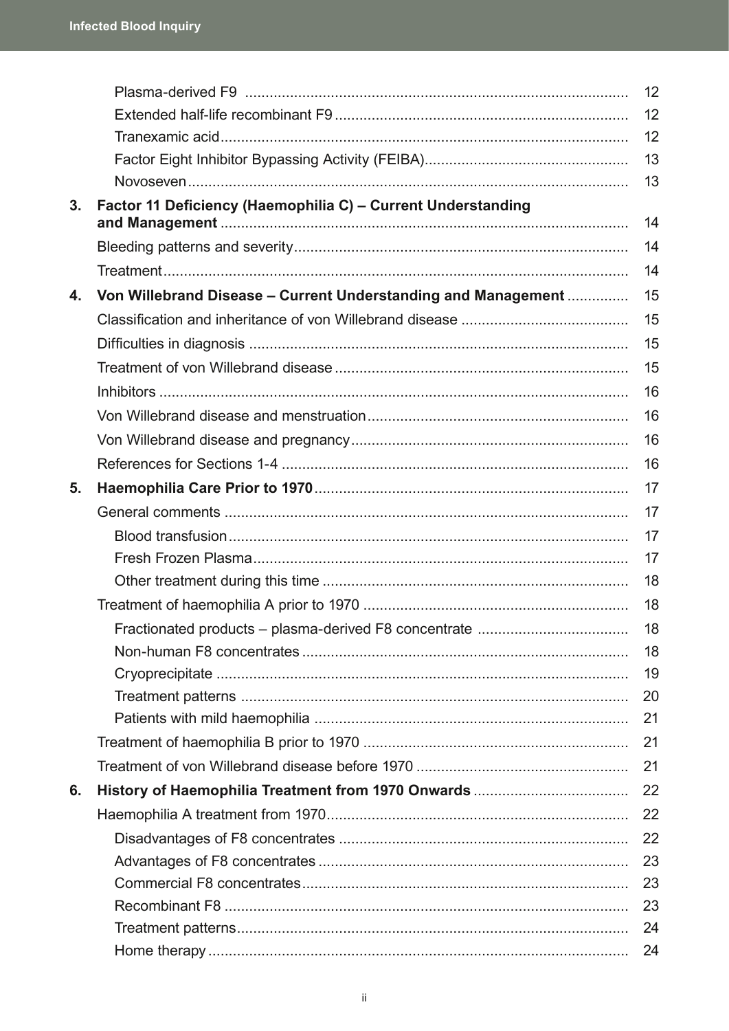| | | |
|---|---|---|
| | Plasma-derived F9 | 12 |
| | Extended half-life recombinant F9 | 12 |
| | Tranexamic acid | 12 |
| | Factor Eight Inhibitor Bypassing Activity (FEIBA) | 13 |
| | Novoseven | 13 |
| **3.** | **Factor 11 Deficiency (Haemophilia C) – Current Understanding and Management** | 14 |
| | Bleeding patterns and severity | 14 |
| | Treatment | 14 |
| **4.** | **Von Willebrand Disease – Current Understanding and Management** | 15 |
| | Classification and inheritance of von Willebrand disease | 15 |
| | Difficulties in diagnosis | 15 |
| | Treatment of von Willebrand disease | 15 |
| | Inhibitors | 16 |
| | Von Willebrand disease and menstruation | 16 |
| | Von Willebrand disease and pregnancy | 16 |
| | References for Sections 1-4 | 16 |
| **5.** | **Haemophilia Care Prior to 1970** | 17 |
| | General comments | 17 |
| | Blood transfusion | 17 |
| | Fresh Frozen Plasma | 17 |
| | Other treatment during this time | 18 |
| | Treatment of haemophilia A prior to 1970 | 18 |
| | Fractionated products – plasma-derived F8 concentrate | 18 |
| | Non-human F8 concentrates | 18 |
| | Cryoprecipitate | 19 |
| | Treatment patterns | 20 |
| | Patients with mild haemophilia | 21 |
| | Treatment of haemophilia B prior to 1970 | 21 |
| | Treatment of von Willebrand disease before 1970 | 21 |
| **6.** | **History of Haemophilia Treatment from 1970 Onwards** | 22 |
| | Haemophilia A treatment from 1970 | 22 |
| | Disadvantages of F8 concentrates | 22 |
| | Advantages of F8 concentrates | 23 |
| | Commercial F8 concentrates | 23 |
| | Recombinant F8 | 23 |
| | Treatment patterns | 24 |
| | Home therapy | 24 |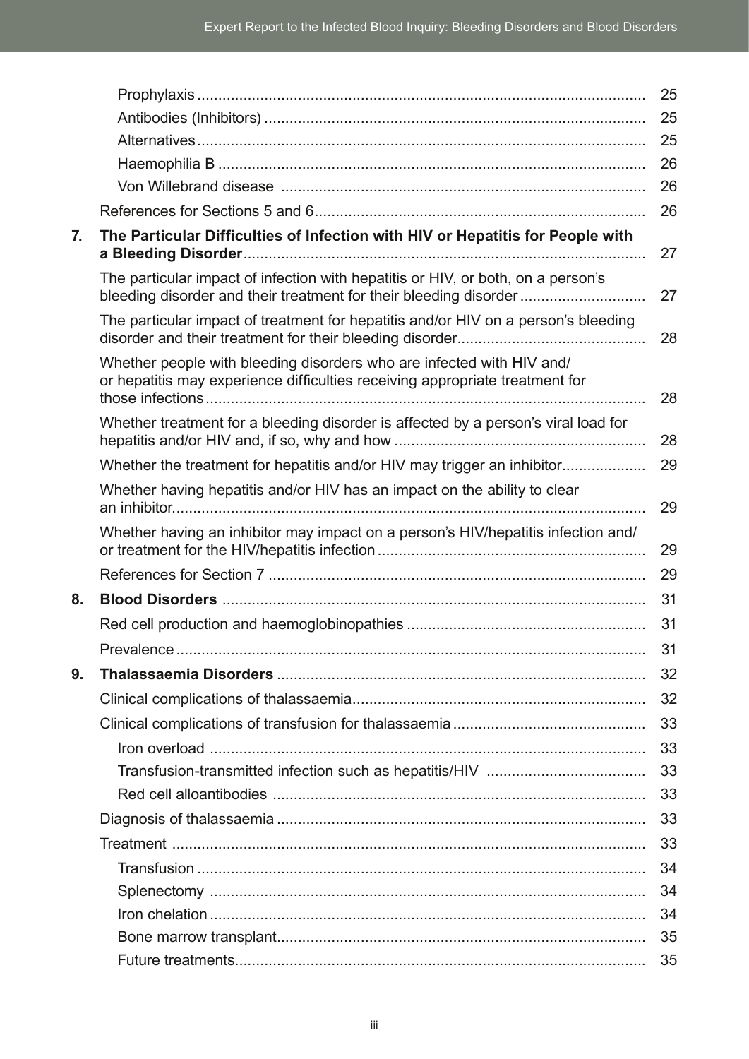- Prophylaxis .......... 25
- Antibodies (Inhibitors) .......... 25
- Alternatives .......... 25
- Haemophilia B .......... 26
- Von Willebrand disease .......... 26

References for Sections 5 and 6 .......... 26

**7. The Particular Difficulties of Infection with HIV or Hepatitis for People with a Bleeding Disorder** .......... 27

The particular impact of infection with hepatitis or HIV, or both, on a person's bleeding disorder and their treatment for their bleeding disorder .......... 27

The particular impact of treatment for hepatitis and/or HIV on a person's bleeding disorder and their treatment for their bleeding disorder .......... 28

Whether people with bleeding disorders who are infected with HIV and/or hepatitis may experience difficulties receiving appropriate treatment for those infections .......... 28

Whether treatment for a bleeding disorder is affected by a person's viral load for hepatitis and/or HIV and, if so, why and how .......... 28

Whether the treatment for hepatitis and/or HIV may trigger an inhibitor .......... 29

Whether having hepatitis and/or HIV has an impact on the ability to clear an inhibitor .......... 29

Whether having an inhibitor may impact on a person's HIV/hepatitis infection and/or treatment for the HIV/hepatitis infection .......... 29

References for Section 7 .......... 29

**8. Blood Disorders** .......... 31

Red cell production and haemoglobinopathies .......... 31

Prevalence .......... 31

**9. Thalassaemia Disorders** .......... 32

Clinical complications of thalassaemia .......... 32

Clinical complications of transfusion for thalassaemia .......... 33

- Iron overload .......... 33
- Transfusion-transmitted infection such as hepatitis/HIV .......... 33
- Red cell alloantibodies .......... 33

Diagnosis of thalassaemia .......... 33

Treatment .......... 33

- Transfusion .......... 34
- Splenectomy .......... 34
- Iron chelation .......... 34
- Bone marrow transplant .......... 35
- Future treatments .......... 35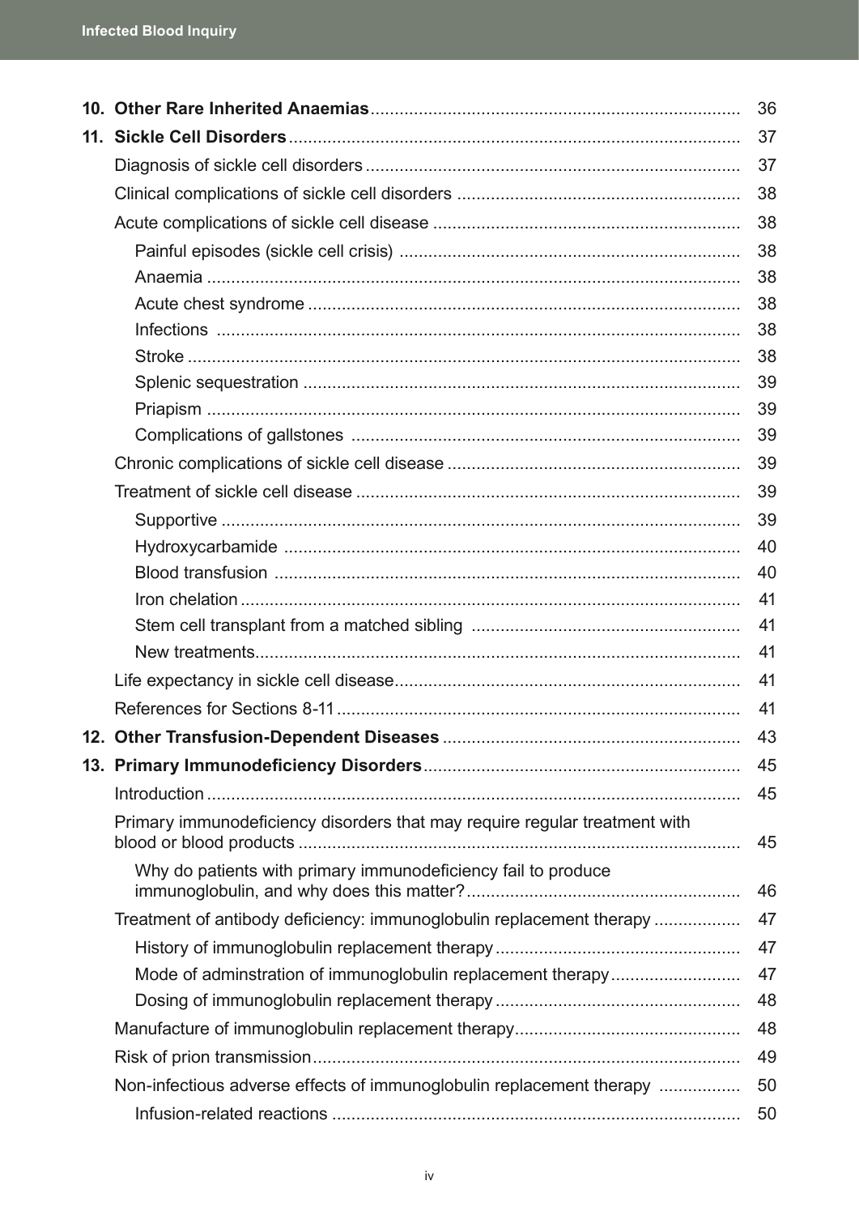| | |
|---|---|
| **10. Other Rare Inherited Anaemias** | 36 |
| **11. Sickle Cell Disorders** | 37 |
| Diagnosis of sickle cell disorders | 37 |
| Clinical complications of sickle cell disorders | 38 |
| Acute complications of sickle cell disease | 38 |
| Painful episodes (sickle cell crisis) | 38 |
| Anaemia | 38 |
| Acute chest syndrome | 38 |
| Infections | 38 |
| Stroke | 38 |
| Splenic sequestration | 39 |
| Priapism | 39 |
| Complications of gallstones | 39 |
| Chronic complications of sickle cell disease | 39 |
| Treatment of sickle cell disease | 39 |
| Supportive | 39 |
| Hydroxycarbamide | 40 |
| Blood transfusion | 40 |
| Iron chelation | 41 |
| Stem cell transplant from a matched sibling | 41 |
| New treatments | 41 |
| Life expectancy in sickle cell disease | 41 |
| References for Sections 8-11 | 41 |
| **12. Other Transfusion-Dependent Diseases** | 43 |
| **13. Primary Immunodeficiency Disorders** | 45 |
| Introduction | 45 |
| Primary immunodeficiency disorders that may require regular treatment with blood or blood products | 45 |
| Why do patients with primary immunodeficiency fail to produce immunoglobulin, and why does this matter? | 46 |
| Treatment of antibody deficiency: immunoglobulin replacement therapy | 47 |
| History of immunoglobulin replacement therapy | 47 |
| Mode of adminstration of immunoglobulin replacement therapy | 47 |
| Dosing of immunoglobulin replacement therapy | 48 |
| Manufacture of immunoglobulin replacement therapy | 48 |
| Risk of prion transmission | 49 |
| Non-infectious adverse effects of immunoglobulin replacement therapy | 50 |
| Infusion-related reactions | 50 |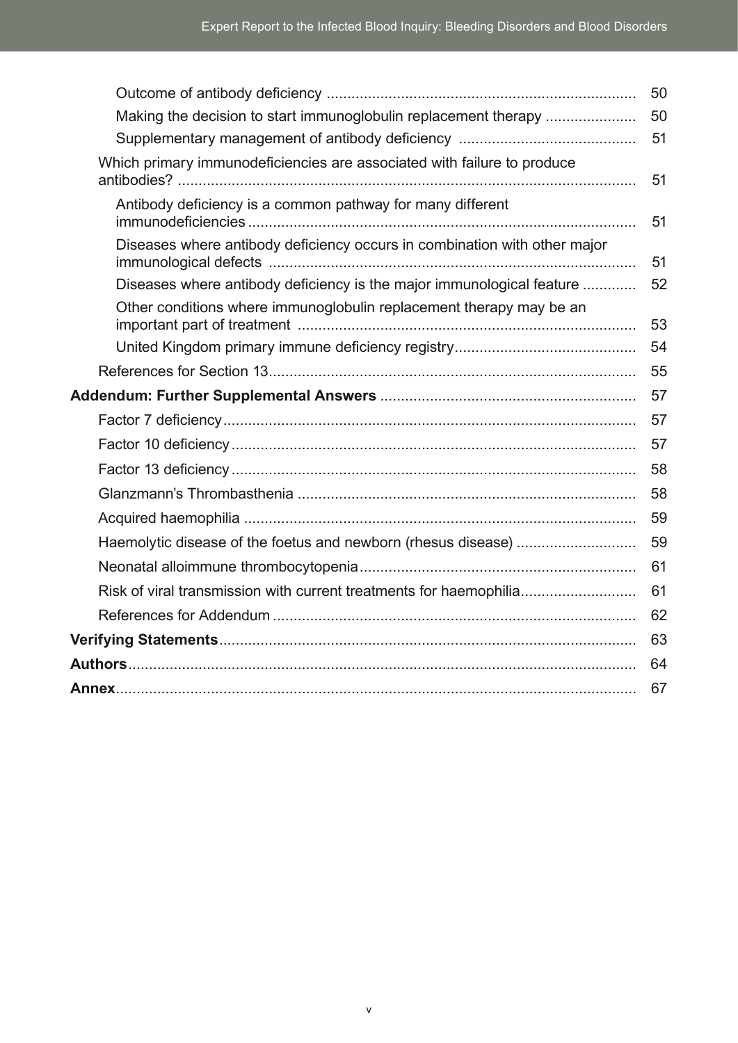- Outcome of antibody deficiency .......... 50
- Making the decision to start immunoglobulin replacement therapy .......... 50
- Supplementary management of antibody deficiency .......... 51

Which primary immunodeficiencies are associated with failure to produce antibodies? .......... 51

- Antibody deficiency is a common pathway for many different immunodeficiencies .......... 51
- Diseases where antibody deficiency occurs in combination with other major immunological defects .......... 51
- Diseases where antibody deficiency is the major immunological feature .......... 52
- Other conditions where immunoglobulin replacement therapy may be an important part of treatment .......... 53
- United Kingdom primary immune deficiency registry .......... 54

References for Section 13 .......... 55

**Addendum: Further Supplemental Answers** .......... 57

- Factor 7 deficiency .......... 57
- Factor 10 deficiency .......... 57
- Factor 13 deficiency .......... 58
- Glanzmann's Thrombasthenia .......... 58
- Acquired haemophilia .......... 59
- Haemolytic disease of the foetus and newborn (rhesus disease) .......... 59
- Neonatal alloimmune thrombocytopenia .......... 61
- Risk of viral transmission with current treatments for haemophilia .......... 61
- References for Addendum .......... 62

**Verifying Statements** .......... 63

**Authors** .......... 64

**Annex** .......... 67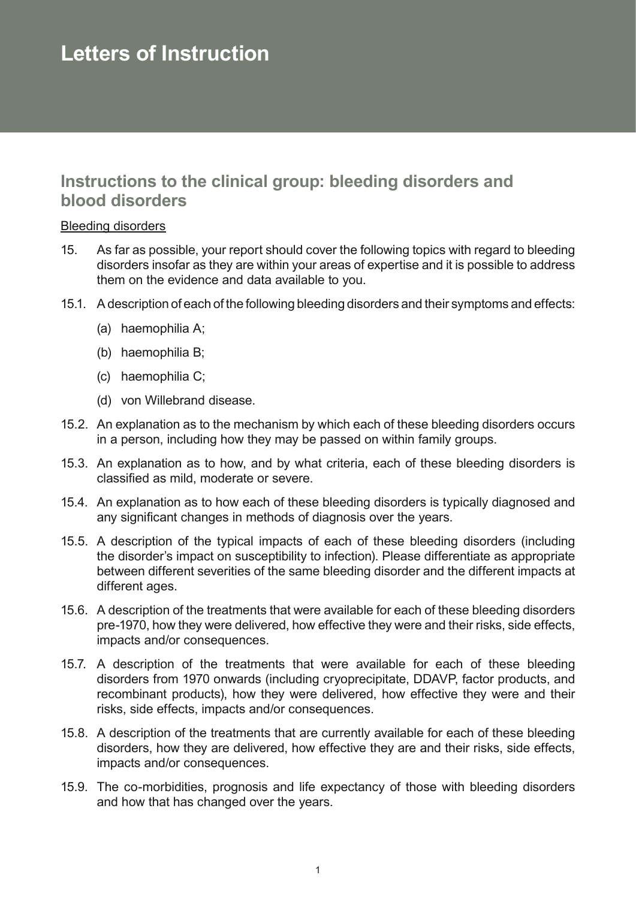# Letters of Instruction

## Instructions to the clinical group: bleeding disorders and blood disorders

Bleeding disorders

15. As far as possible, your report should cover the following topics with regard to bleeding disorders insofar as they are within your areas of expertise and it is possible to address them on the evidence and data available to you.

15.1. A description of each of the following bleeding disorders and their symptoms and effects:

   (a) haemophilia A;

   (b) haemophilia B;

   (c) haemophilia C;

   (d) von Willebrand disease.

15.2. An explanation as to the mechanism by which each of these bleeding disorders occurs in a person, including how they may be passed on within family groups.

15.3. An explanation as to how, and by what criteria, each of these bleeding disorders is classified as mild, moderate or severe.

15.4. An explanation as to how each of these bleeding disorders is typically diagnosed and any significant changes in methods of diagnosis over the years.

15.5. A description of the typical impacts of each of these bleeding disorders (including the disorder's impact on susceptibility to infection). Please differentiate as appropriate between different severities of the same bleeding disorder and the different impacts at different ages.

15.6. A description of the treatments that were available for each of these bleeding disorders pre-1970, how they were delivered, how effective they were and their risks, side effects, impacts and/or consequences.

15.7. A description of the treatments that were available for each of these bleeding disorders from 1970 onwards (including cryoprecipitate, DDAVP, factor products, and recombinant products), how they were delivered, how effective they were and their risks, side effects, impacts and/or consequences.

15.8. A description of the treatments that are currently available for each of these bleeding disorders, how they are delivered, how effective they are and their risks, side effects, impacts and/or consequences.

15.9. The co-morbidities, prognosis and life expectancy of those with bleeding disorders and how that has changed over the years.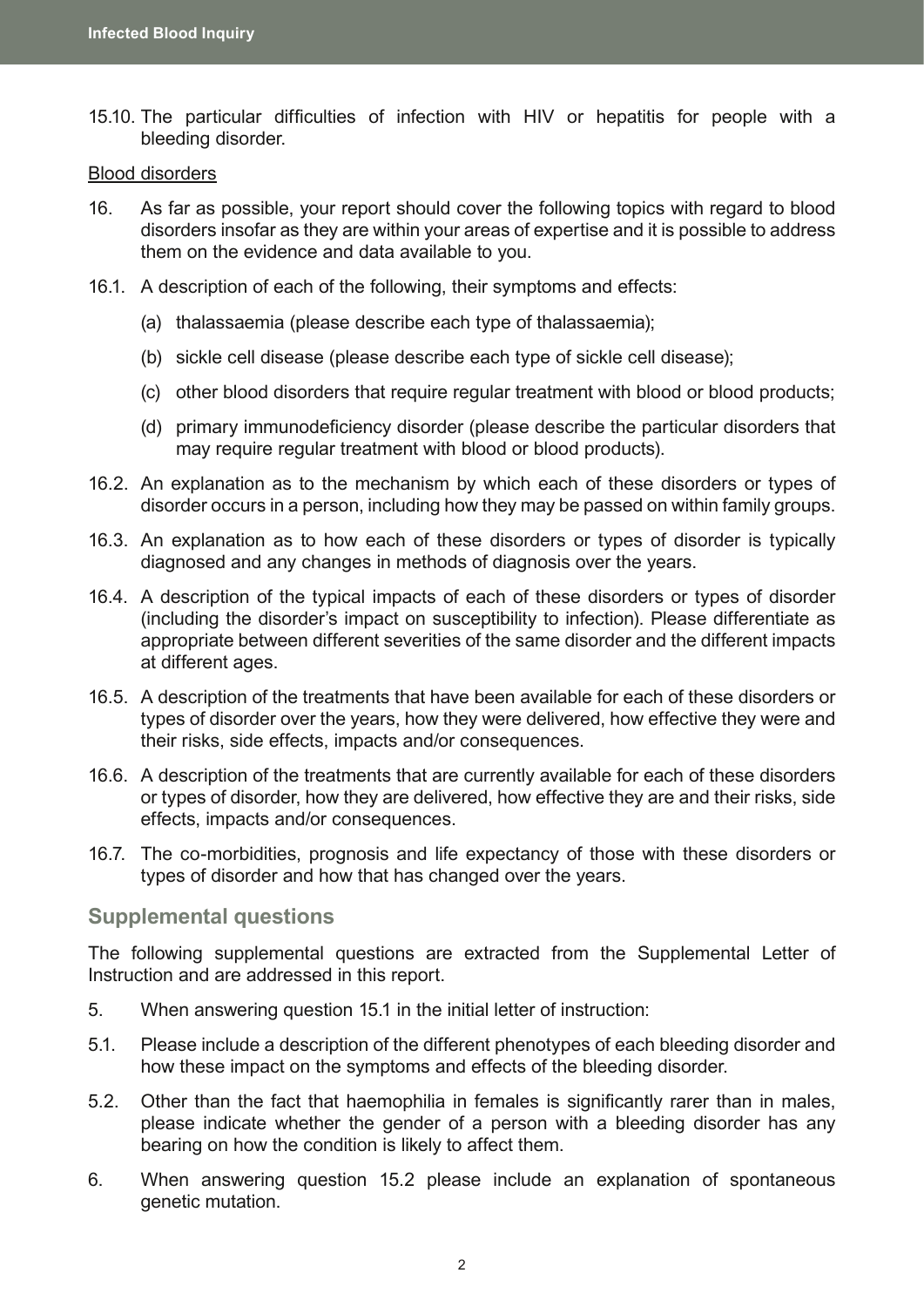15.10. The particular difficulties of infection with HIV or hepatitis for people with a bleeding disorder.

Blood disorders

16. As far as possible, your report should cover the following topics with regard to blood disorders insofar as they are within your areas of expertise and it is possible to address them on the evidence and data available to you.

16.1. A description of each of the following, their symptoms and effects:

   (a) thalassaemia (please describe each type of thalassaemia);

   (b) sickle cell disease (please describe each type of sickle cell disease);

   (c) other blood disorders that require regular treatment with blood or blood products;

   (d) primary immunodeficiency disorder (please describe the particular disorders that may require regular treatment with blood or blood products).

16.2. An explanation as to the mechanism by which each of these disorders or types of disorder occurs in a person, including how they may be passed on within family groups.

16.3. An explanation as to how each of these disorders or types of disorder is typically diagnosed and any changes in methods of diagnosis over the years.

16.4. A description of the typical impacts of each of these disorders or types of disorder (including the disorder's impact on susceptibility to infection). Please differentiate as appropriate between different severities of the same disorder and the different impacts at different ages.

16.5. A description of the treatments that have been available for each of these disorders or types of disorder over the years, how they were delivered, how effective they were and their risks, side effects, impacts and/or consequences.

16.6. A description of the treatments that are currently available for each of these disorders or types of disorder, how they are delivered, how effective they are and their risks, side effects, impacts and/or consequences.

16.7. The co-morbidities, prognosis and life expectancy of those with these disorders or types of disorder and how that has changed over the years.

## Supplemental questions

The following supplemental questions are extracted from the Supplemental Letter of Instruction and are addressed in this report.

5. When answering question 15.1 in the initial letter of instruction:

5.1. Please include a description of the different phenotypes of each bleeding disorder and how these impact on the symptoms and effects of the bleeding disorder.

5.2. Other than the fact that haemophilia in females is significantly rarer than in males, please indicate whether the gender of a person with a bleeding disorder has any bearing on how the condition is likely to affect them.

6. When answering question 15.2 please include an explanation of spontaneous genetic mutation.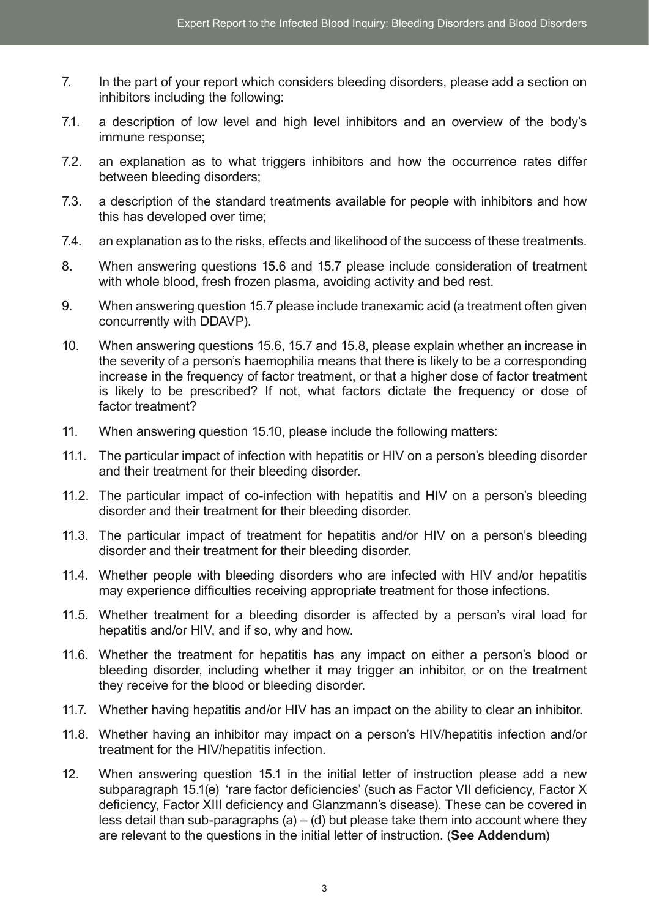7. In the part of your report which considers bleeding disorders, please add a section on inhibitors including the following:

7.1. a description of low level and high level inhibitors and an overview of the body's immune response;

7.2. an explanation as to what triggers inhibitors and how the occurrence rates differ between bleeding disorders;

7.3. a description of the standard treatments available for people with inhibitors and how this has developed over time;

7.4. an explanation as to the risks, effects and likelihood of the success of these treatments.

8. When answering questions 15.6 and 15.7 please include consideration of treatment with whole blood, fresh frozen plasma, avoiding activity and bed rest.

9. When answering question 15.7 please include tranexamic acid (a treatment often given concurrently with DDAVP).

10. When answering questions 15.6, 15.7 and 15.8, please explain whether an increase in the severity of a person's haemophilia means that there is likely to be a corresponding increase in the frequency of factor treatment, or that a higher dose of factor treatment is likely to be prescribed? If not, what factors dictate the frequency or dose of factor treatment?

11. When answering question 15.10, please include the following matters:

11.1. The particular impact of infection with hepatitis or HIV on a person's bleeding disorder and their treatment for their bleeding disorder.

11.2. The particular impact of co-infection with hepatitis and HIV on a person's bleeding disorder and their treatment for their bleeding disorder.

11.3. The particular impact of treatment for hepatitis and/or HIV on a person's bleeding disorder and their treatment for their bleeding disorder.

11.4. Whether people with bleeding disorders who are infected with HIV and/or hepatitis may experience difficulties receiving appropriate treatment for those infections.

11.5. Whether treatment for a bleeding disorder is affected by a person's viral load for hepatitis and/or HIV, and if so, why and how.

11.6. Whether the treatment for hepatitis has any impact on either a person's blood or bleeding disorder, including whether it may trigger an inhibitor, or on the treatment they receive for the blood or bleeding disorder.

11.7. Whether having hepatitis and/or HIV has an impact on the ability to clear an inhibitor.

11.8. Whether having an inhibitor may impact on a person's HIV/hepatitis infection and/or treatment for the HIV/hepatitis infection.

12. When answering question 15.1 in the initial letter of instruction please add a new subparagraph 15.1(e) 'rare factor deficiencies' (such as Factor VII deficiency, Factor X deficiency, Factor XIII deficiency and Glanzmann's disease). These can be covered in less detail than sub-paragraphs (a) – (d) but please take them into account where they are relevant to the questions in the initial letter of instruction. (**See Addendum**)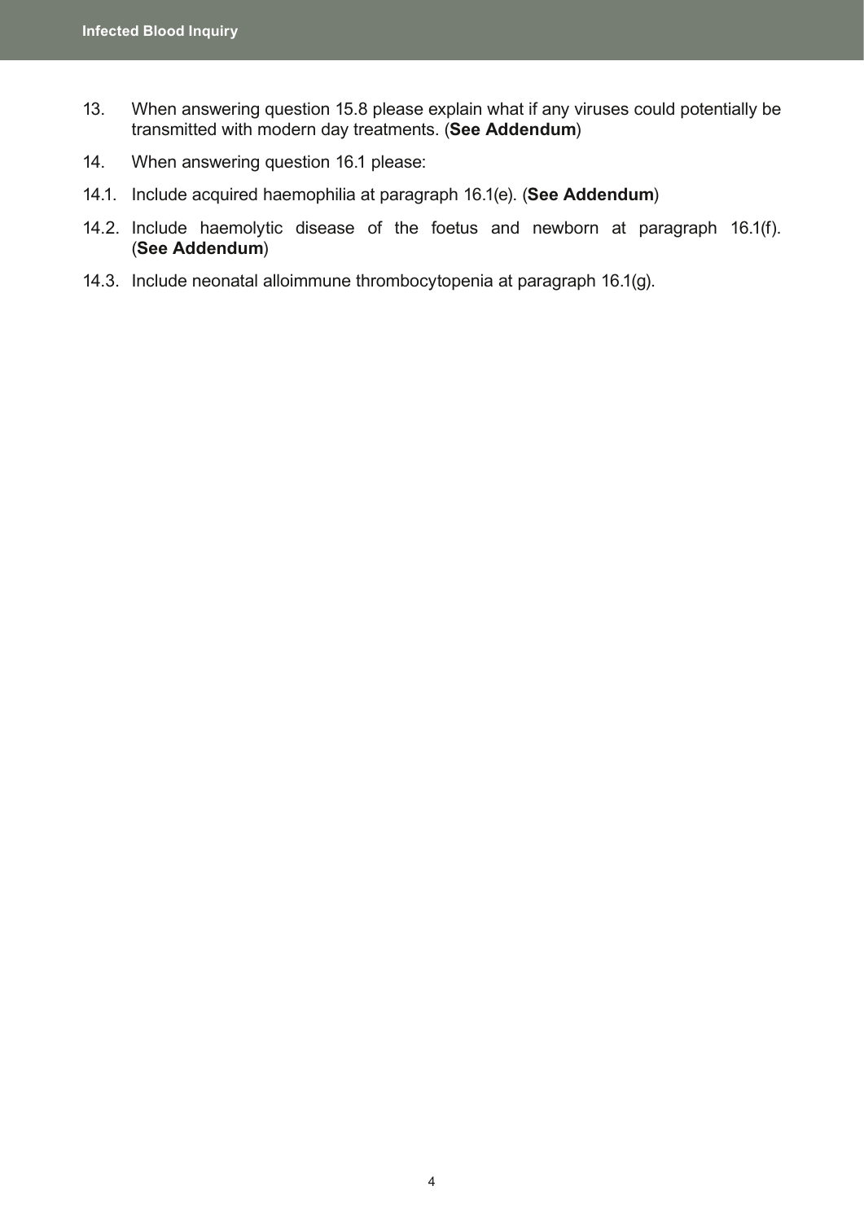13. When answering question 15.8 please explain what if any viruses could potentially be transmitted with modern day treatments. (**See Addendum**)

14. When answering question 16.1 please:

14.1. Include acquired haemophilia at paragraph 16.1(e). (**See Addendum**)

14.2. Include haemolytic disease of the foetus and newborn at paragraph 16.1(f). (**See Addendum**)

14.3. Include neonatal alloimmune thrombocytopenia at paragraph 16.1(g).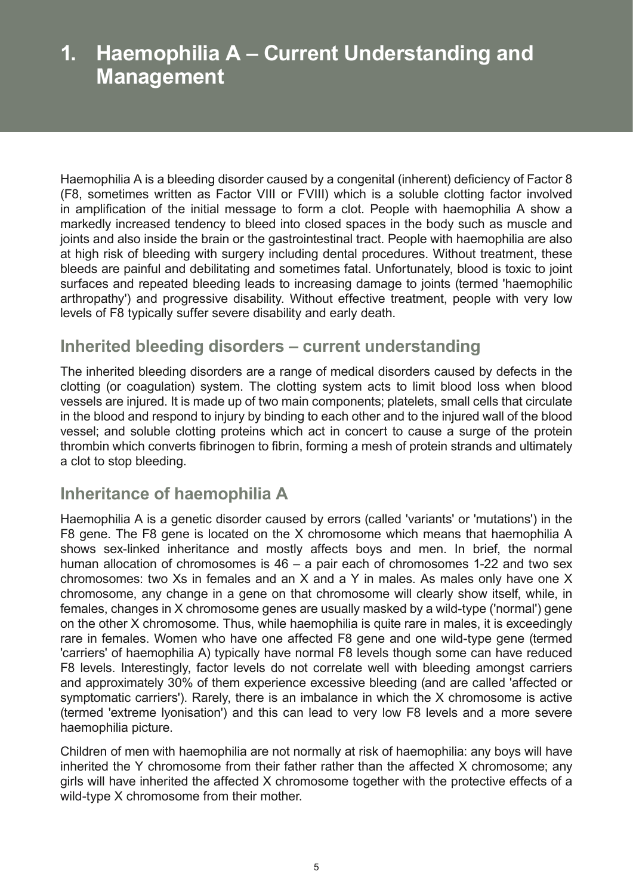# 1. Haemophilia A – Current Understanding and Management

Haemophilia A is a bleeding disorder caused by a congenital (inherent) deficiency of Factor 8 (F8, sometimes written as Factor VIII or FVIII) which is a soluble clotting factor involved in amplification of the initial message to form a clot. People with haemophilia A show a markedly increased tendency to bleed into closed spaces in the body such as muscle and joints and also inside the brain or the gastrointestinal tract. People with haemophilia are also at high risk of bleeding with surgery including dental procedures. Without treatment, these bleeds are painful and debilitating and sometimes fatal. Unfortunately, blood is toxic to joint surfaces and repeated bleeding leads to increasing damage to joints (termed 'haemophilic arthropathy') and progressive disability. Without effective treatment, people with very low levels of F8 typically suffer severe disability and early death.

## Inherited bleeding disorders – current understanding

The inherited bleeding disorders are a range of medical disorders caused by defects in the clotting (or coagulation) system. The clotting system acts to limit blood loss when blood vessels are injured. It is made up of two main components; platelets, small cells that circulate in the blood and respond to injury by binding to each other and to the injured wall of the blood vessel; and soluble clotting proteins which act in concert to cause a surge of the protein thrombin which converts fibrinogen to fibrin, forming a mesh of protein strands and ultimately a clot to stop bleeding.

## Inheritance of haemophilia A

Haemophilia A is a genetic disorder caused by errors (called 'variants' or 'mutations') in the F8 gene. The F8 gene is located on the X chromosome which means that haemophilia A shows sex-linked inheritance and mostly affects boys and men. In brief, the normal human allocation of chromosomes is 46 – a pair each of chromosomes 1-22 and two sex chromosomes: two Xs in females and an X and a Y in males. As males only have one X chromosome, any change in a gene on that chromosome will clearly show itself, while, in females, changes in X chromosome genes are usually masked by a wild-type ('normal') gene on the other X chromosome. Thus, while haemophilia is quite rare in males, it is exceedingly rare in females. Women who have one affected F8 gene and one wild-type gene (termed 'carriers' of haemophilia A) typically have normal F8 levels though some can have reduced F8 levels. Interestingly, factor levels do not correlate well with bleeding amongst carriers and approximately 30% of them experience excessive bleeding (and are called 'affected or symptomatic carriers'). Rarely, there is an imbalance in which the X chromosome is active (termed 'extreme lyonisation') and this can lead to very low F8 levels and a more severe haemophilia picture.

Children of men with haemophilia are not normally at risk of haemophilia: any boys will have inherited the Y chromosome from their father rather than the affected X chromosome; any girls will have inherited the affected X chromosome together with the protective effects of a wild-type X chromosome from their mother.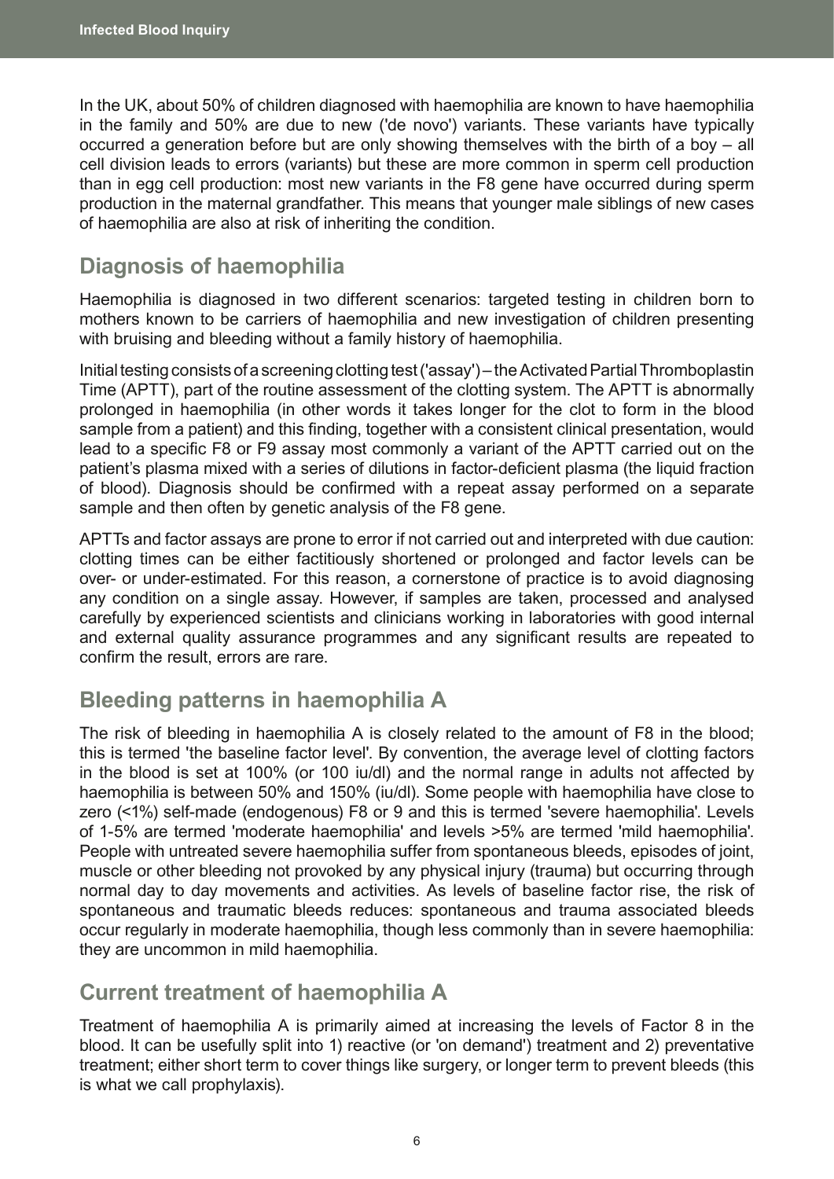In the UK, about 50% of children diagnosed with haemophilia are known to have haemophilia in the family and 50% are due to new ('de novo') variants. These variants have typically occurred a generation before but are only showing themselves with the birth of a boy – all cell division leads to errors (variants) but these are more common in sperm cell production than in egg cell production: most new variants in the F8 gene have occurred during sperm production in the maternal grandfather. This means that younger male siblings of new cases of haemophilia are also at risk of inheriting the condition.

## Diagnosis of haemophilia

Haemophilia is diagnosed in two different scenarios: targeted testing in children born to mothers known to be carriers of haemophilia and new investigation of children presenting with bruising and bleeding without a family history of haemophilia.

Initial testing consists of a screening clotting test ('assay') – the Activated Partial Thromboplastin Time (APTT), part of the routine assessment of the clotting system. The APTT is abnormally prolonged in haemophilia (in other words it takes longer for the clot to form in the blood sample from a patient) and this finding, together with a consistent clinical presentation, would lead to a specific F8 or F9 assay most commonly a variant of the APTT carried out on the patient's plasma mixed with a series of dilutions in factor-deficient plasma (the liquid fraction of blood). Diagnosis should be confirmed with a repeat assay performed on a separate sample and then often by genetic analysis of the F8 gene.

APTTs and factor assays are prone to error if not carried out and interpreted with due caution: clotting times can be either factitiously shortened or prolonged and factor levels can be over- or under-estimated. For this reason, a cornerstone of practice is to avoid diagnosing any condition on a single assay. However, if samples are taken, processed and analysed carefully by experienced scientists and clinicians working in laboratories with good internal and external quality assurance programmes and any significant results are repeated to confirm the result, errors are rare.

## Bleeding patterns in haemophilia A

The risk of bleeding in haemophilia A is closely related to the amount of F8 in the blood; this is termed 'the baseline factor level'. By convention, the average level of clotting factors in the blood is set at 100% (or 100 iu/dl) and the normal range in adults not affected by haemophilia is between 50% and 150% (iu/dl). Some people with haemophilia have close to zero (<1%) self-made (endogenous) F8 or 9 and this is termed 'severe haemophilia'. Levels of 1-5% are termed 'moderate haemophilia' and levels >5% are termed 'mild haemophilia'. People with untreated severe haemophilia suffer from spontaneous bleeds, episodes of joint, muscle or other bleeding not provoked by any physical injury (trauma) but occurring through normal day to day movements and activities. As levels of baseline factor rise, the risk of spontaneous and traumatic bleeds reduces: spontaneous and trauma associated bleeds occur regularly in moderate haemophilia, though less commonly than in severe haemophilia: they are uncommon in mild haemophilia.

## Current treatment of haemophilia A

Treatment of haemophilia A is primarily aimed at increasing the levels of Factor 8 in the blood. It can be usefully split into 1) reactive (or 'on demand') treatment and 2) preventative treatment; either short term to cover things like surgery, or longer term to prevent bleeds (this is what we call prophylaxis).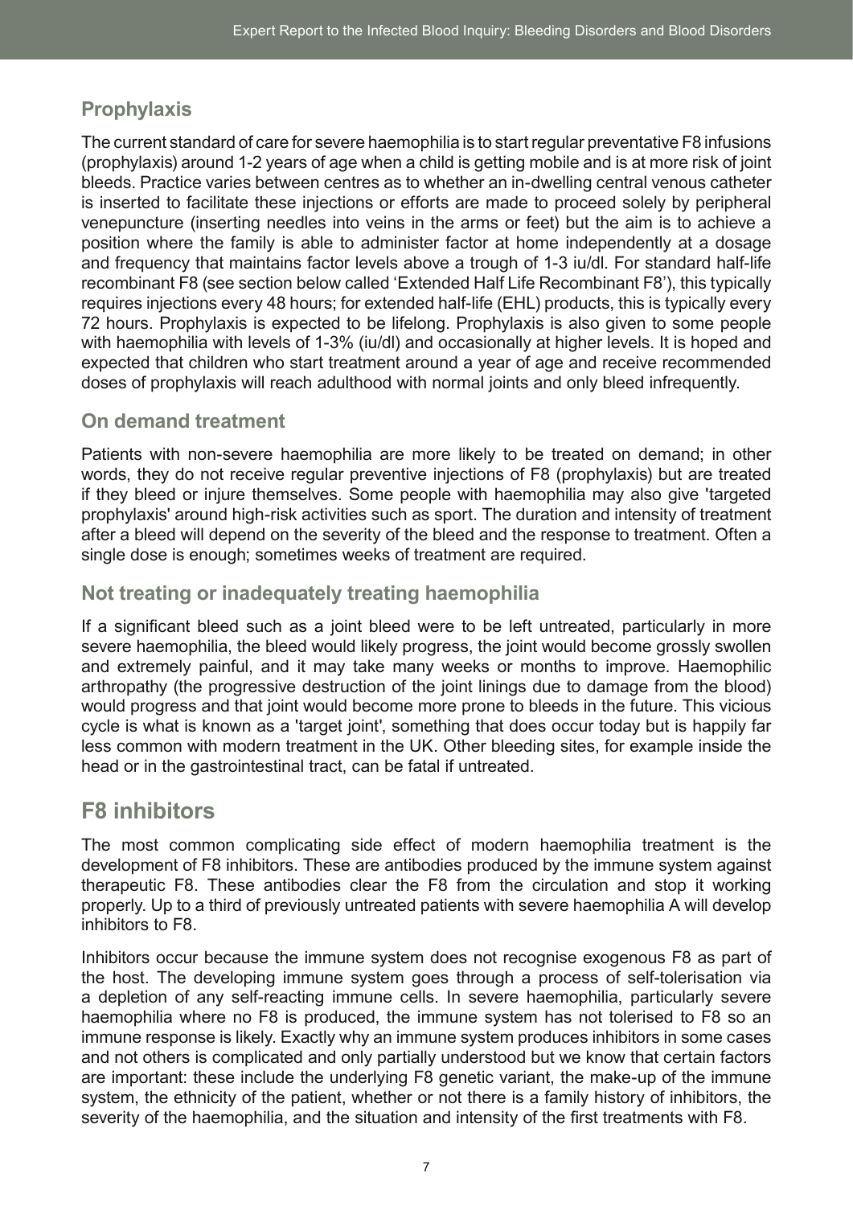### Prophylaxis

The current standard of care for severe haemophilia is to start regular preventative F8 infusions (prophylaxis) around 1-2 years of age when a child is getting mobile and is at more risk of joint bleeds. Practice varies between centres as to whether an in-dwelling central venous catheter is inserted to facilitate these injections or efforts are made to proceed solely by peripheral venepuncture (inserting needles into veins in the arms or feet) but the aim is to achieve a position where the family is able to administer factor at home independently at a dosage and frequency that maintains factor levels above a trough of 1-3 iu/dl. For standard half-life recombinant F8 (see section below called 'Extended Half Life Recombinant F8'), this typically requires injections every 48 hours; for extended half-life (EHL) products, this is typically every 72 hours. Prophylaxis is expected to be lifelong. Prophylaxis is also given to some people with haemophilia with levels of 1-3% (iu/dl) and occasionally at higher levels. It is hoped and expected that children who start treatment around a year of age and receive recommended doses of prophylaxis will reach adulthood with normal joints and only bleed infrequently.

### On demand treatment

Patients with non-severe haemophilia are more likely to be treated on demand; in other words, they do not receive regular preventive injections of F8 (prophylaxis) but are treated if they bleed or injure themselves. Some people with haemophilia may also give 'targeted prophylaxis' around high-risk activities such as sport. The duration and intensity of treatment after a bleed will depend on the severity of the bleed and the response to treatment. Often a single dose is enough; sometimes weeks of treatment are required.

### Not treating or inadequately treating haemophilia

If a significant bleed such as a joint bleed were to be left untreated, particularly in more severe haemophilia, the bleed would likely progress, the joint would become grossly swollen and extremely painful, and it may take many weeks or months to improve. Haemophilic arthropathy (the progressive destruction of the joint linings due to damage from the blood) would progress and that joint would become more prone to bleeds in the future. This vicious cycle is what is known as a 'target joint', something that does occur today but is happily far less common with modern treatment in the UK. Other bleeding sites, for example inside the head or in the gastrointestinal tract, can be fatal if untreated.

## F8 inhibitors

The most common complicating side effect of modern haemophilia treatment is the development of F8 inhibitors. These are antibodies produced by the immune system against therapeutic F8. These antibodies clear the F8 from the circulation and stop it working properly. Up to a third of previously untreated patients with severe haemophilia A will develop inhibitors to F8.

Inhibitors occur because the immune system does not recognise exogenous F8 as part of the host. The developing immune system goes through a process of self-tolerisation via a depletion of any self-reacting immune cells. In severe haemophilia, particularly severe haemophilia where no F8 is produced, the immune system has not tolerised to F8 so an immune response is likely. Exactly why an immune system produces inhibitors in some cases and not others is complicated and only partially understood but we know that certain factors are important: these include the underlying F8 genetic variant, the make-up of the immune system, the ethnicity of the patient, whether or not there is a family history of inhibitors, the severity of the haemophilia, and the situation and intensity of the first treatments with F8.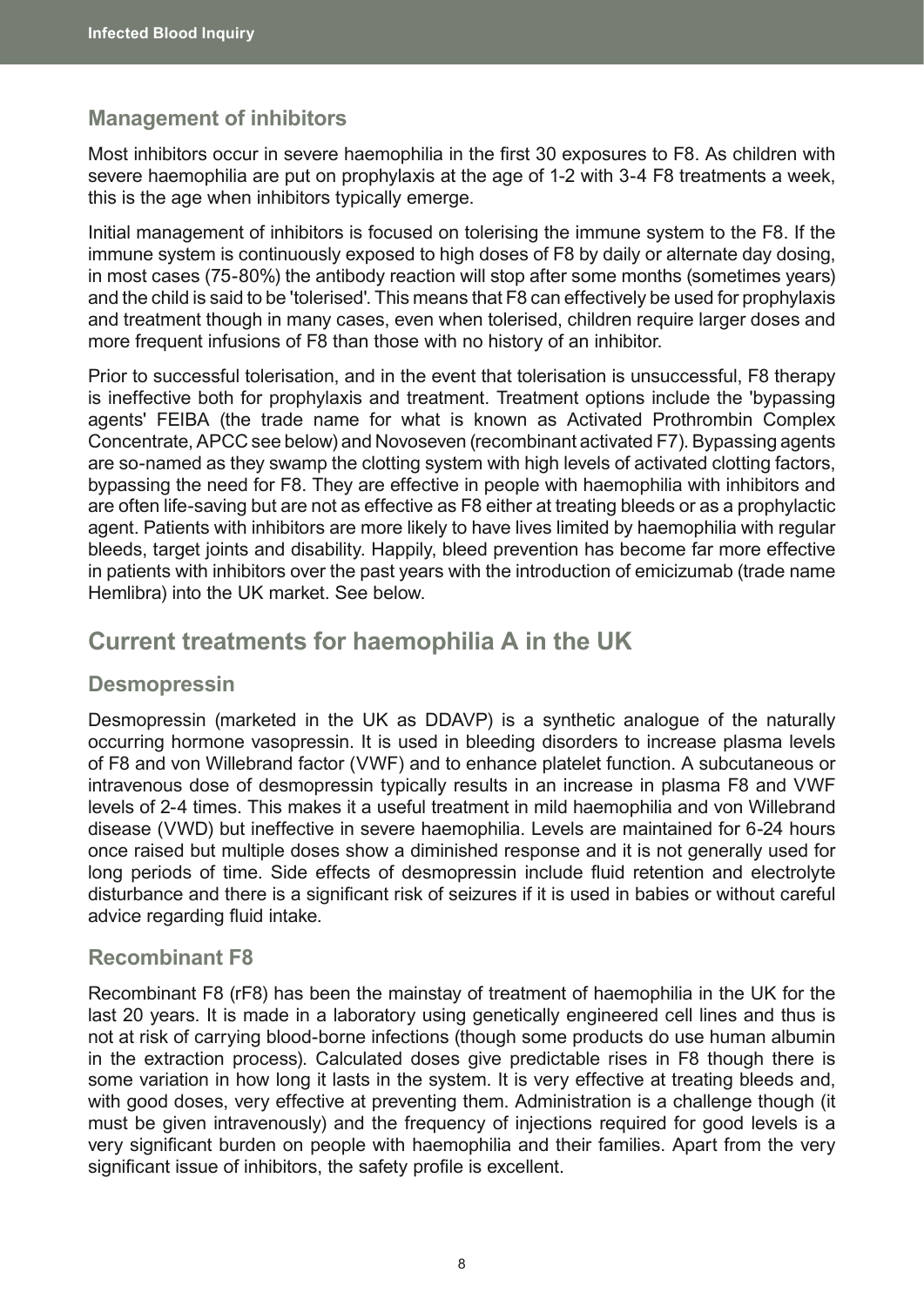### Management of inhibitors

Most inhibitors occur in severe haemophilia in the first 30 exposures to F8. As children with severe haemophilia are put on prophylaxis at the age of 1-2 with 3-4 F8 treatments a week, this is the age when inhibitors typically emerge.

Initial management of inhibitors is focused on tolerising the immune system to the F8. If the immune system is continuously exposed to high doses of F8 by daily or alternate day dosing, in most cases (75-80%) the antibody reaction will stop after some months (sometimes years) and the child is said to be 'tolerised'. This means that F8 can effectively be used for prophylaxis and treatment though in many cases, even when tolerised, children require larger doses and more frequent infusions of F8 than those with no history of an inhibitor.

Prior to successful tolerisation, and in the event that tolerisation is unsuccessful, F8 therapy is ineffective both for prophylaxis and treatment. Treatment options include the 'bypassing agents' FEIBA (the trade name for what is known as Activated Prothrombin Complex Concentrate, APCC see below) and Novoseven (recombinant activated F7). Bypassing agents are so-named as they swamp the clotting system with high levels of activated clotting factors, bypassing the need for F8. They are effective in people with haemophilia with inhibitors and are often life-saving but are not as effective as F8 either at treating bleeds or as a prophylactic agent. Patients with inhibitors are more likely to have lives limited by haemophilia with regular bleeds, target joints and disability. Happily, bleed prevention has become far more effective in patients with inhibitors over the past years with the introduction of emicizumab (trade name Hemlibra) into the UK market. See below.

## Current treatments for haemophilia A in the UK

### Desmopressin

Desmopressin (marketed in the UK as DDAVP) is a synthetic analogue of the naturally occurring hormone vasopressin. It is used in bleeding disorders to increase plasma levels of F8 and von Willebrand factor (VWF) and to enhance platelet function. A subcutaneous or intravenous dose of desmopressin typically results in an increase in plasma F8 and VWF levels of 2-4 times. This makes it a useful treatment in mild haemophilia and von Willebrand disease (VWD) but ineffective in severe haemophilia. Levels are maintained for 6-24 hours once raised but multiple doses show a diminished response and it is not generally used for long periods of time. Side effects of desmopressin include fluid retention and electrolyte disturbance and there is a significant risk of seizures if it is used in babies or without careful advice regarding fluid intake.

### Recombinant F8

Recombinant F8 (rF8) has been the mainstay of treatment of haemophilia in the UK for the last 20 years. It is made in a laboratory using genetically engineered cell lines and thus is not at risk of carrying blood-borne infections (though some products do use human albumin in the extraction process). Calculated doses give predictable rises in F8 though there is some variation in how long it lasts in the system. It is very effective at treating bleeds and, with good doses, very effective at preventing them. Administration is a challenge though (it must be given intravenously) and the frequency of injections required for good levels is a very significant burden on people with haemophilia and their families. Apart from the very significant issue of inhibitors, the safety profile is excellent.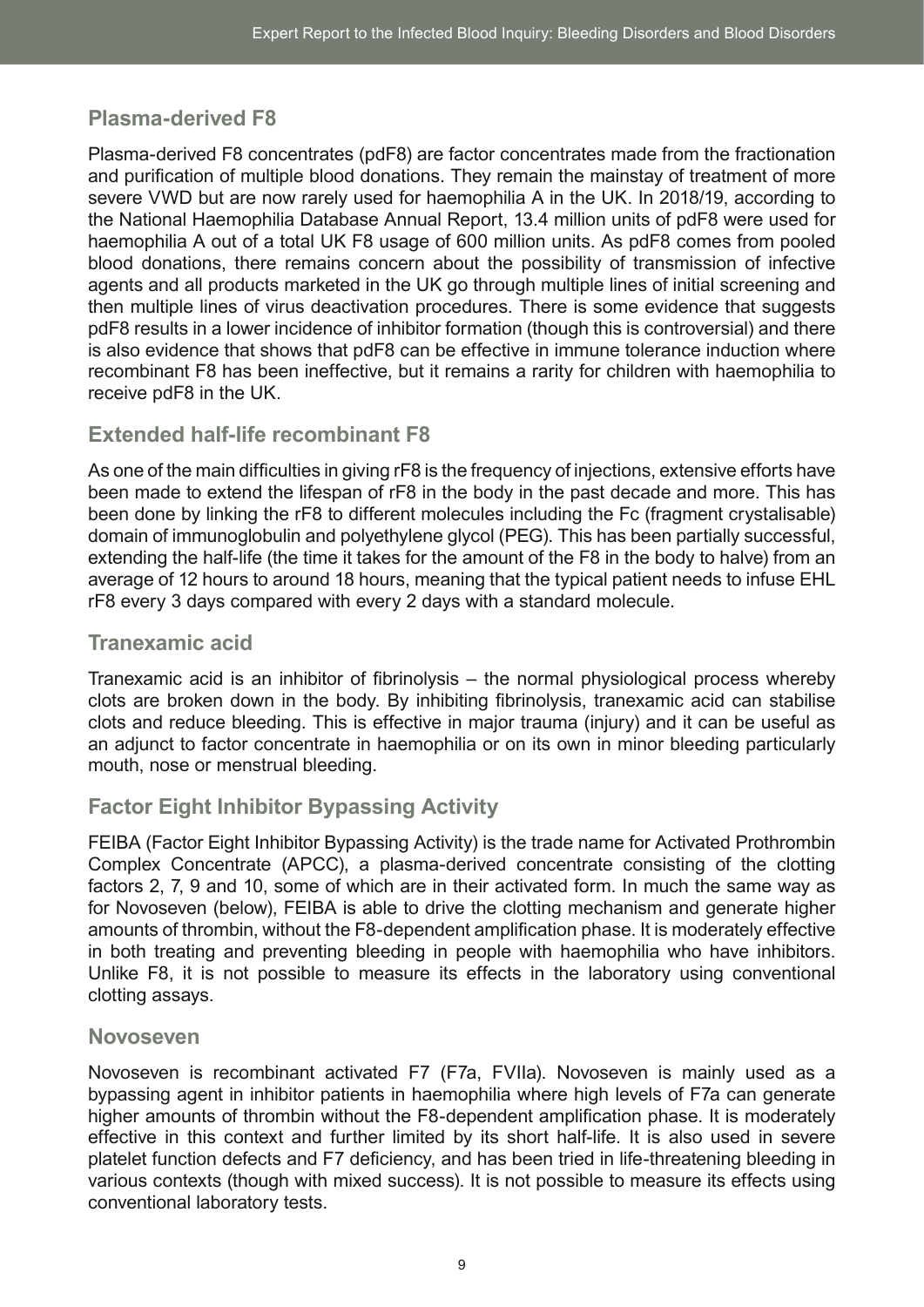## Plasma-derived F8

Plasma-derived F8 concentrates (pdF8) are factor concentrates made from the fractionation and purification of multiple blood donations. They remain the mainstay of treatment of more severe VWD but are now rarely used for haemophilia A in the UK. In 2018/19, according to the National Haemophilia Database Annual Report, 13.4 million units of pdF8 were used for haemophilia A out of a total UK F8 usage of 600 million units. As pdF8 comes from pooled blood donations, there remains concern about the possibility of transmission of infective agents and all products marketed in the UK go through multiple lines of initial screening and then multiple lines of virus deactivation procedures. There is some evidence that suggests pdF8 results in a lower incidence of inhibitor formation (though this is controversial) and there is also evidence that shows that pdF8 can be effective in immune tolerance induction where recombinant F8 has been ineffective, but it remains a rarity for children with haemophilia to receive pdF8 in the UK.

## Extended half-life recombinant F8

As one of the main difficulties in giving rF8 is the frequency of injections, extensive efforts have been made to extend the lifespan of rF8 in the body in the past decade and more. This has been done by linking the rF8 to different molecules including the Fc (fragment crystalisable) domain of immunoglobulin and polyethylene glycol (PEG). This has been partially successful, extending the half-life (the time it takes for the amount of the F8 in the body to halve) from an average of 12 hours to around 18 hours, meaning that the typical patient needs to infuse EHL rF8 every 3 days compared with every 2 days with a standard molecule.

## Tranexamic acid

Tranexamic acid is an inhibitor of fibrinolysis – the normal physiological process whereby clots are broken down in the body. By inhibiting fibrinolysis, tranexamic acid can stabilise clots and reduce bleeding. This is effective in major trauma (injury) and it can be useful as an adjunct to factor concentrate in haemophilia or on its own in minor bleeding particularly mouth, nose or menstrual bleeding.

## Factor Eight Inhibitor Bypassing Activity

FEIBA (Factor Eight Inhibitor Bypassing Activity) is the trade name for Activated Prothrombin Complex Concentrate (APCC), a plasma-derived concentrate consisting of the clotting factors 2, 7, 9 and 10, some of which are in their activated form. In much the same way as for Novoseven (below), FEIBA is able to drive the clotting mechanism and generate higher amounts of thrombin, without the F8-dependent amplification phase. It is moderately effective in both treating and preventing bleeding in people with haemophilia who have inhibitors. Unlike F8, it is not possible to measure its effects in the laboratory using conventional clotting assays.

## Novoseven

Novoseven is recombinant activated F7 (F7a, FVIIa). Novoseven is mainly used as a bypassing agent in inhibitor patients in haemophilia where high levels of F7a can generate higher amounts of thrombin without the F8-dependent amplification phase. It is moderately effective in this context and further limited by its short half-life. It is also used in severe platelet function defects and F7 deficiency, and has been tried in life-threatening bleeding in various contexts (though with mixed success). It is not possible to measure its effects using conventional laboratory tests.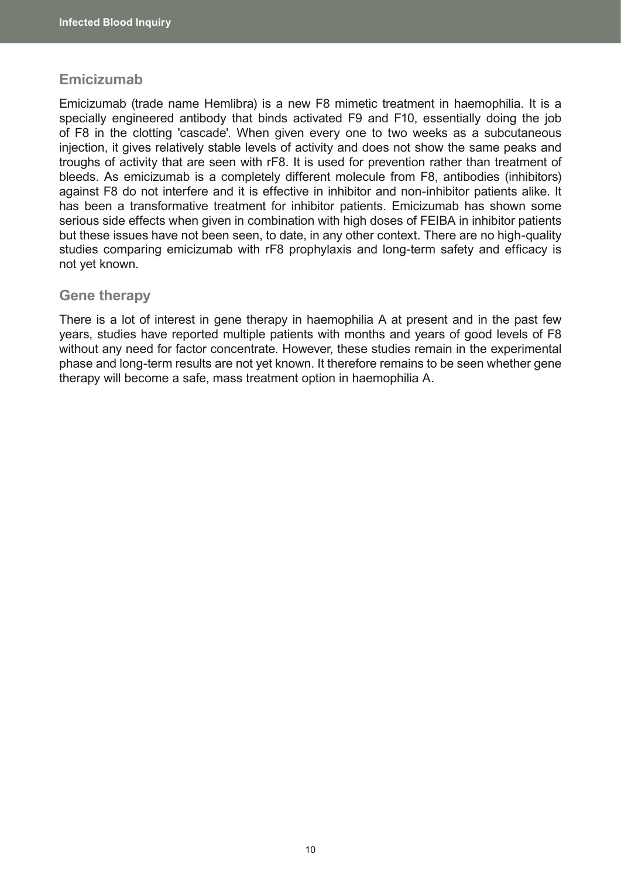## Emicizumab

Emicizumab (trade name Hemlibra) is a new F8 mimetic treatment in haemophilia. It is a specially engineered antibody that binds activated F9 and F10, essentially doing the job of F8 in the clotting 'cascade'. When given every one to two weeks as a subcutaneous injection, it gives relatively stable levels of activity and does not show the same peaks and troughs of activity that are seen with rF8. It is used for prevention rather than treatment of bleeds. As emicizumab is a completely different molecule from F8, antibodies (inhibitors) against F8 do not interfere and it is effective in inhibitor and non-inhibitor patients alike. It has been a transformative treatment for inhibitor patients. Emicizumab has shown some serious side effects when given in combination with high doses of FEIBA in inhibitor patients but these issues have not been seen, to date, in any other context. There are no high-quality studies comparing emicizumab with rF8 prophylaxis and long-term safety and efficacy is not yet known.

## Gene therapy

There is a lot of interest in gene therapy in haemophilia A at present and in the past few years, studies have reported multiple patients with months and years of good levels of F8 without any need for factor concentrate. However, these studies remain in the experimental phase and long-term results are not yet known. It therefore remains to be seen whether gene therapy will become a safe, mass treatment option in haemophilia A.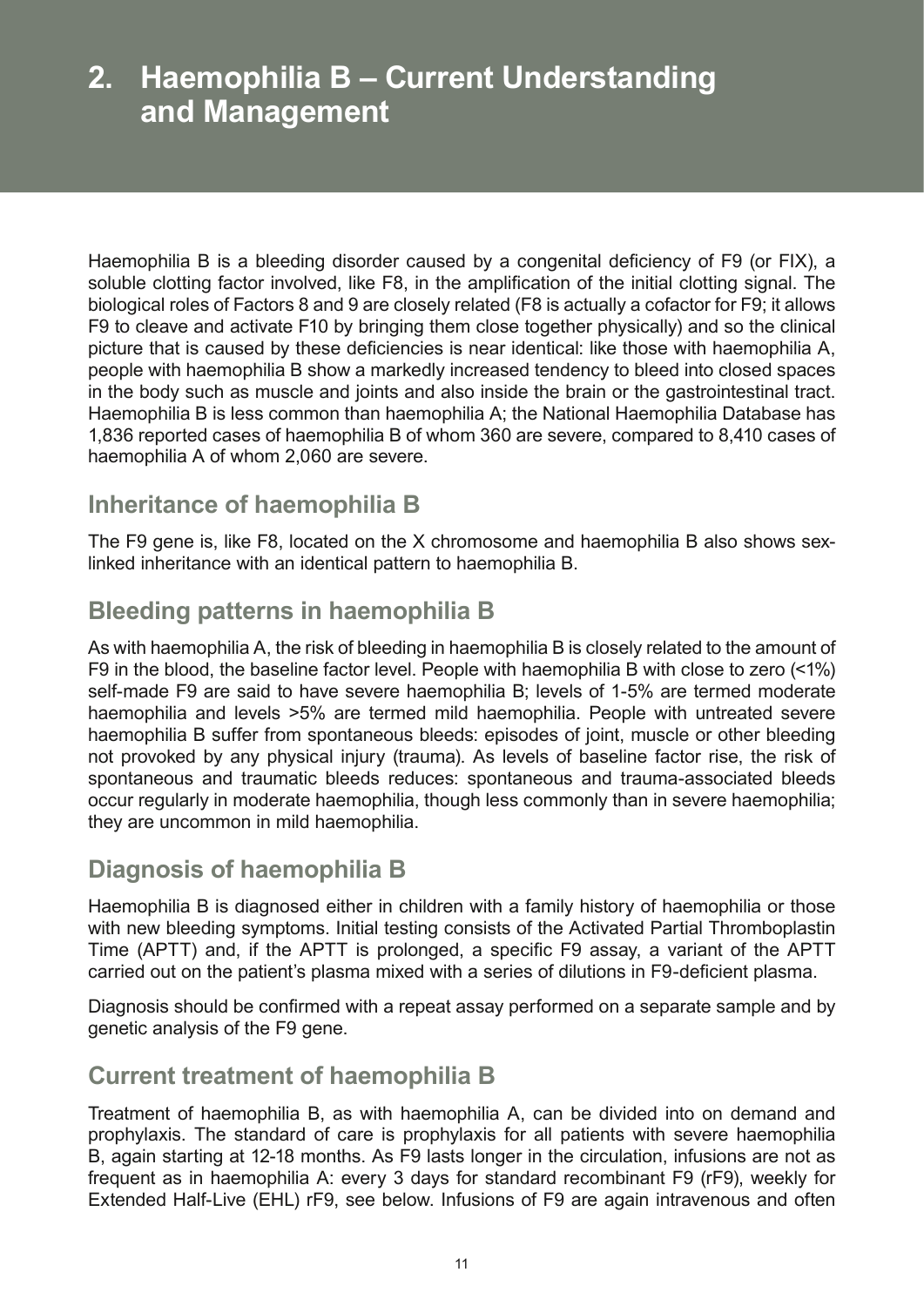# 2. Haemophilia B – Current Understanding and Management

Haemophilia B is a bleeding disorder caused by a congenital deficiency of F9 (or FIX), a soluble clotting factor involved, like F8, in the amplification of the initial clotting signal. The biological roles of Factors 8 and 9 are closely related (F8 is actually a cofactor for F9; it allows F9 to cleave and activate F10 by bringing them close together physically) and so the clinical picture that is caused by these deficiencies is near identical: like those with haemophilia A, people with haemophilia B show a markedly increased tendency to bleed into closed spaces in the body such as muscle and joints and also inside the brain or the gastrointestinal tract. Haemophilia B is less common than haemophilia A; the National Haemophilia Database has 1,836 reported cases of haemophilia B of whom 360 are severe, compared to 8,410 cases of haemophilia A of whom 2,060 are severe.

## Inheritance of haemophilia B

The F9 gene is, like F8, located on the X chromosome and haemophilia B also shows sex-linked inheritance with an identical pattern to haemophilia B.

## Bleeding patterns in haemophilia B

As with haemophilia A, the risk of bleeding in haemophilia B is closely related to the amount of F9 in the blood, the baseline factor level. People with haemophilia B with close to zero (<1%) self-made F9 are said to have severe haemophilia B; levels of 1-5% are termed moderate haemophilia and levels >5% are termed mild haemophilia. People with untreated severe haemophilia B suffer from spontaneous bleeds: episodes of joint, muscle or other bleeding not provoked by any physical injury (trauma). As levels of baseline factor rise, the risk of spontaneous and traumatic bleeds reduces: spontaneous and trauma-associated bleeds occur regularly in moderate haemophilia, though less commonly than in severe haemophilia; they are uncommon in mild haemophilia.

## Diagnosis of haemophilia B

Haemophilia B is diagnosed either in children with a family history of haemophilia or those with new bleeding symptoms. Initial testing consists of the Activated Partial Thromboplastin Time (APTT) and, if the APTT is prolonged, a specific F9 assay, a variant of the APTT carried out on the patient's plasma mixed with a series of dilutions in F9-deficient plasma.

Diagnosis should be confirmed with a repeat assay performed on a separate sample and by genetic analysis of the F9 gene.

## Current treatment of haemophilia B

Treatment of haemophilia B, as with haemophilia A, can be divided into on demand and prophylaxis. The standard of care is prophylaxis for all patients with severe haemophilia B, again starting at 12-18 months. As F9 lasts longer in the circulation, infusions are not as frequent as in haemophilia A: every 3 days for standard recombinant F9 (rF9), weekly for Extended Half-Live (EHL) rF9, see below. Infusions of F9 are again intravenous and often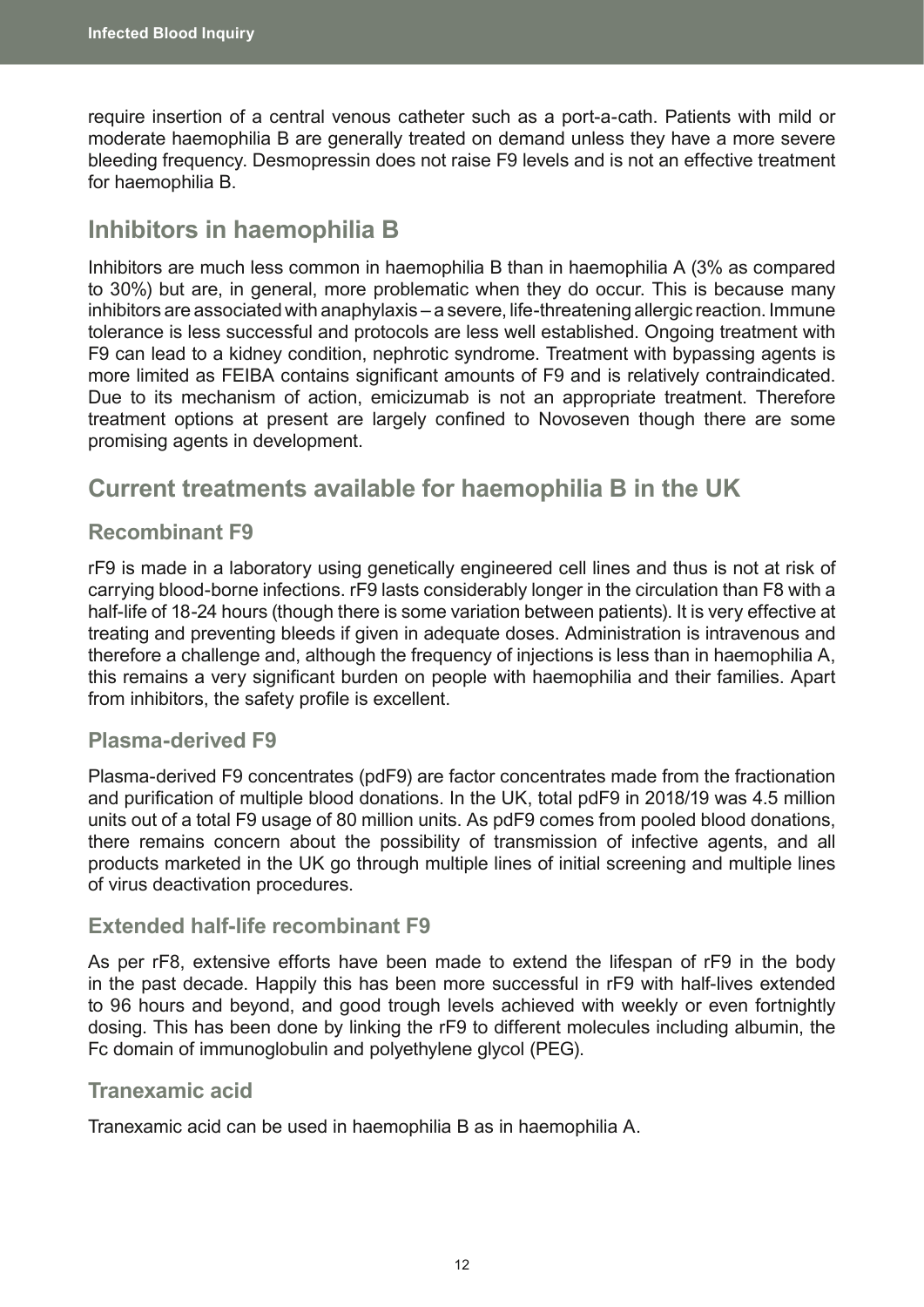require insertion of a central venous catheter such as a port-a-cath. Patients with mild or moderate haemophilia B are generally treated on demand unless they have a more severe bleeding frequency. Desmopressin does not raise F9 levels and is not an effective treatment for haemophilia B.

## Inhibitors in haemophilia B

Inhibitors are much less common in haemophilia B than in haemophilia A (3% as compared to 30%) but are, in general, more problematic when they do occur. This is because many inhibitors are associated with anaphylaxis – a severe, life-threatening allergic reaction. Immune tolerance is less successful and protocols are less well established. Ongoing treatment with F9 can lead to a kidney condition, nephrotic syndrome. Treatment with bypassing agents is more limited as FEIBA contains significant amounts of F9 and is relatively contraindicated. Due to its mechanism of action, emicizumab is not an appropriate treatment. Therefore treatment options at present are largely confined to Novoseven though there are some promising agents in development.

## Current treatments available for haemophilia B in the UK

### Recombinant F9

rF9 is made in a laboratory using genetically engineered cell lines and thus is not at risk of carrying blood-borne infections. rF9 lasts considerably longer in the circulation than F8 with a half-life of 18-24 hours (though there is some variation between patients). It is very effective at treating and preventing bleeds if given in adequate doses. Administration is intravenous and therefore a challenge and, although the frequency of injections is less than in haemophilia A, this remains a very significant burden on people with haemophilia and their families. Apart from inhibitors, the safety profile is excellent.

### Plasma-derived F9

Plasma-derived F9 concentrates (pdF9) are factor concentrates made from the fractionation and purification of multiple blood donations. In the UK, total pdF9 in 2018/19 was 4.5 million units out of a total F9 usage of 80 million units. As pdF9 comes from pooled blood donations, there remains concern about the possibility of transmission of infective agents, and all products marketed in the UK go through multiple lines of initial screening and multiple lines of virus deactivation procedures.

### Extended half-life recombinant F9

As per rF8, extensive efforts have been made to extend the lifespan of rF9 in the body in the past decade. Happily this has been more successful in rF9 with half-lives extended to 96 hours and beyond, and good trough levels achieved with weekly or even fortnightly dosing. This has been done by linking the rF9 to different molecules including albumin, the Fc domain of immunoglobulin and polyethylene glycol (PEG).

### Tranexamic acid

Tranexamic acid can be used in haemophilia B as in haemophilia A.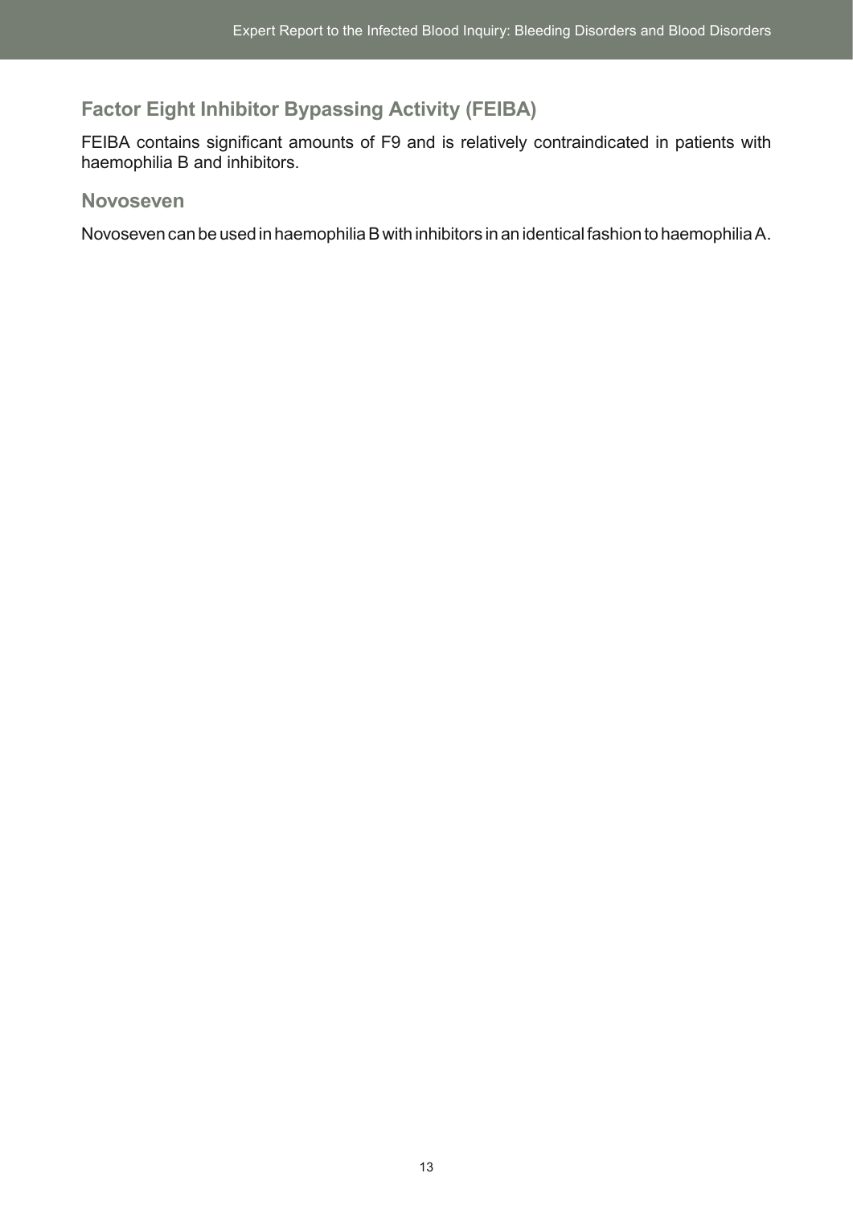### Factor Eight Inhibitor Bypassing Activity (FEIBA)

FEIBA contains significant amounts of F9 and is relatively contraindicated in patients with haemophilia B and inhibitors.

### Novoseven

Novoseven can be used in haemophilia B with inhibitors in an identical fashion to haemophilia A.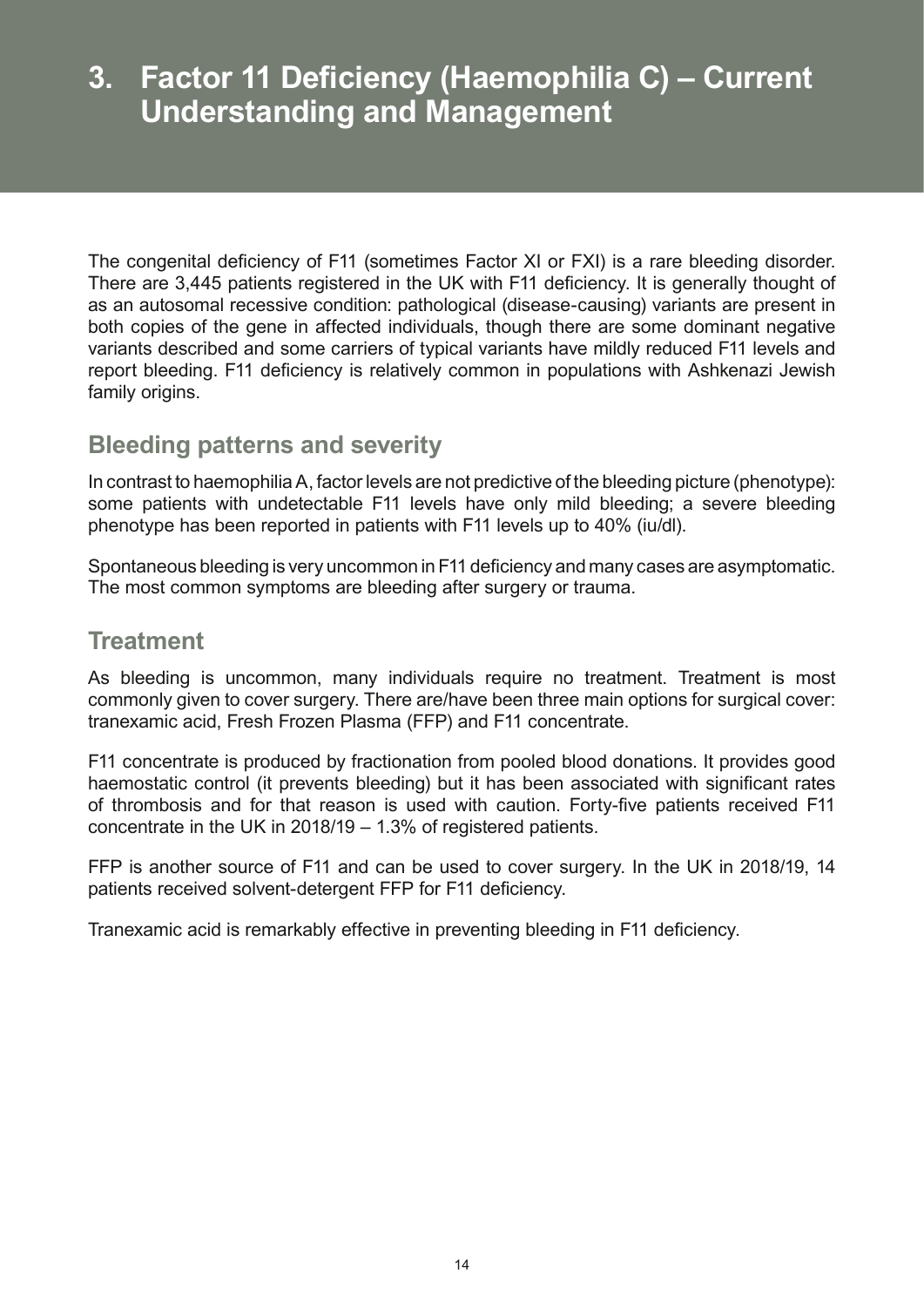# 3. Factor 11 Deficiency (Haemophilia C) – Current Understanding and Management

The congenital deficiency of F11 (sometimes Factor XI or FXI) is a rare bleeding disorder. There are 3,445 patients registered in the UK with F11 deficiency. It is generally thought of as an autosomal recessive condition: pathological (disease-causing) variants are present in both copies of the gene in affected individuals, though there are some dominant negative variants described and some carriers of typical variants have mildly reduced F11 levels and report bleeding. F11 deficiency is relatively common in populations with Ashkenazi Jewish family origins.

## Bleeding patterns and severity

In contrast to haemophilia A, factor levels are not predictive of the bleeding picture (phenotype): some patients with undetectable F11 levels have only mild bleeding; a severe bleeding phenotype has been reported in patients with F11 levels up to 40% (iu/dl).

Spontaneous bleeding is very uncommon in F11 deficiency and many cases are asymptomatic. The most common symptoms are bleeding after surgery or trauma.

## Treatment

As bleeding is uncommon, many individuals require no treatment. Treatment is most commonly given to cover surgery. There are/have been three main options for surgical cover: tranexamic acid, Fresh Frozen Plasma (FFP) and F11 concentrate.

F11 concentrate is produced by fractionation from pooled blood donations. It provides good haemostatic control (it prevents bleeding) but it has been associated with significant rates of thrombosis and for that reason is used with caution. Forty-five patients received F11 concentrate in the UK in 2018/19 – 1.3% of registered patients.

FFP is another source of F11 and can be used to cover surgery. In the UK in 2018/19, 14 patients received solvent-detergent FFP for F11 deficiency.

Tranexamic acid is remarkably effective in preventing bleeding in F11 deficiency.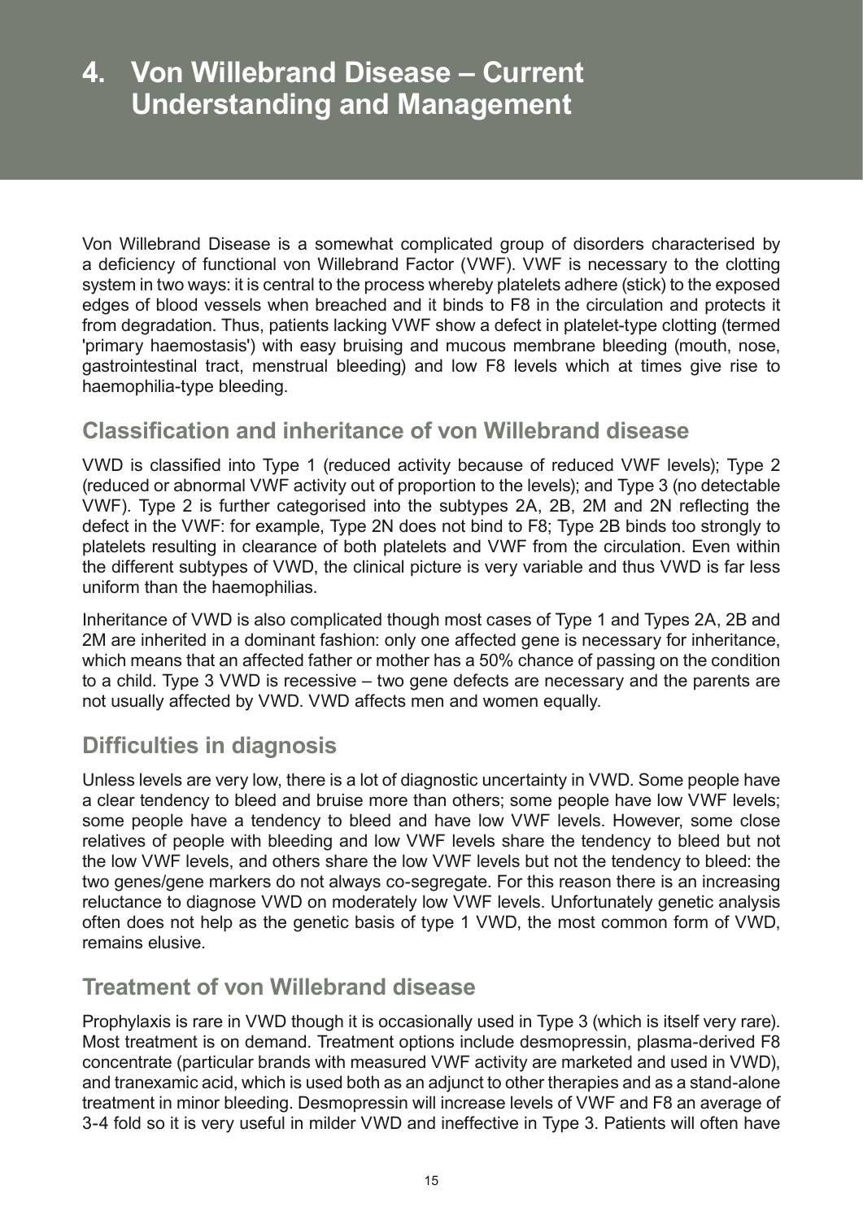# 4. Von Willebrand Disease – Current Understanding and Management

Von Willebrand Disease is a somewhat complicated group of disorders characterised by a deficiency of functional von Willebrand Factor (VWF). VWF is necessary to the clotting system in two ways: it is central to the process whereby platelets adhere (stick) to the exposed edges of blood vessels when breached and it binds to F8 in the circulation and protects it from degradation. Thus, patients lacking VWF show a defect in platelet-type clotting (termed 'primary haemostasis') with easy bruising and mucous membrane bleeding (mouth, nose, gastrointestinal tract, menstrual bleeding) and low F8 levels which at times give rise to haemophilia-type bleeding.

## Classification and inheritance of von Willebrand disease

VWD is classified into Type 1 (reduced activity because of reduced VWF levels); Type 2 (reduced or abnormal VWF activity out of proportion to the levels); and Type 3 (no detectable VWF). Type 2 is further categorised into the subtypes 2A, 2B, 2M and 2N reflecting the defect in the VWF: for example, Type 2N does not bind to F8; Type 2B binds too strongly to platelets resulting in clearance of both platelets and VWF from the circulation. Even within the different subtypes of VWD, the clinical picture is very variable and thus VWD is far less uniform than the haemophilias.

Inheritance of VWD is also complicated though most cases of Type 1 and Types 2A, 2B and 2M are inherited in a dominant fashion: only one affected gene is necessary for inheritance, which means that an affected father or mother has a 50% chance of passing on the condition to a child. Type 3 VWD is recessive – two gene defects are necessary and the parents are not usually affected by VWD. VWD affects men and women equally.

## Difficulties in diagnosis

Unless levels are very low, there is a lot of diagnostic uncertainty in VWD. Some people have a clear tendency to bleed and bruise more than others; some people have low VWF levels; some people have a tendency to bleed and have low VWF levels. However, some close relatives of people with bleeding and low VWF levels share the tendency to bleed but not the low VWF levels, and others share the low VWF levels but not the tendency to bleed: the two genes/gene markers do not always co-segregate. For this reason there is an increasing reluctance to diagnose VWD on moderately low VWF levels. Unfortunately genetic analysis often does not help as the genetic basis of type 1 VWD, the most common form of VWD, remains elusive.

## Treatment of von Willebrand disease

Prophylaxis is rare in VWD though it is occasionally used in Type 3 (which is itself very rare). Most treatment is on demand. Treatment options include desmopressin, plasma-derived F8 concentrate (particular brands with measured VWF activity are marketed and used in VWD), and tranexamic acid, which is used both as an adjunct to other therapies and as a stand-alone treatment in minor bleeding. Desmopressin will increase levels of VWF and F8 an average of 3-4 fold so it is very useful in milder VWD and ineffective in Type 3. Patients will often have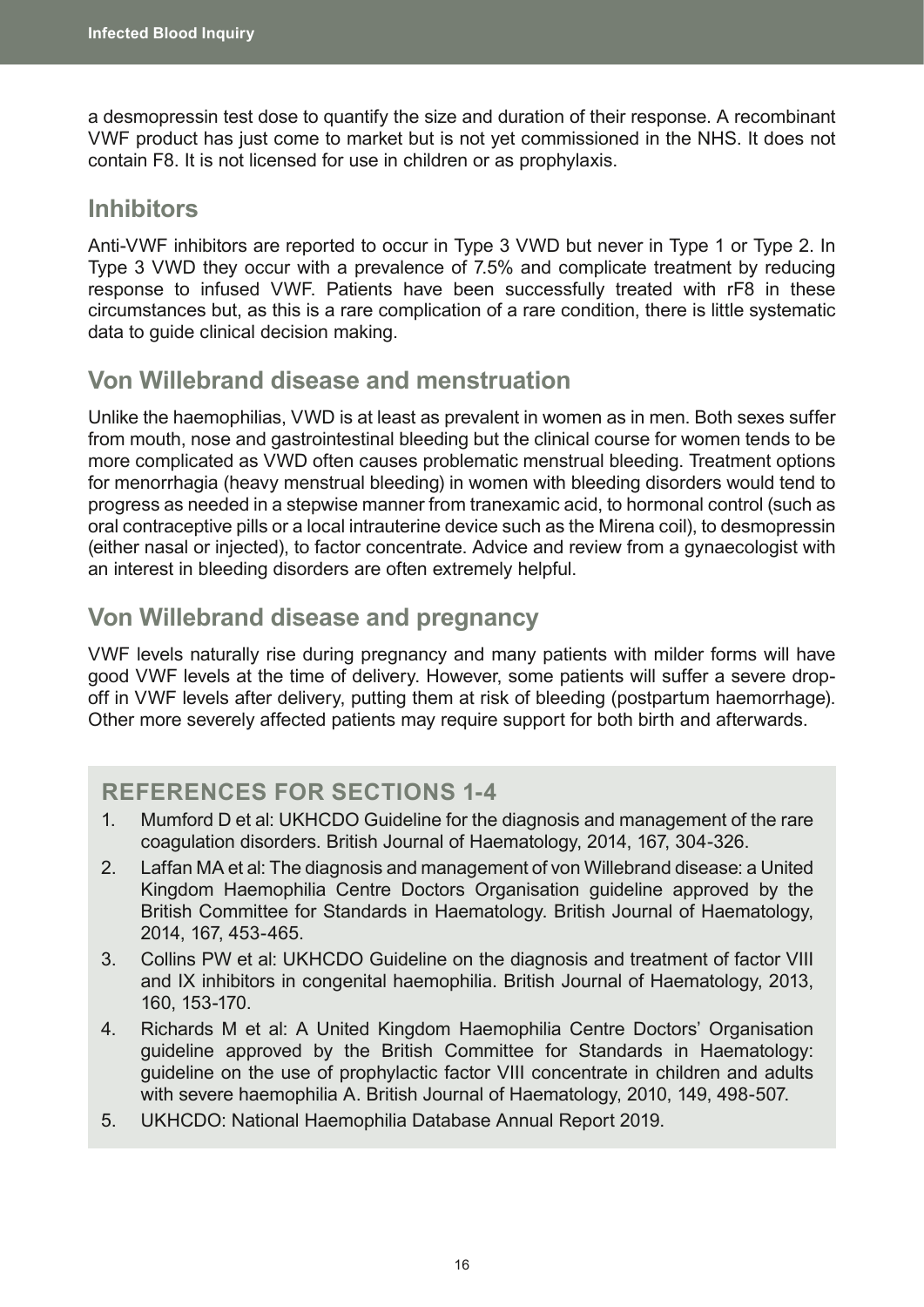a desmopressin test dose to quantify the size and duration of their response. A recombinant VWF product has just come to market but is not yet commissioned in the NHS. It does not contain F8. It is not licensed for use in children or as prophylaxis.

## Inhibitors

Anti-VWF inhibitors are reported to occur in Type 3 VWD but never in Type 1 or Type 2. In Type 3 VWD they occur with a prevalence of 7.5% and complicate treatment by reducing response to infused VWF. Patients have been successfully treated with rF8 in these circumstances but, as this is a rare complication of a rare condition, there is little systematic data to guide clinical decision making.

## Von Willebrand disease and menstruation

Unlike the haemophilias, VWD is at least as prevalent in women as in men. Both sexes suffer from mouth, nose and gastrointestinal bleeding but the clinical course for women tends to be more complicated as VWD often causes problematic menstrual bleeding. Treatment options for menorrhagia (heavy menstrual bleeding) in women with bleeding disorders would tend to progress as needed in a stepwise manner from tranexamic acid, to hormonal control (such as oral contraceptive pills or a local intrauterine device such as the Mirena coil), to desmopressin (either nasal or injected), to factor concentrate. Advice and review from a gynaecologist with an interest in bleeding disorders are often extremely helpful.

## Von Willebrand disease and pregnancy

VWF levels naturally rise during pregnancy and many patients with milder forms will have good VWF levels at the time of delivery. However, some patients will suffer a severe drop-off in VWF levels after delivery, putting them at risk of bleeding (postpartum haemorrhage). Other more severely affected patients may require support for both birth and afterwards.

### REFERENCES FOR SECTIONS 1-4

1. Mumford D et al: UKHCDO Guideline for the diagnosis and management of the rare coagulation disorders. British Journal of Haematology, 2014, 167, 304-326.
2. Laffan MA et al: The diagnosis and management of von Willebrand disease: a United Kingdom Haemophilia Centre Doctors Organisation guideline approved by the British Committee for Standards in Haematology. British Journal of Haematology, 2014, 167, 453-465.
3. Collins PW et al: UKHCDO Guideline on the diagnosis and treatment of factor VIII and IX inhibitors in congenital haemophilia. British Journal of Haematology, 2013, 160, 153-170.
4. Richards M et al: A United Kingdom Haemophilia Centre Doctors' Organisation guideline approved by the British Committee for Standards in Haematology: guideline on the use of prophylactic factor VIII concentrate in children and adults with severe haemophilia A. British Journal of Haematology, 2010, 149, 498-507.
5. UKHCDO: National Haemophilia Database Annual Report 2019.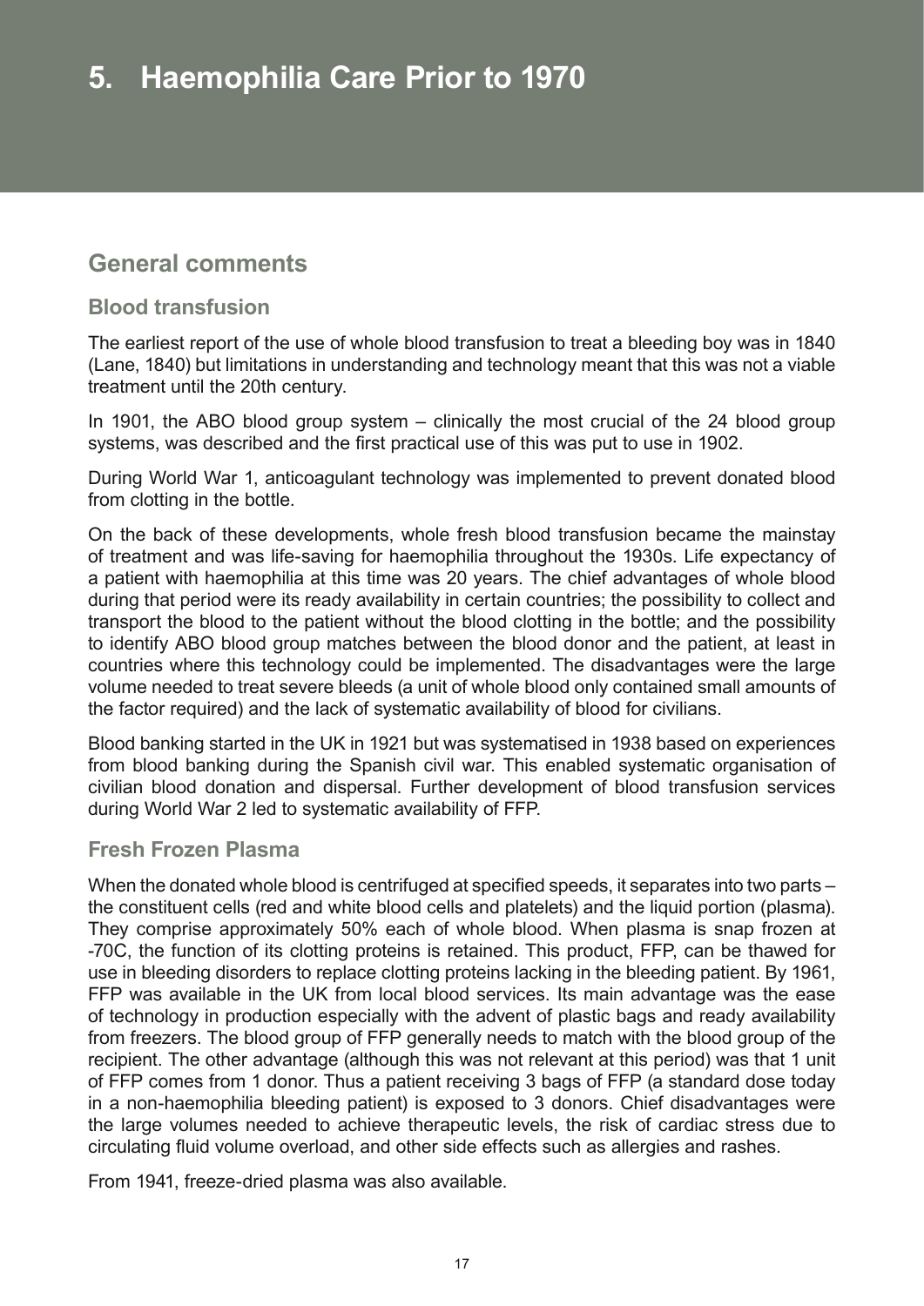# 5. Haemophilia Care Prior to 1970

## General comments

### Blood transfusion

The earliest report of the use of whole blood transfusion to treat a bleeding boy was in 1840 (Lane, 1840) but limitations in understanding and technology meant that this was not a viable treatment until the 20th century.

In 1901, the ABO blood group system – clinically the most crucial of the 24 blood group systems, was described and the first practical use of this was put to use in 1902.

During World War 1, anticoagulant technology was implemented to prevent donated blood from clotting in the bottle.

On the back of these developments, whole fresh blood transfusion became the mainstay of treatment and was life-saving for haemophilia throughout the 1930s. Life expectancy of a patient with haemophilia at this time was 20 years. The chief advantages of whole blood during that period were its ready availability in certain countries; the possibility to collect and transport the blood to the patient without the blood clotting in the bottle; and the possibility to identify ABO blood group matches between the blood donor and the patient, at least in countries where this technology could be implemented. The disadvantages were the large volume needed to treat severe bleeds (a unit of whole blood only contained small amounts of the factor required) and the lack of systematic availability of blood for civilians.

Blood banking started in the UK in 1921 but was systematised in 1938 based on experiences from blood banking during the Spanish civil war. This enabled systematic organisation of civilian blood donation and dispersal. Further development of blood transfusion services during World War 2 led to systematic availability of FFP.

### Fresh Frozen Plasma

When the donated whole blood is centrifuged at specified speeds, it separates into two parts – the constituent cells (red and white blood cells and platelets) and the liquid portion (plasma). They comprise approximately 50% each of whole blood. When plasma is snap frozen at -70C, the function of its clotting proteins is retained. This product, FFP, can be thawed for use in bleeding disorders to replace clotting proteins lacking in the bleeding patient. By 1961, FFP was available in the UK from local blood services. Its main advantage was the ease of technology in production especially with the advent of plastic bags and ready availability from freezers. The blood group of FFP generally needs to match with the blood group of the recipient. The other advantage (although this was not relevant at this period) was that 1 unit of FFP comes from 1 donor. Thus a patient receiving 3 bags of FFP (a standard dose today in a non-haemophilia bleeding patient) is exposed to 3 donors. Chief disadvantages were the large volumes needed to achieve therapeutic levels, the risk of cardiac stress due to circulating fluid volume overload, and other side effects such as allergies and rashes.

From 1941, freeze-dried plasma was also available.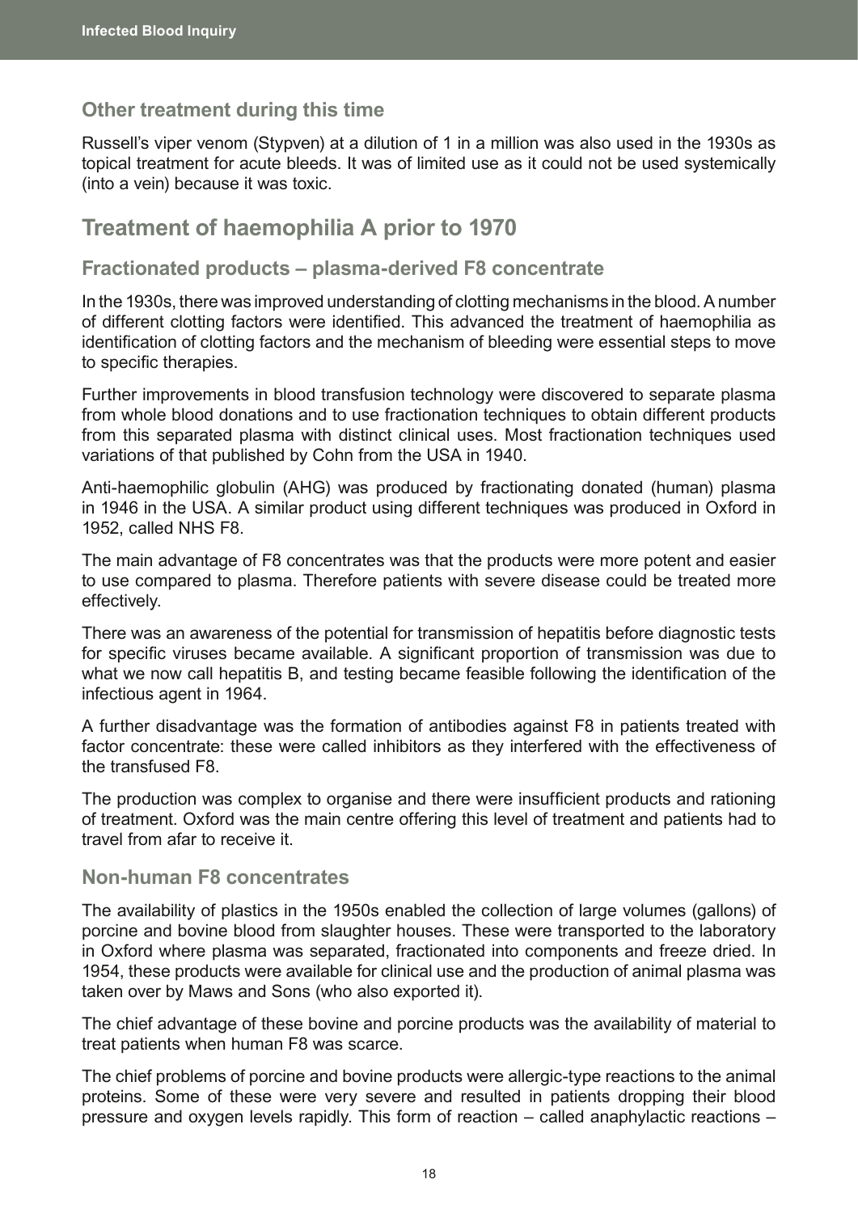### Other treatment during this time

Russell's viper venom (Stypven) at a dilution of 1 in a million was also used in the 1930s as topical treatment for acute bleeds. It was of limited use as it could not be used systemically (into a vein) because it was toxic.

## Treatment of haemophilia A prior to 1970

### Fractionated products – plasma-derived F8 concentrate

In the 1930s, there was improved understanding of clotting mechanisms in the blood. A number of different clotting factors were identified. This advanced the treatment of haemophilia as identification of clotting factors and the mechanism of bleeding were essential steps to move to specific therapies.

Further improvements in blood transfusion technology were discovered to separate plasma from whole blood donations and to use fractionation techniques to obtain different products from this separated plasma with distinct clinical uses. Most fractionation techniques used variations of that published by Cohn from the USA in 1940.

Anti-haemophilic globulin (AHG) was produced by fractionating donated (human) plasma in 1946 in the USA. A similar product using different techniques was produced in Oxford in 1952, called NHS F8.

The main advantage of F8 concentrates was that the products were more potent and easier to use compared to plasma. Therefore patients with severe disease could be treated more effectively.

There was an awareness of the potential for transmission of hepatitis before diagnostic tests for specific viruses became available. A significant proportion of transmission was due to what we now call hepatitis B, and testing became feasible following the identification of the infectious agent in 1964.

A further disadvantage was the formation of antibodies against F8 in patients treated with factor concentrate: these were called inhibitors as they interfered with the effectiveness of the transfused F8.

The production was complex to organise and there were insufficient products and rationing of treatment. Oxford was the main centre offering this level of treatment and patients had to travel from afar to receive it.

### Non-human F8 concentrates

The availability of plastics in the 1950s enabled the collection of large volumes (gallons) of porcine and bovine blood from slaughter houses. These were transported to the laboratory in Oxford where plasma was separated, fractionated into components and freeze dried. In 1954, these products were available for clinical use and the production of animal plasma was taken over by Maws and Sons (who also exported it).

The chief advantage of these bovine and porcine products was the availability of material to treat patients when human F8 was scarce.

The chief problems of porcine and bovine products were allergic-type reactions to the animal proteins. Some of these were very severe and resulted in patients dropping their blood pressure and oxygen levels rapidly. This form of reaction – called anaphylactic reactions –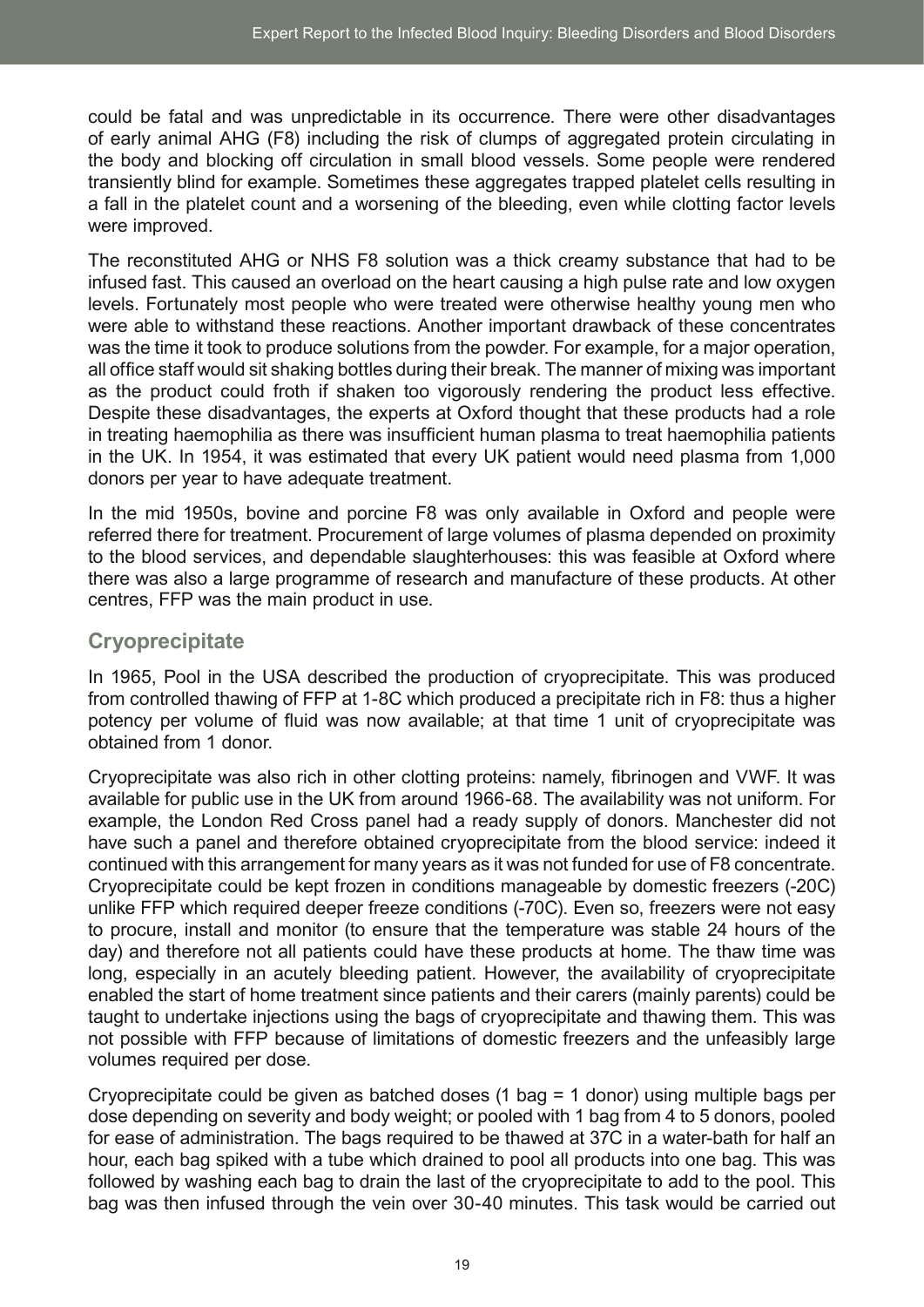could be fatal and was unpredictable in its occurrence. There were other disadvantages of early animal AHG (F8) including the risk of clumps of aggregated protein circulating in the body and blocking off circulation in small blood vessels. Some people were rendered transiently blind for example. Sometimes these aggregates trapped platelet cells resulting in a fall in the platelet count and a worsening of the bleeding, even while clotting factor levels were improved.

The reconstituted AHG or NHS F8 solution was a thick creamy substance that had to be infused fast. This caused an overload on the heart causing a high pulse rate and low oxygen levels. Fortunately most people who were treated were otherwise healthy young men who were able to withstand these reactions. Another important drawback of these concentrates was the time it took to produce solutions from the powder. For example, for a major operation, all office staff would sit shaking bottles during their break. The manner of mixing was important as the product could froth if shaken too vigorously rendering the product less effective. Despite these disadvantages, the experts at Oxford thought that these products had a role in treating haemophilia as there was insufficient human plasma to treat haemophilia patients in the UK. In 1954, it was estimated that every UK patient would need plasma from 1,000 donors per year to have adequate treatment.

In the mid 1950s, bovine and porcine F8 was only available in Oxford and people were referred there for treatment. Procurement of large volumes of plasma depended on proximity to the blood services, and dependable slaughterhouses: this was feasible at Oxford where there was also a large programme of research and manufacture of these products. At other centres, FFP was the main product in use.

## Cryoprecipitate

In 1965, Pool in the USA described the production of cryoprecipitate. This was produced from controlled thawing of FFP at 1-8C which produced a precipitate rich in F8: thus a higher potency per volume of fluid was now available; at that time 1 unit of cryoprecipitate was obtained from 1 donor.

Cryoprecipitate was also rich in other clotting proteins: namely, fibrinogen and VWF. It was available for public use in the UK from around 1966-68. The availability was not uniform. For example, the London Red Cross panel had a ready supply of donors. Manchester did not have such a panel and therefore obtained cryoprecipitate from the blood service: indeed it continued with this arrangement for many years as it was not funded for use of F8 concentrate. Cryoprecipitate could be kept frozen in conditions manageable by domestic freezers (-20C) unlike FFP which required deeper freeze conditions (-70C). Even so, freezers were not easy to procure, install and monitor (to ensure that the temperature was stable 24 hours of the day) and therefore not all patients could have these products at home. The thaw time was long, especially in an acutely bleeding patient. However, the availability of cryoprecipitate enabled the start of home treatment since patients and their carers (mainly parents) could be taught to undertake injections using the bags of cryoprecipitate and thawing them. This was not possible with FFP because of limitations of domestic freezers and the unfeasibly large volumes required per dose.

Cryoprecipitate could be given as batched doses (1 bag = 1 donor) using multiple bags per dose depending on severity and body weight; or pooled with 1 bag from 4 to 5 donors, pooled for ease of administration. The bags required to be thawed at 37C in a water-bath for half an hour, each bag spiked with a tube which drained to pool all products into one bag. This was followed by washing each bag to drain the last of the cryoprecipitate to add to the pool. This bag was then infused through the vein over 30-40 minutes. This task would be carried out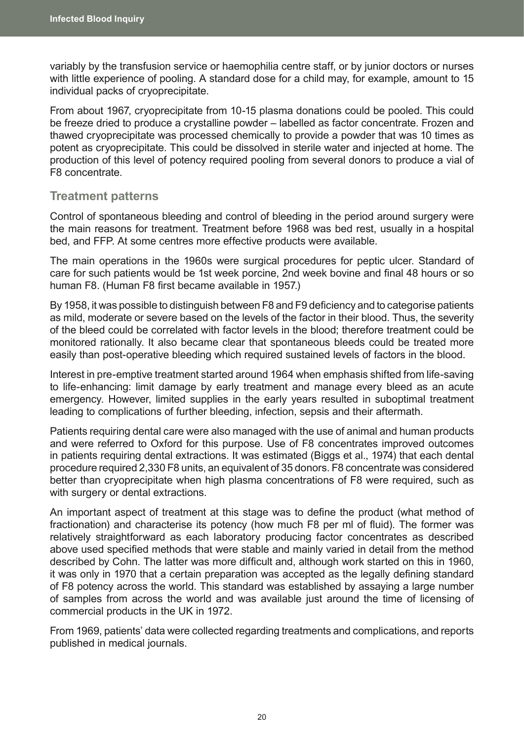variably by the transfusion service or haemophilia centre staff, or by junior doctors or nurses with little experience of pooling. A standard dose for a child may, for example, amount to 15 individual packs of cryoprecipitate.

From about 1967, cryoprecipitate from 10-15 plasma donations could be pooled. This could be freeze dried to produce a crystalline powder – labelled as factor concentrate. Frozen and thawed cryoprecipitate was processed chemically to provide a powder that was 10 times as potent as cryoprecipitate. This could be dissolved in sterile water and injected at home. The production of this level of potency required pooling from several donors to produce a vial of F8 concentrate.

## Treatment patterns

Control of spontaneous bleeding and control of bleeding in the period around surgery were the main reasons for treatment. Treatment before 1968 was bed rest, usually in a hospital bed, and FFP. At some centres more effective products were available.

The main operations in the 1960s were surgical procedures for peptic ulcer. Standard of care for such patients would be 1st week porcine, 2nd week bovine and final 48 hours or so human F8. (Human F8 first became available in 1957.)

By 1958, it was possible to distinguish between F8 and F9 deficiency and to categorise patients as mild, moderate or severe based on the levels of the factor in their blood. Thus, the severity of the bleed could be correlated with factor levels in the blood; therefore treatment could be monitored rationally. It also became clear that spontaneous bleeds could be treated more easily than post-operative bleeding which required sustained levels of factors in the blood.

Interest in pre-emptive treatment started around 1964 when emphasis shifted from life-saving to life-enhancing: limit damage by early treatment and manage every bleed as an acute emergency. However, limited supplies in the early years resulted in suboptimal treatment leading to complications of further bleeding, infection, sepsis and their aftermath.

Patients requiring dental care were also managed with the use of animal and human products and were referred to Oxford for this purpose. Use of F8 concentrates improved outcomes in patients requiring dental extractions. It was estimated (Biggs et al., 1974) that each dental procedure required 2,330 F8 units, an equivalent of 35 donors. F8 concentrate was considered better than cryoprecipitate when high plasma concentrations of F8 were required, such as with surgery or dental extractions.

An important aspect of treatment at this stage was to define the product (what method of fractionation) and characterise its potency (how much F8 per ml of fluid). The former was relatively straightforward as each laboratory producing factor concentrates as described above used specified methods that were stable and mainly varied in detail from the method described by Cohn. The latter was more difficult and, although work started on this in 1960, it was only in 1970 that a certain preparation was accepted as the legally defining standard of F8 potency across the world. This standard was established by assaying a large number of samples from across the world and was available just around the time of licensing of commercial products in the UK in 1972.

From 1969, patients' data were collected regarding treatments and complications, and reports published in medical journals.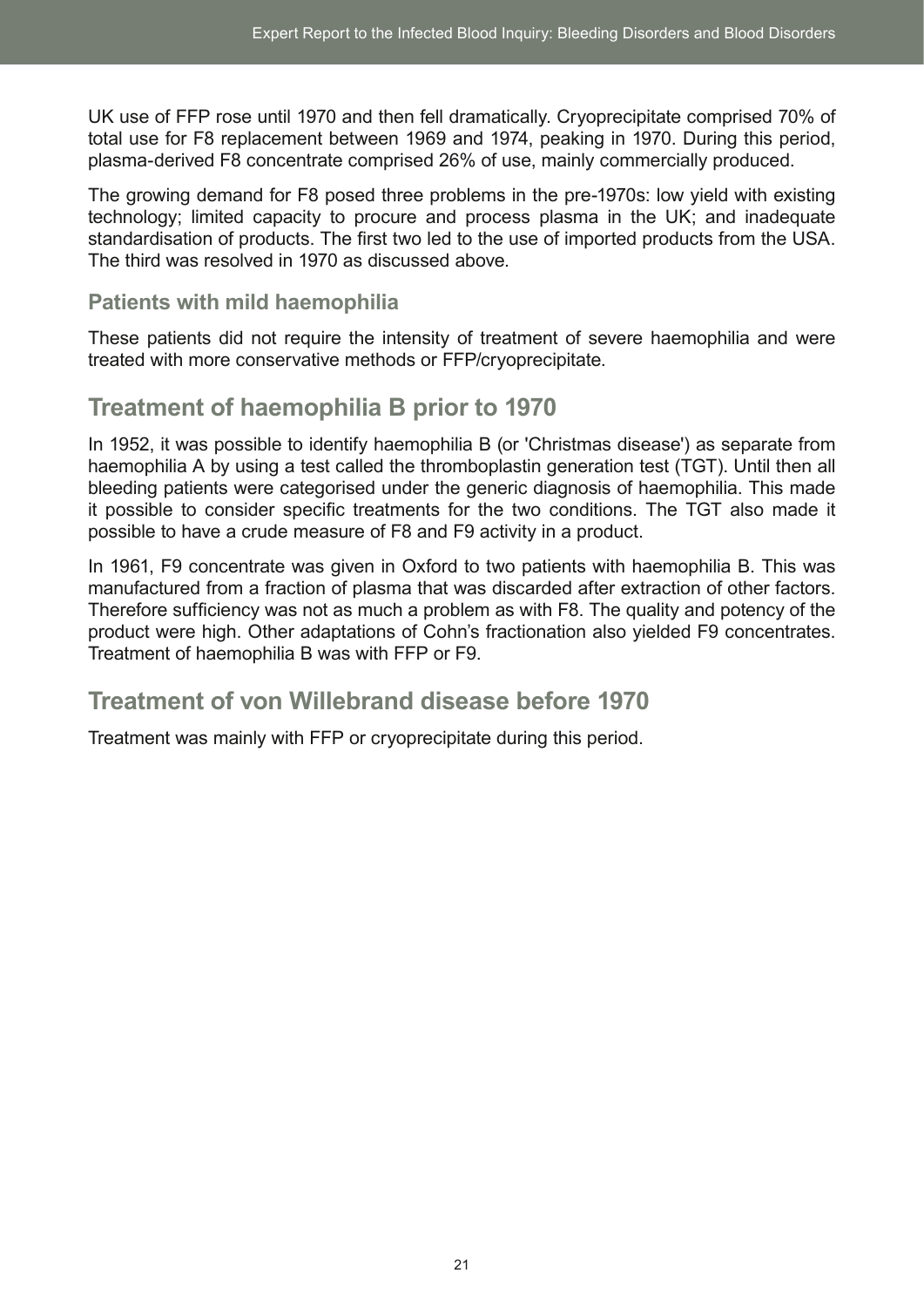UK use of FFP rose until 1970 and then fell dramatically. Cryoprecipitate comprised 70% of total use for F8 replacement between 1969 and 1974, peaking in 1970. During this period, plasma-derived F8 concentrate comprised 26% of use, mainly commercially produced.

The growing demand for F8 posed three problems in the pre-1970s: low yield with existing technology; limited capacity to procure and process plasma in the UK; and inadequate standardisation of products. The first two led to the use of imported products from the USA. The third was resolved in 1970 as discussed above.

### Patients with mild haemophilia

These patients did not require the intensity of treatment of severe haemophilia and were treated with more conservative methods or FFP/cryoprecipitate.

## Treatment of haemophilia B prior to 1970

In 1952, it was possible to identify haemophilia B (or 'Christmas disease') as separate from haemophilia A by using a test called the thromboplastin generation test (TGT). Until then all bleeding patients were categorised under the generic diagnosis of haemophilia. This made it possible to consider specific treatments for the two conditions. The TGT also made it possible to have a crude measure of F8 and F9 activity in a product.

In 1961, F9 concentrate was given in Oxford to two patients with haemophilia B. This was manufactured from a fraction of plasma that was discarded after extraction of other factors. Therefore sufficiency was not as much a problem as with F8. The quality and potency of the product were high. Other adaptations of Cohn's fractionation also yielded F9 concentrates. Treatment of haemophilia B was with FFP or F9.

## Treatment of von Willebrand disease before 1970

Treatment was mainly with FFP or cryoprecipitate during this period.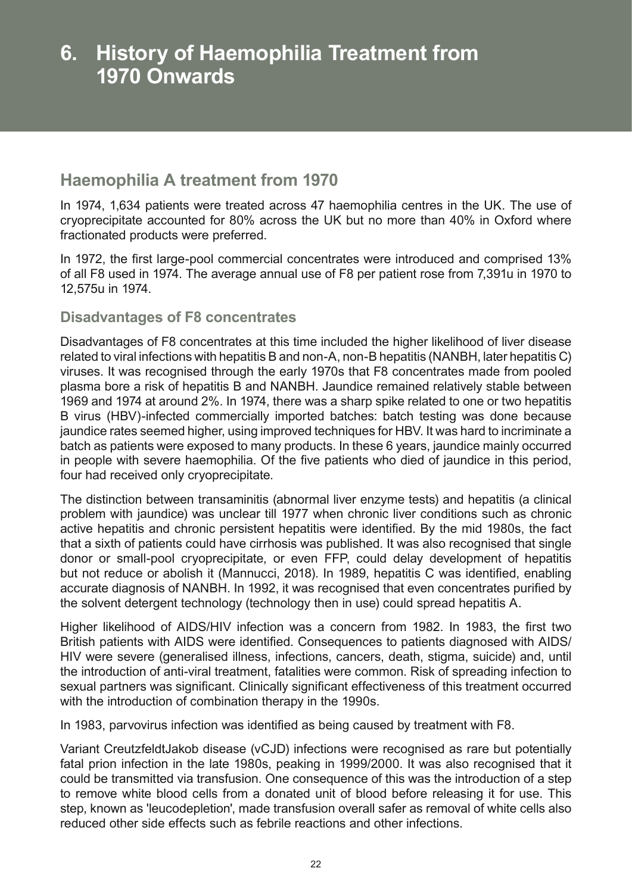# 6. History of Haemophilia Treatment from 1970 Onwards

## Haemophilia A treatment from 1970

In 1974, 1,634 patients were treated across 47 haemophilia centres in the UK. The use of cryoprecipitate accounted for 80% across the UK but no more than 40% in Oxford where fractionated products were preferred.

In 1972, the first large-pool commercial concentrates were introduced and comprised 13% of all F8 used in 1974. The average annual use of F8 per patient rose from 7,391u in 1970 to 12,575u in 1974.

### Disadvantages of F8 concentrates

Disadvantages of F8 concentrates at this time included the higher likelihood of liver disease related to viral infections with hepatitis B and non-A, non-B hepatitis (NANBH, later hepatitis C) viruses. It was recognised through the early 1970s that F8 concentrates made from pooled plasma bore a risk of hepatitis B and NANBH. Jaundice remained relatively stable between 1969 and 1974 at around 2%. In 1974, there was a sharp spike related to one or two hepatitis B virus (HBV)-infected commercially imported batches: batch testing was done because jaundice rates seemed higher, using improved techniques for HBV. It was hard to incriminate a batch as patients were exposed to many products. In these 6 years, jaundice mainly occurred in people with severe haemophilia. Of the five patients who died of jaundice in this period, four had received only cryoprecipitate.

The distinction between transaminitis (abnormal liver enzyme tests) and hepatitis (a clinical problem with jaundice) was unclear till 1977 when chronic liver conditions such as chronic active hepatitis and chronic persistent hepatitis were identified. By the mid 1980s, the fact that a sixth of patients could have cirrhosis was published. It was also recognised that single donor or small-pool cryoprecipitate, or even FFP, could delay development of hepatitis but not reduce or abolish it (Mannucci, 2018). In 1989, hepatitis C was identified, enabling accurate diagnosis of NANBH. In 1992, it was recognised that even concentrates purified by the solvent detergent technology (technology then in use) could spread hepatitis A.

Higher likelihood of AIDS/HIV infection was a concern from 1982. In 1983, the first two British patients with AIDS were identified. Consequences to patients diagnosed with AIDS/HIV were severe (generalised illness, infections, cancers, death, stigma, suicide) and, until the introduction of anti-viral treatment, fatalities were common. Risk of spreading infection to sexual partners was significant. Clinically significant effectiveness of this treatment occurred with the introduction of combination therapy in the 1990s.

In 1983, parvovirus infection was identified as being caused by treatment with F8.

Variant CreutzfeldtJakob disease (vCJD) infections were recognised as rare but potentially fatal prion infection in the late 1980s, peaking in 1999/2000. It was also recognised that it could be transmitted via transfusion. One consequence of this was the introduction of a step to remove white blood cells from a donated unit of blood before releasing it for use. This step, known as 'leucodepletion', made transfusion overall safer as removal of white cells also reduced other side effects such as febrile reactions and other infections.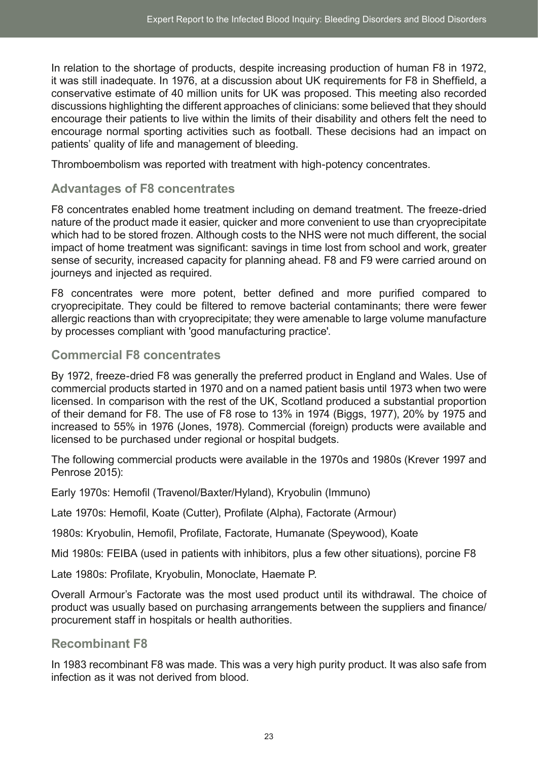In relation to the shortage of products, despite increasing production of human F8 in 1972, it was still inadequate. In 1976, at a discussion about UK requirements for F8 in Sheffield, a conservative estimate of 40 million units for UK was proposed. This meeting also recorded discussions highlighting the different approaches of clinicians: some believed that they should encourage their patients to live within the limits of their disability and others felt the need to encourage normal sporting activities such as football. These decisions had an impact on patients' quality of life and management of bleeding.

Thromboembolism was reported with treatment with high-potency concentrates.

## Advantages of F8 concentrates

F8 concentrates enabled home treatment including on demand treatment. The freeze-dried nature of the product made it easier, quicker and more convenient to use than cryoprecipitate which had to be stored frozen. Although costs to the NHS were not much different, the social impact of home treatment was significant: savings in time lost from school and work, greater sense of security, increased capacity for planning ahead. F8 and F9 were carried around on journeys and injected as required.

F8 concentrates were more potent, better defined and more purified compared to cryoprecipitate. They could be filtered to remove bacterial contaminants; there were fewer allergic reactions than with cryoprecipitate; they were amenable to large volume manufacture by processes compliant with 'good manufacturing practice'.

## Commercial F8 concentrates

By 1972, freeze-dried F8 was generally the preferred product in England and Wales. Use of commercial products started in 1970 and on a named patient basis until 1973 when two were licensed. In comparison with the rest of the UK, Scotland produced a substantial proportion of their demand for F8. The use of F8 rose to 13% in 1974 (Biggs, 1977), 20% by 1975 and increased to 55% in 1976 (Jones, 1978). Commercial (foreign) products were available and licensed to be purchased under regional or hospital budgets.

The following commercial products were available in the 1970s and 1980s (Krever 1997 and Penrose 2015):

Early 1970s: Hemofil (Travenol/Baxter/Hyland), Kryobulin (Immuno)

Late 1970s: Hemofil, Koate (Cutter), Profilate (Alpha), Factorate (Armour)

1980s: Kryobulin, Hemofil, Profilate, Factorate, Humanate (Speywood), Koate

Mid 1980s: FEIBA (used in patients with inhibitors, plus a few other situations), porcine F8

Late 1980s: Profilate, Kryobulin, Monoclate, Haemate P.

Overall Armour's Factorate was the most used product until its withdrawal. The choice of product was usually based on purchasing arrangements between the suppliers and finance/ procurement staff in hospitals or health authorities.

## Recombinant F8

In 1983 recombinant F8 was made. This was a very high purity product. It was also safe from infection as it was not derived from blood.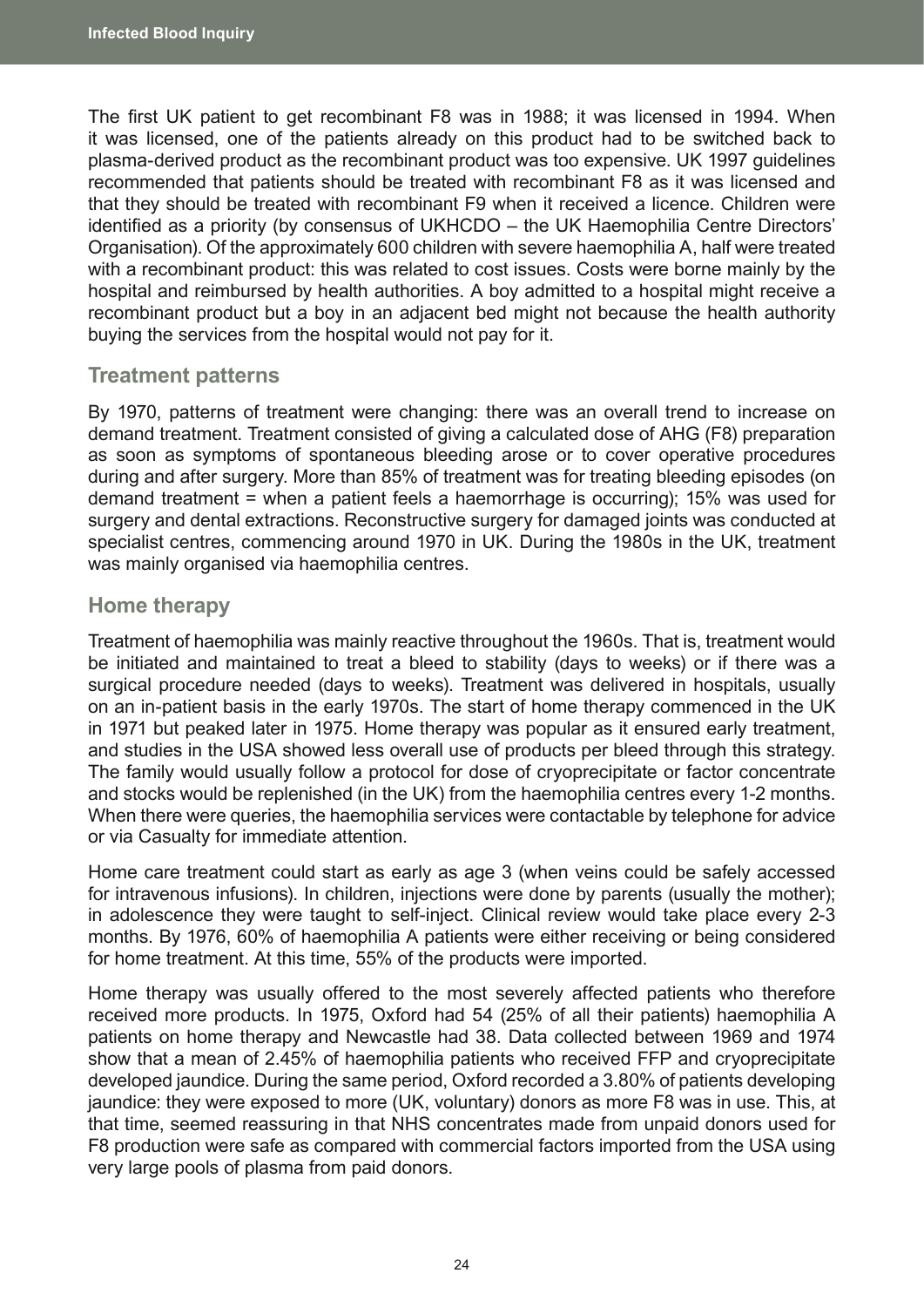The first UK patient to get recombinant F8 was in 1988; it was licensed in 1994. When it was licensed, one of the patients already on this product had to be switched back to plasma-derived product as the recombinant product was too expensive. UK 1997 guidelines recommended that patients should be treated with recombinant F8 as it was licensed and that they should be treated with recombinant F9 when it received a licence. Children were identified as a priority (by consensus of UKHCDO – the UK Haemophilia Centre Directors' Organisation). Of the approximately 600 children with severe haemophilia A, half were treated with a recombinant product: this was related to cost issues. Costs were borne mainly by the hospital and reimbursed by health authorities. A boy admitted to a hospital might receive a recombinant product but a boy in an adjacent bed might not because the health authority buying the services from the hospital would not pay for it.

## Treatment patterns

By 1970, patterns of treatment were changing: there was an overall trend to increase on demand treatment. Treatment consisted of giving a calculated dose of AHG (F8) preparation as soon as symptoms of spontaneous bleeding arose or to cover operative procedures during and after surgery. More than 85% of treatment was for treating bleeding episodes (on demand treatment = when a patient feels a haemorrhage is occurring); 15% was used for surgery and dental extractions. Reconstructive surgery for damaged joints was conducted at specialist centres, commencing around 1970 in UK. During the 1980s in the UK, treatment was mainly organised via haemophilia centres.

## Home therapy

Treatment of haemophilia was mainly reactive throughout the 1960s. That is, treatment would be initiated and maintained to treat a bleed to stability (days to weeks) or if there was a surgical procedure needed (days to weeks). Treatment was delivered in hospitals, usually on an in-patient basis in the early 1970s. The start of home therapy commenced in the UK in 1971 but peaked later in 1975. Home therapy was popular as it ensured early treatment, and studies in the USA showed less overall use of products per bleed through this strategy. The family would usually follow a protocol for dose of cryoprecipitate or factor concentrate and stocks would be replenished (in the UK) from the haemophilia centres every 1-2 months. When there were queries, the haemophilia services were contactable by telephone for advice or via Casualty for immediate attention.

Home care treatment could start as early as age 3 (when veins could be safely accessed for intravenous infusions). In children, injections were done by parents (usually the mother); in adolescence they were taught to self-inject. Clinical review would take place every 2-3 months. By 1976, 60% of haemophilia A patients were either receiving or being considered for home treatment. At this time, 55% of the products were imported.

Home therapy was usually offered to the most severely affected patients who therefore received more products. In 1975, Oxford had 54 (25% of all their patients) haemophilia A patients on home therapy and Newcastle had 38. Data collected between 1969 and 1974 show that a mean of 2.45% of haemophilia patients who received FFP and cryoprecipitate developed jaundice. During the same period, Oxford recorded a 3.80% of patients developing jaundice: they were exposed to more (UK, voluntary) donors as more F8 was in use. This, at that time, seemed reassuring in that NHS concentrates made from unpaid donors used for F8 production were safe as compared with commercial factors imported from the USA using very large pools of plasma from paid donors.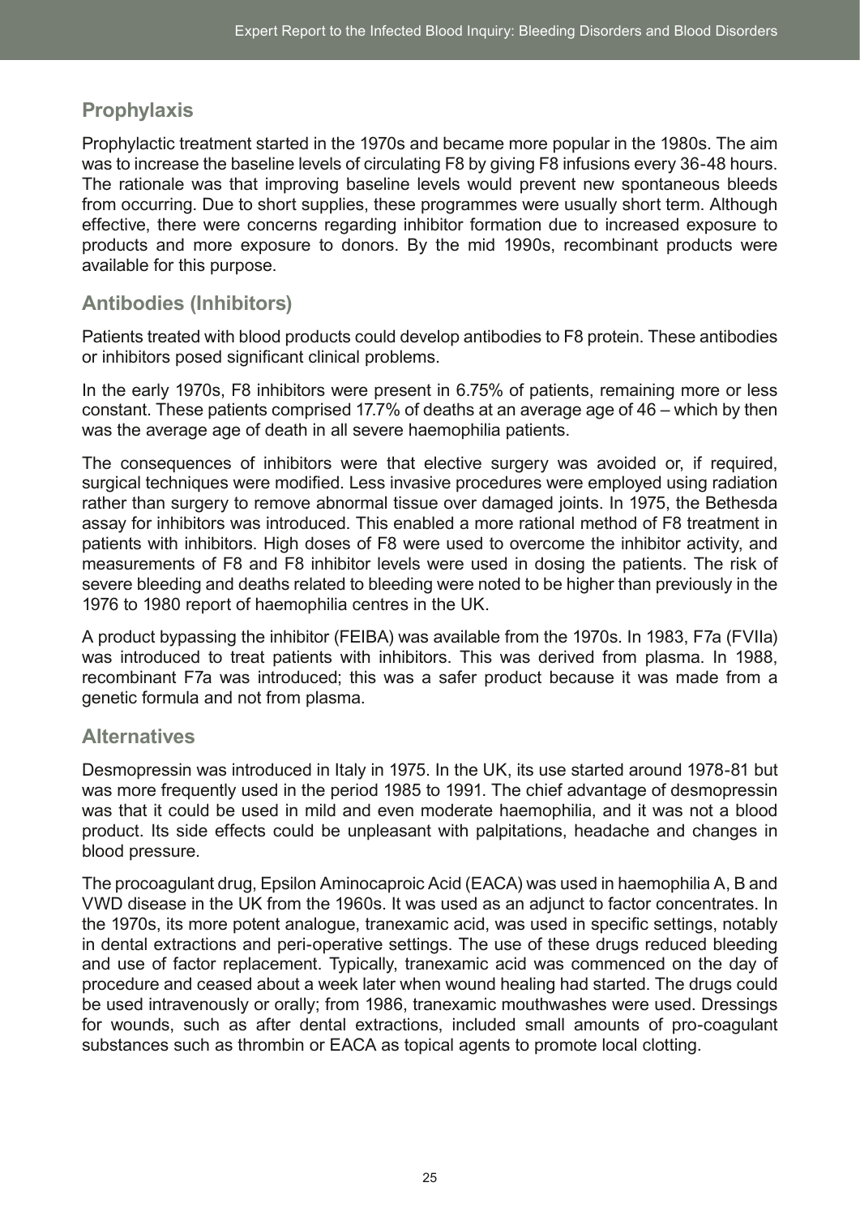## Prophylaxis

Prophylactic treatment started in the 1970s and became more popular in the 1980s. The aim was to increase the baseline levels of circulating F8 by giving F8 infusions every 36-48 hours. The rationale was that improving baseline levels would prevent new spontaneous bleeds from occurring. Due to short supplies, these programmes were usually short term. Although effective, there were concerns regarding inhibitor formation due to increased exposure to products and more exposure to donors. By the mid 1990s, recombinant products were available for this purpose.

## Antibodies (Inhibitors)

Patients treated with blood products could develop antibodies to F8 protein. These antibodies or inhibitors posed significant clinical problems.

In the early 1970s, F8 inhibitors were present in 6.75% of patients, remaining more or less constant. These patients comprised 17.7% of deaths at an average age of 46 – which by then was the average age of death in all severe haemophilia patients.

The consequences of inhibitors were that elective surgery was avoided or, if required, surgical techniques were modified. Less invasive procedures were employed using radiation rather than surgery to remove abnormal tissue over damaged joints. In 1975, the Bethesda assay for inhibitors was introduced. This enabled a more rational method of F8 treatment in patients with inhibitors. High doses of F8 were used to overcome the inhibitor activity, and measurements of F8 and F8 inhibitor levels were used in dosing the patients. The risk of severe bleeding and deaths related to bleeding were noted to be higher than previously in the 1976 to 1980 report of haemophilia centres in the UK.

A product bypassing the inhibitor (FEIBA) was available from the 1970s. In 1983, F7a (FVIIa) was introduced to treat patients with inhibitors. This was derived from plasma. In 1988, recombinant F7a was introduced; this was a safer product because it was made from a genetic formula and not from plasma.

## Alternatives

Desmopressin was introduced in Italy in 1975. In the UK, its use started around 1978-81 but was more frequently used in the period 1985 to 1991. The chief advantage of desmopressin was that it could be used in mild and even moderate haemophilia, and it was not a blood product. Its side effects could be unpleasant with palpitations, headache and changes in blood pressure.

The procoagulant drug, Epsilon Aminocaproic Acid (EACA) was used in haemophilia A, B and VWD disease in the UK from the 1960s. It was used as an adjunct to factor concentrates. In the 1970s, its more potent analogue, tranexamic acid, was used in specific settings, notably in dental extractions and peri-operative settings. The use of these drugs reduced bleeding and use of factor replacement. Typically, tranexamic acid was commenced on the day of procedure and ceased about a week later when wound healing had started. The drugs could be used intravenously or orally; from 1986, tranexamic mouthwashes were used. Dressings for wounds, such as after dental extractions, included small amounts of pro-coagulant substances such as thrombin or EACA as topical agents to promote local clotting.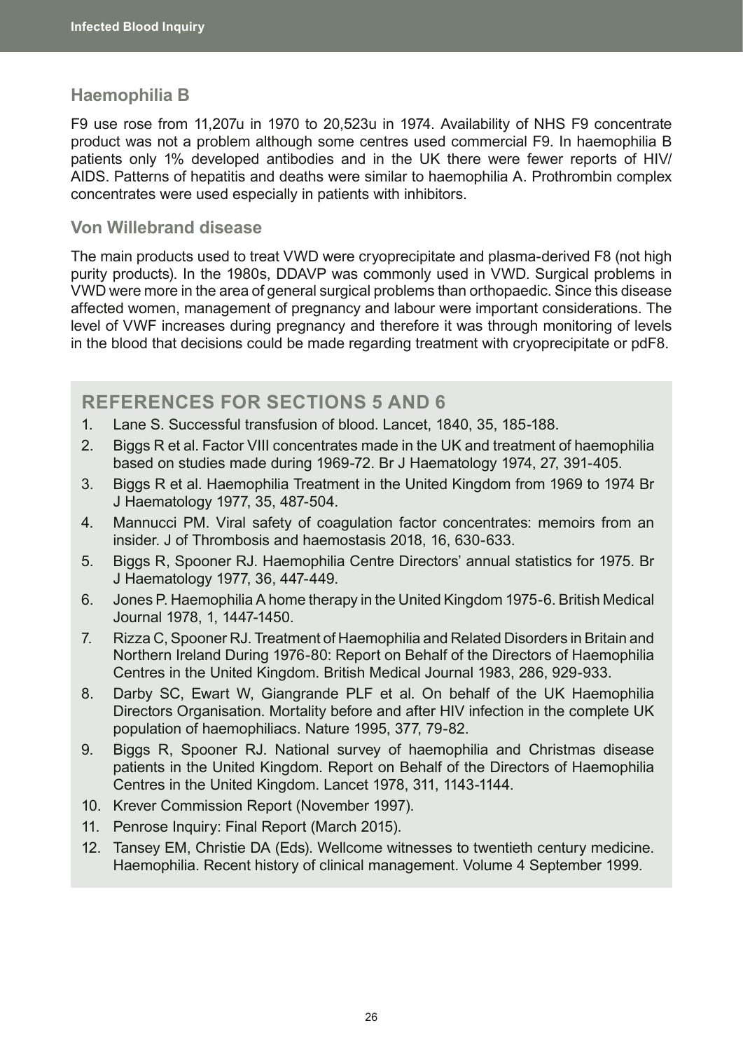### Haemophilia B

F9 use rose from 11,207u in 1970 to 20,523u in 1974. Availability of NHS F9 concentrate product was not a problem although some centres used commercial F9. In haemophilia B patients only 1% developed antibodies and in the UK there were fewer reports of HIV/AIDS. Patterns of hepatitis and deaths were similar to haemophilia A. Prothrombin complex concentrates were used especially in patients with inhibitors.

### Von Willebrand disease

The main products used to treat VWD were cryoprecipitate and plasma-derived F8 (not high purity products). In the 1980s, DDAVP was commonly used in VWD. Surgical problems in VWD were more in the area of general surgical problems than orthopaedic. Since this disease affected women, management of pregnancy and labour were important considerations. The level of VWF increases during pregnancy and therefore it was through monitoring of levels in the blood that decisions could be made regarding treatment with cryoprecipitate or pdF8.

## REFERENCES FOR SECTIONS 5 AND 6

1. Lane S. Successful transfusion of blood. Lancet, 1840, 35, 185-188.
2. Biggs R et al. Factor VIII concentrates made in the UK and treatment of haemophilia based on studies made during 1969-72. Br J Haematology 1974, 27, 391-405.
3. Biggs R et al. Haemophilia Treatment in the United Kingdom from 1969 to 1974 Br J Haematology 1977, 35, 487-504.
4. Mannucci PM. Viral safety of coagulation factor concentrates: memoirs from an insider. J of Thrombosis and haemostasis 2018, 16, 630-633.
5. Biggs R, Spooner RJ. Haemophilia Centre Directors' annual statistics for 1975. Br J Haematology 1977, 36, 447-449.
6. Jones P. Haemophilia A home therapy in the United Kingdom 1975-6. British Medical Journal 1978, 1, 1447-1450.
7. Rizza C, Spooner RJ. Treatment of Haemophilia and Related Disorders in Britain and Northern Ireland During 1976-80: Report on Behalf of the Directors of Haemophilia Centres in the United Kingdom. British Medical Journal 1983, 286, 929-933.
8. Darby SC, Ewart W, Giangrande PLF et al. On behalf of the UK Haemophilia Directors Organisation. Mortality before and after HIV infection in the complete UK population of haemophiliacs. Nature 1995, 377, 79-82.
9. Biggs R, Spooner RJ. National survey of haemophilia and Christmas disease patients in the United Kingdom. Report on Behalf of the Directors of Haemophilia Centres in the United Kingdom. Lancet 1978, 311, 1143-1144.
10. Krever Commission Report (November 1997).
11. Penrose Inquiry: Final Report (March 2015).
12. Tansey EM, Christie DA (Eds). Wellcome witnesses to twentieth century medicine. Haemophilia. Recent history of clinical management. Volume 4 September 1999.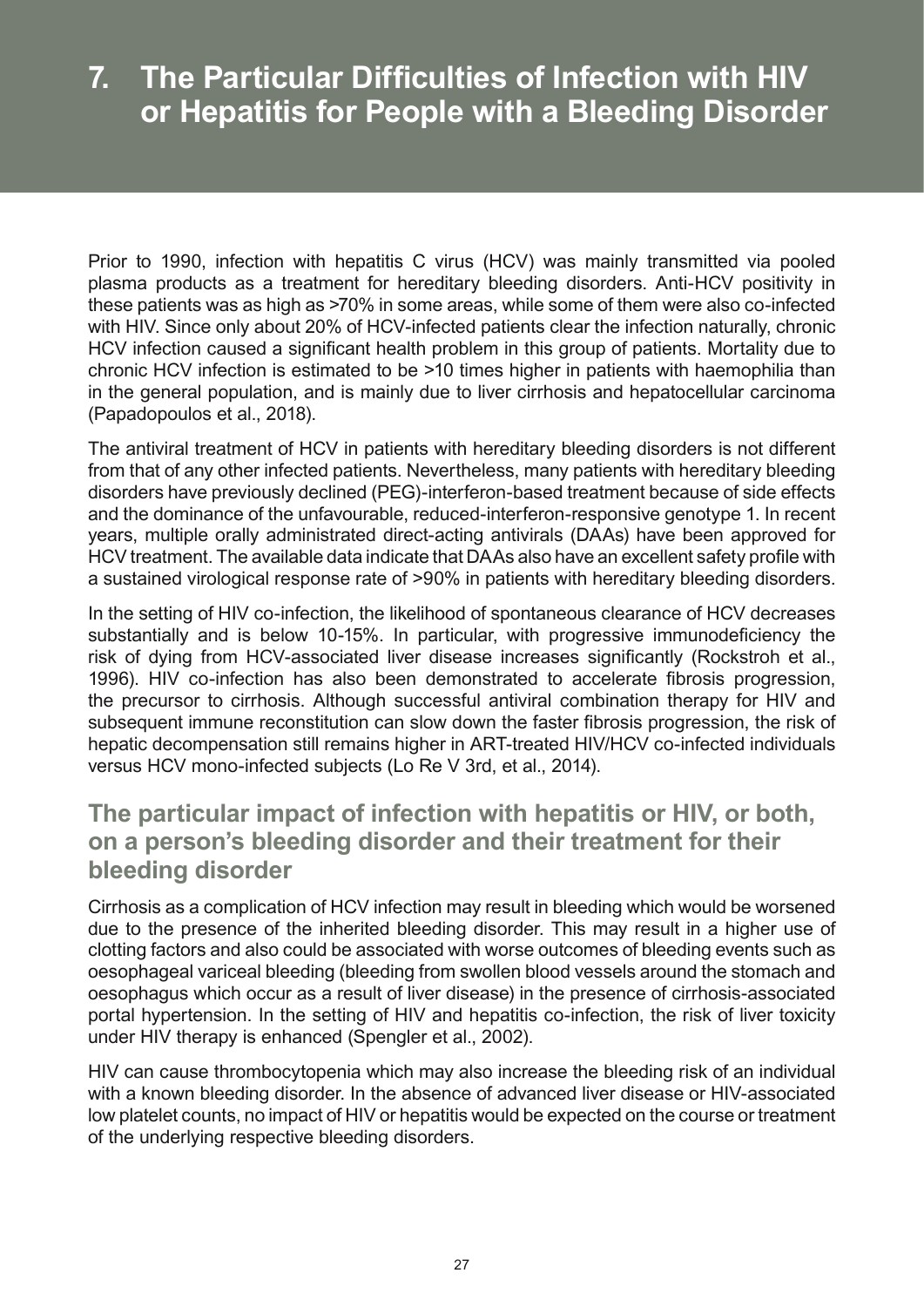# 7. The Particular Difficulties of Infection with HIV or Hepatitis for People with a Bleeding Disorder

Prior to 1990, infection with hepatitis C virus (HCV) was mainly transmitted via pooled plasma products as a treatment for hereditary bleeding disorders. Anti-HCV positivity in these patients was as high as >70% in some areas, while some of them were also co-infected with HIV. Since only about 20% of HCV-infected patients clear the infection naturally, chronic HCV infection caused a significant health problem in this group of patients. Mortality due to chronic HCV infection is estimated to be >10 times higher in patients with haemophilia than in the general population, and is mainly due to liver cirrhosis and hepatocellular carcinoma (Papadopoulos et al., 2018).

The antiviral treatment of HCV in patients with hereditary bleeding disorders is not different from that of any other infected patients. Nevertheless, many patients with hereditary bleeding disorders have previously declined (PEG)-interferon-based treatment because of side effects and the dominance of the unfavourable, reduced-interferon-responsive genotype 1. In recent years, multiple orally administrated direct-acting antivirals (DAAs) have been approved for HCV treatment. The available data indicate that DAAs also have an excellent safety profile with a sustained virological response rate of >90% in patients with hereditary bleeding disorders.

In the setting of HIV co-infection, the likelihood of spontaneous clearance of HCV decreases substantially and is below 10-15%. In particular, with progressive immunodeficiency the risk of dying from HCV-associated liver disease increases significantly (Rockstroh et al., 1996). HIV co-infection has also been demonstrated to accelerate fibrosis progression, the precursor to cirrhosis. Although successful antiviral combination therapy for HIV and subsequent immune reconstitution can slow down the faster fibrosis progression, the risk of hepatic decompensation still remains higher in ART-treated HIV/HCV co-infected individuals versus HCV mono-infected subjects (Lo Re V 3rd, et al., 2014).

## The particular impact of infection with hepatitis or HIV, or both, on a person's bleeding disorder and their treatment for their bleeding disorder

Cirrhosis as a complication of HCV infection may result in bleeding which would be worsened due to the presence of the inherited bleeding disorder. This may result in a higher use of clotting factors and also could be associated with worse outcomes of bleeding events such as oesophageal variceal bleeding (bleeding from swollen blood vessels around the stomach and oesophagus which occur as a result of liver disease) in the presence of cirrhosis-associated portal hypertension. In the setting of HIV and hepatitis co-infection, the risk of liver toxicity under HIV therapy is enhanced (Spengler et al., 2002).

HIV can cause thrombocytopenia which may also increase the bleeding risk of an individual with a known bleeding disorder. In the absence of advanced liver disease or HIV-associated low platelet counts, no impact of HIV or hepatitis would be expected on the course or treatment of the underlying respective bleeding disorders.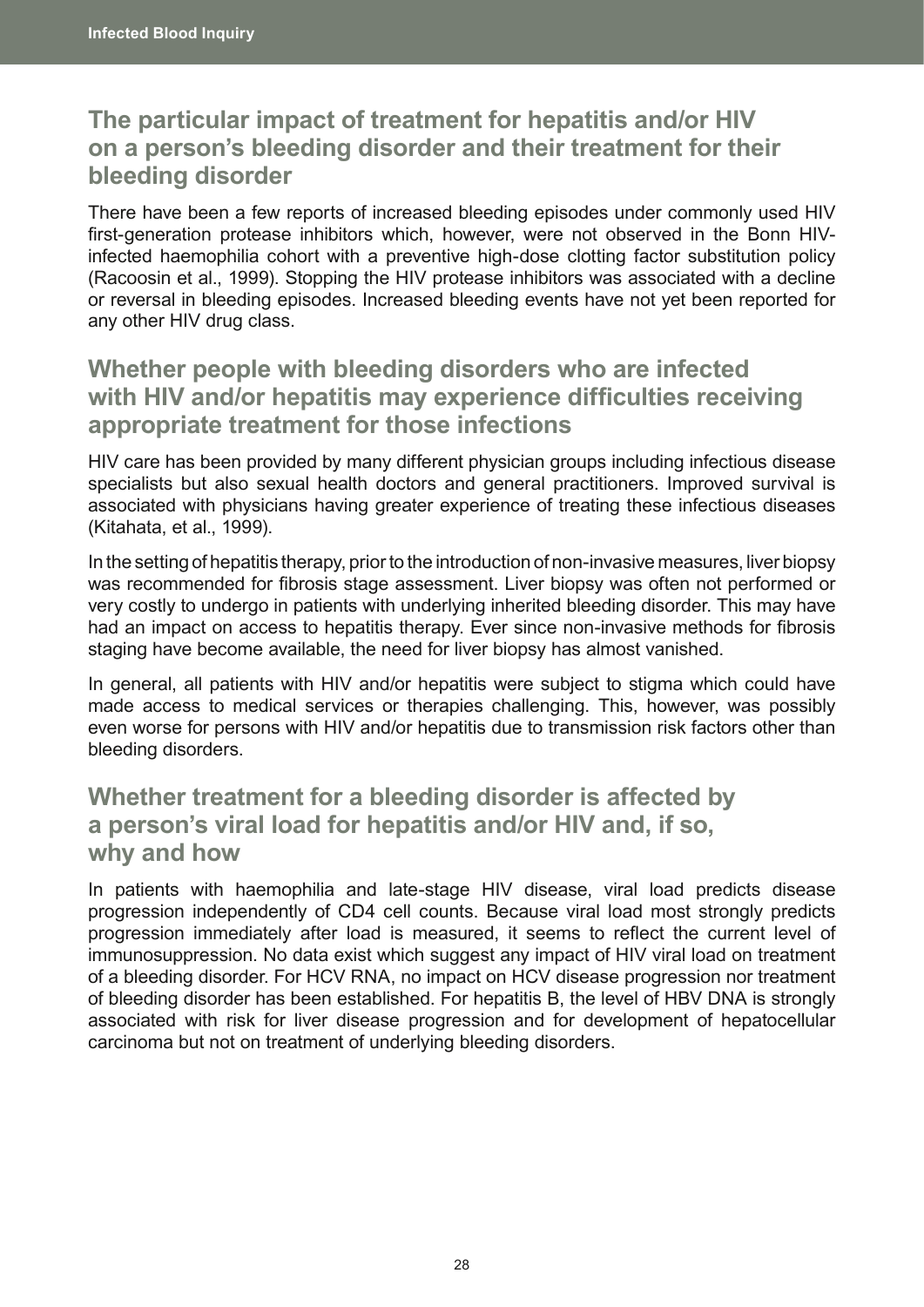## The particular impact of treatment for hepatitis and/or HIV on a person's bleeding disorder and their treatment for their bleeding disorder

There have been a few reports of increased bleeding episodes under commonly used HIV first-generation protease inhibitors which, however, were not observed in the Bonn HIV-infected haemophilia cohort with a preventive high-dose clotting factor substitution policy (Racoosin et al., 1999). Stopping the HIV protease inhibitors was associated with a decline or reversal in bleeding episodes. Increased bleeding events have not yet been reported for any other HIV drug class.

## Whether people with bleeding disorders who are infected with HIV and/or hepatitis may experience difficulties receiving appropriate treatment for those infections

HIV care has been provided by many different physician groups including infectious disease specialists but also sexual health doctors and general practitioners. Improved survival is associated with physicians having greater experience of treating these infectious diseases (Kitahata, et al., 1999).

In the setting of hepatitis therapy, prior to the introduction of non-invasive measures, liver biopsy was recommended for fibrosis stage assessment. Liver biopsy was often not performed or very costly to undergo in patients with underlying inherited bleeding disorder. This may have had an impact on access to hepatitis therapy. Ever since non-invasive methods for fibrosis staging have become available, the need for liver biopsy has almost vanished.

In general, all patients with HIV and/or hepatitis were subject to stigma which could have made access to medical services or therapies challenging. This, however, was possibly even worse for persons with HIV and/or hepatitis due to transmission risk factors other than bleeding disorders.

## Whether treatment for a bleeding disorder is affected by a person's viral load for hepatitis and/or HIV and, if so, why and how

In patients with haemophilia and late-stage HIV disease, viral load predicts disease progression independently of CD4 cell counts. Because viral load most strongly predicts progression immediately after load is measured, it seems to reflect the current level of immunosuppression. No data exist which suggest any impact of HIV viral load on treatment of a bleeding disorder. For HCV RNA, no impact on HCV disease progression nor treatment of bleeding disorder has been established. For hepatitis B, the level of HBV DNA is strongly associated with risk for liver disease progression and for development of hepatocellular carcinoma but not on treatment of underlying bleeding disorders.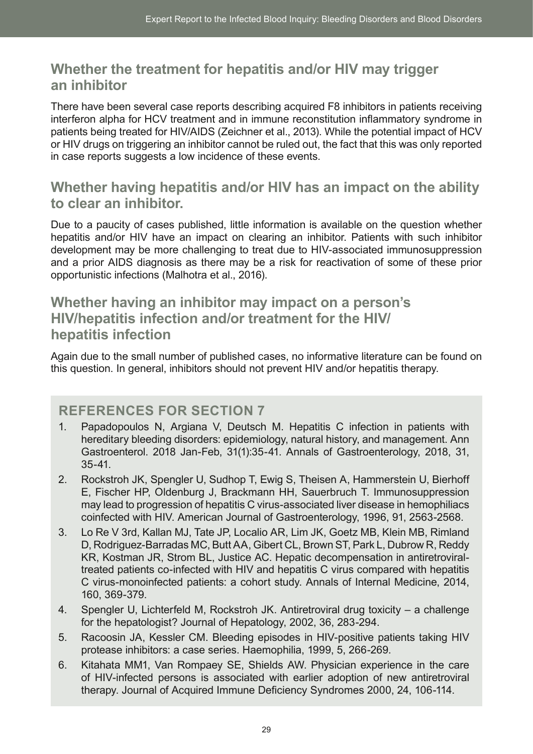## Whether the treatment for hepatitis and/or HIV may trigger an inhibitor

There have been several case reports describing acquired F8 inhibitors in patients receiving interferon alpha for HCV treatment and in immune reconstitution inflammatory syndrome in patients being treated for HIV/AIDS (Zeichner et al., 2013). While the potential impact of HCV or HIV drugs on triggering an inhibitor cannot be ruled out, the fact that this was only reported in case reports suggests a low incidence of these events.

## Whether having hepatitis and/or HIV has an impact on the ability to clear an inhibitor.

Due to a paucity of cases published, little information is available on the question whether hepatitis and/or HIV have an impact on clearing an inhibitor. Patients with such inhibitor development may be more challenging to treat due to HIV-associated immunosuppression and a prior AIDS diagnosis as there may be a risk for reactivation of some of these prior opportunistic infections (Malhotra et al., 2016).

## Whether having an inhibitor may impact on a person's HIV/hepatitis infection and/or treatment for the HIV/hepatitis infection

Again due to the small number of published cases, no informative literature can be found on this question. In general, inhibitors should not prevent HIV and/or hepatitis therapy.

### REFERENCES FOR SECTION 7

1. Papadopoulos N, Argiana V, Deutsch M. Hepatitis C infection in patients with hereditary bleeding disorders: epidemiology, natural history, and management. Ann Gastroenterol. 2018 Jan-Feb, 31(1):35-41. Annals of Gastroenterology, 2018, 31, 35-41.
2. Rockstroh JK, Spengler U, Sudhop T, Ewig S, Theisen A, Hammerstein U, Bierhoff E, Fischer HP, Oldenburg J, Brackmann HH, Sauerbruch T. Immunosuppression may lead to progression of hepatitis C virus-associated liver disease in hemophiliacs coinfected with HIV. American Journal of Gastroenterology, 1996, 91, 2563-2568.
3. Lo Re V 3rd, Kallan MJ, Tate JP, Localio AR, Lim JK, Goetz MB, Klein MB, Rimland D, Rodriguez-Barradas MC, Butt AA, Gibert CL, Brown ST, Park L, Dubrow R, Reddy KR, Kostman JR, Strom BL, Justice AC. Hepatic decompensation in antiretroviral-treated patients co-infected with HIV and hepatitis C virus compared with hepatitis C virus-monoinfected patients: a cohort study. Annals of Internal Medicine, 2014, 160, 369-379.
4. Spengler U, Lichterfeld M, Rockstroh JK. Antiretroviral drug toxicity – a challenge for the hepatologist? Journal of Hepatology, 2002, 36, 283-294.
5. Racoosin JA, Kessler CM. Bleeding episodes in HIV-positive patients taking HIV protease inhibitors: a case series. Haemophilia, 1999, 5, 266-269.
6. Kitahata MM1, Van Rompaey SE, Shields AW. Physician experience in the care of HIV-infected persons is associated with earlier adoption of new antiretroviral therapy. Journal of Acquired Immune Deficiency Syndromes 2000, 24, 106-114.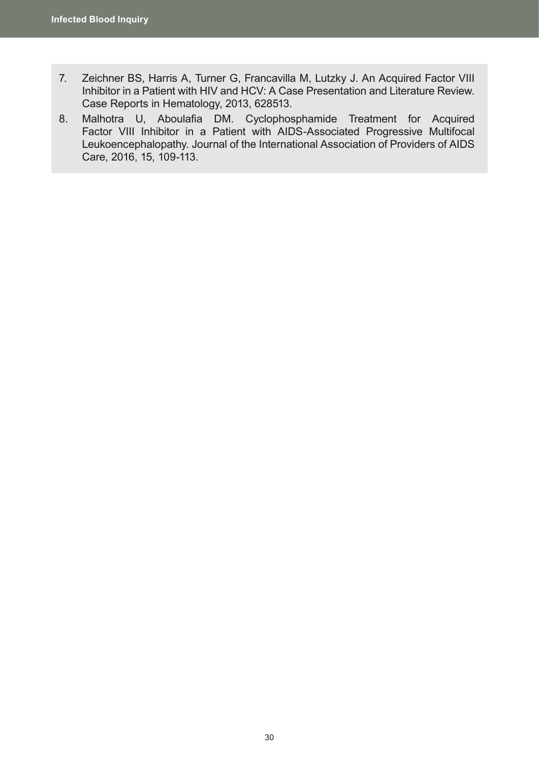7. Zeichner BS, Harris A, Turner G, Francavilla M, Lutzky J. An Acquired Factor VIII Inhibitor in a Patient with HIV and HCV: A Case Presentation and Literature Review. Case Reports in Hematology, 2013, 628513.
8. Malhotra U, Aboulafia DM. Cyclophosphamide Treatment for Acquired Factor VIII Inhibitor in a Patient with AIDS-Associated Progressive Multifocal Leukoencephalopathy. Journal of the International Association of Providers of AIDS Care, 2016, 15, 109-113.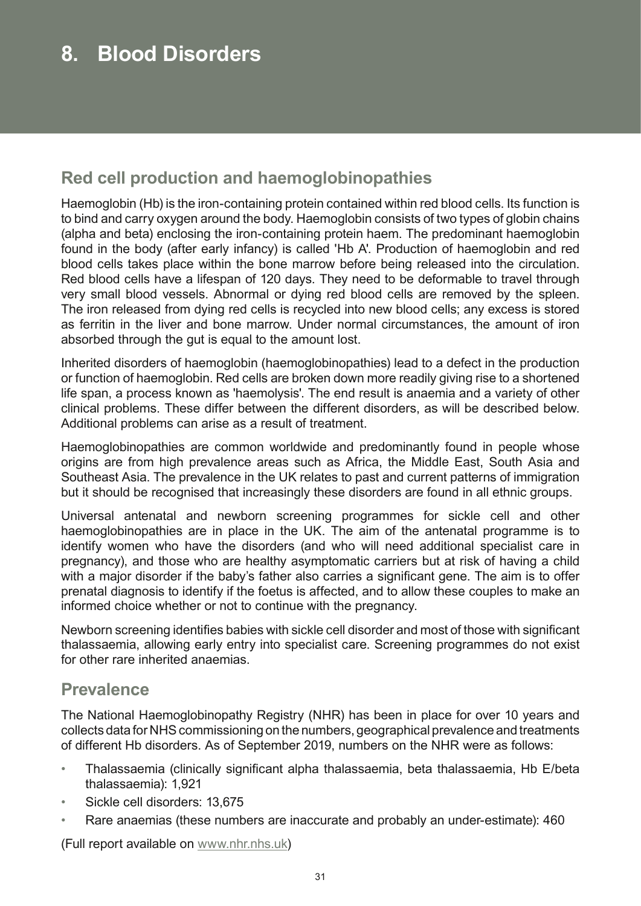# 8. Blood Disorders

## Red cell production and haemoglobinopathies

Haemoglobin (Hb) is the iron-containing protein contained within red blood cells. Its function is to bind and carry oxygen around the body. Haemoglobin consists of two types of globin chains (alpha and beta) enclosing the iron-containing protein haem. The predominant haemoglobin found in the body (after early infancy) is called 'Hb A'. Production of haemoglobin and red blood cells takes place within the bone marrow before being released into the circulation. Red blood cells have a lifespan of 120 days. They need to be deformable to travel through very small blood vessels. Abnormal or dying red blood cells are removed by the spleen. The iron released from dying red cells is recycled into new blood cells; any excess is stored as ferritin in the liver and bone marrow. Under normal circumstances, the amount of iron absorbed through the gut is equal to the amount lost.

Inherited disorders of haemoglobin (haemoglobinopathies) lead to a defect in the production or function of haemoglobin. Red cells are broken down more readily giving rise to a shortened life span, a process known as 'haemolysis'. The end result is anaemia and a variety of other clinical problems. These differ between the different disorders, as will be described below. Additional problems can arise as a result of treatment.

Haemoglobinopathies are common worldwide and predominantly found in people whose origins are from high prevalence areas such as Africa, the Middle East, South Asia and Southeast Asia. The prevalence in the UK relates to past and current patterns of immigration but it should be recognised that increasingly these disorders are found in all ethnic groups.

Universal antenatal and newborn screening programmes for sickle cell and other haemoglobinopathies are in place in the UK. The aim of the antenatal programme is to identify women who have the disorders (and who will need additional specialist care in pregnancy), and those who are healthy asymptomatic carriers but at risk of having a child with a major disorder if the baby's father also carries a significant gene. The aim is to offer prenatal diagnosis to identify if the foetus is affected, and to allow these couples to make an informed choice whether or not to continue with the pregnancy.

Newborn screening identifies babies with sickle cell disorder and most of those with significant thalassaemia, allowing early entry into specialist care. Screening programmes do not exist for other rare inherited anaemias.

## Prevalence

The National Haemoglobinopathy Registry (NHR) has been in place for over 10 years and collects data for NHS commissioning on the numbers, geographical prevalence and treatments of different Hb disorders. As of September 2019, numbers on the NHR were as follows:

- Thalassaemia (clinically significant alpha thalassaemia, beta thalassaemia, Hb E/beta thalassaemia): 1,921
- Sickle cell disorders: 13,675
- Rare anaemias (these numbers are inaccurate and probably an under-estimate): 460

(Full report available on www.nhr.nhs.uk)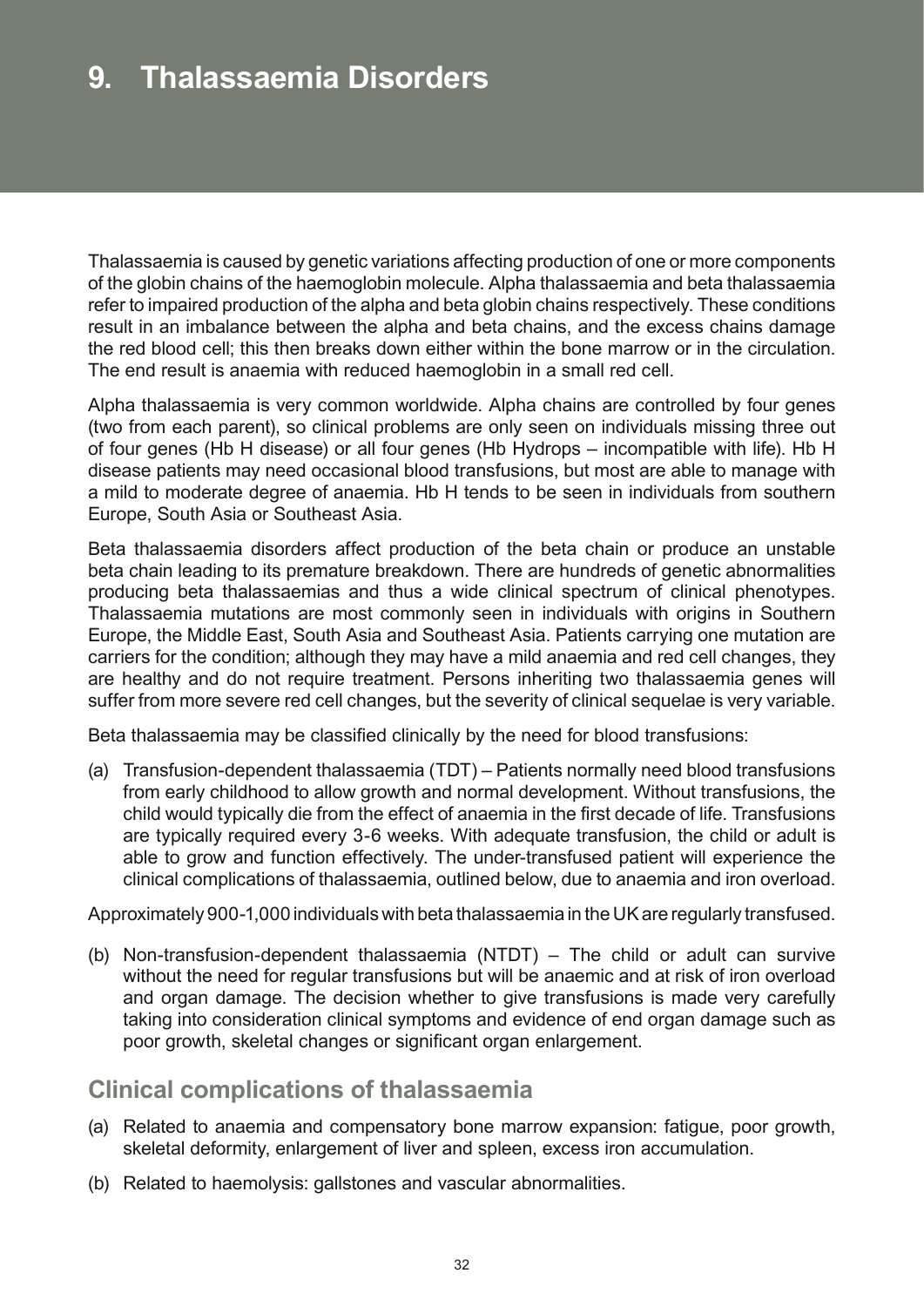# 9. Thalassaemia Disorders

Thalassaemia is caused by genetic variations affecting production of one or more components of the globin chains of the haemoglobin molecule. Alpha thalassaemia and beta thalassaemia refer to impaired production of the alpha and beta globin chains respectively. These conditions result in an imbalance between the alpha and beta chains, and the excess chains damage the red blood cell; this then breaks down either within the bone marrow or in the circulation. The end result is anaemia with reduced haemoglobin in a small red cell.

Alpha thalassaemia is very common worldwide. Alpha chains are controlled by four genes (two from each parent), so clinical problems are only seen on individuals missing three out of four genes (Hb H disease) or all four genes (Hb Hydrops – incompatible with life). Hb H disease patients may need occasional blood transfusions, but most are able to manage with a mild to moderate degree of anaemia. Hb H tends to be seen in individuals from southern Europe, South Asia or Southeast Asia.

Beta thalassaemia disorders affect production of the beta chain or produce an unstable beta chain leading to its premature breakdown. There are hundreds of genetic abnormalities producing beta thalassaemias and thus a wide clinical spectrum of clinical phenotypes. Thalassaemia mutations are most commonly seen in individuals with origins in Southern Europe, the Middle East, South Asia and Southeast Asia. Patients carrying one mutation are carriers for the condition; although they may have a mild anaemia and red cell changes, they are healthy and do not require treatment. Persons inheriting two thalassaemia genes will suffer from more severe red cell changes, but the severity of clinical sequelae is very variable.

Beta thalassaemia may be classified clinically by the need for blood transfusions:

(a) Transfusion-dependent thalassaemia (TDT) – Patients normally need blood transfusions from early childhood to allow growth and normal development. Without transfusions, the child would typically die from the effect of anaemia in the first decade of life. Transfusions are typically required every 3-6 weeks. With adequate transfusion, the child or adult is able to grow and function effectively. The under-transfused patient will experience the clinical complications of thalassaemia, outlined below, due to anaemia and iron overload.

Approximately 900-1,000 individuals with beta thalassaemia in the UK are regularly transfused.

(b) Non-transfusion-dependent thalassaemia (NTDT) – The child or adult can survive without the need for regular transfusions but will be anaemic and at risk of iron overload and organ damage. The decision whether to give transfusions is made very carefully taking into consideration clinical symptoms and evidence of end organ damage such as poor growth, skeletal changes or significant organ enlargement.

## Clinical complications of thalassaemia

(a) Related to anaemia and compensatory bone marrow expansion: fatigue, poor growth, skeletal deformity, enlargement of liver and spleen, excess iron accumulation.

(b) Related to haemolysis: gallstones and vascular abnormalities.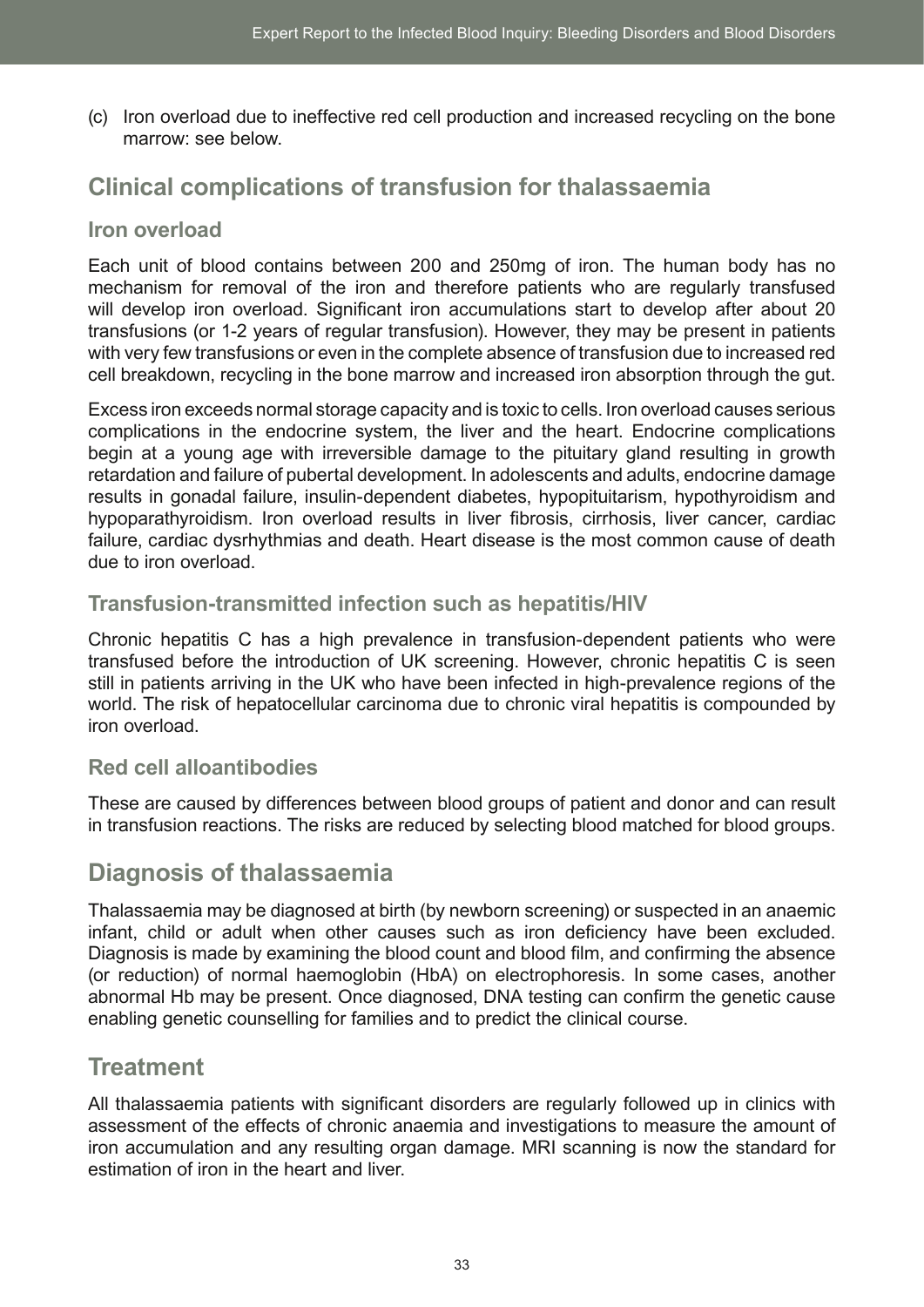(c) Iron overload due to ineffective red cell production and increased recycling on the bone marrow: see below.

## Clinical complications of transfusion for thalassaemia

### Iron overload

Each unit of blood contains between 200 and 250mg of iron. The human body has no mechanism for removal of the iron and therefore patients who are regularly transfused will develop iron overload. Significant iron accumulations start to develop after about 20 transfusions (or 1-2 years of regular transfusion). However, they may be present in patients with very few transfusions or even in the complete absence of transfusion due to increased red cell breakdown, recycling in the bone marrow and increased iron absorption through the gut.

Excess iron exceeds normal storage capacity and is toxic to cells. Iron overload causes serious complications in the endocrine system, the liver and the heart. Endocrine complications begin at a young age with irreversible damage to the pituitary gland resulting in growth retardation and failure of pubertal development. In adolescents and adults, endocrine damage results in gonadal failure, insulin-dependent diabetes, hypopituitarism, hypothyroidism and hypoparathyroidism. Iron overload results in liver fibrosis, cirrhosis, liver cancer, cardiac failure, cardiac dysrhythmias and death. Heart disease is the most common cause of death due to iron overload.

### Transfusion-transmitted infection such as hepatitis/HIV

Chronic hepatitis C has a high prevalence in transfusion-dependent patients who were transfused before the introduction of UK screening. However, chronic hepatitis C is seen still in patients arriving in the UK who have been infected in high-prevalence regions of the world. The risk of hepatocellular carcinoma due to chronic viral hepatitis is compounded by iron overload.

### Red cell alloantibodies

These are caused by differences between blood groups of patient and donor and can result in transfusion reactions. The risks are reduced by selecting blood matched for blood groups.

## Diagnosis of thalassaemia

Thalassaemia may be diagnosed at birth (by newborn screening) or suspected in an anaemic infant, child or adult when other causes such as iron deficiency have been excluded. Diagnosis is made by examining the blood count and blood film, and confirming the absence (or reduction) of normal haemoglobin (HbA) on electrophoresis. In some cases, another abnormal Hb may be present. Once diagnosed, DNA testing can confirm the genetic cause enabling genetic counselling for families and to predict the clinical course.

## Treatment

All thalassaemia patients with significant disorders are regularly followed up in clinics with assessment of the effects of chronic anaemia and investigations to measure the amount of iron accumulation and any resulting organ damage. MRI scanning is now the standard for estimation of iron in the heart and liver.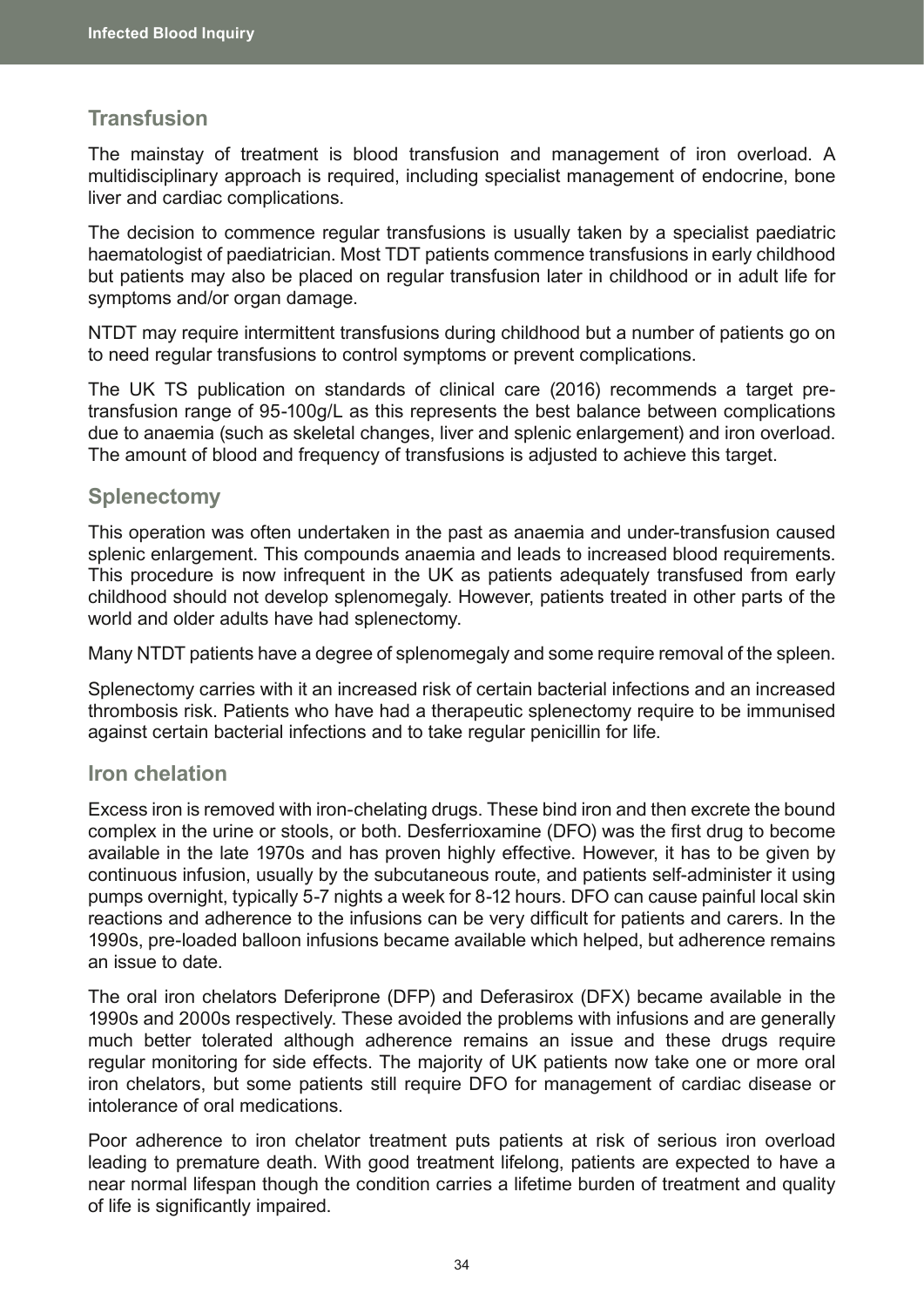## Transfusion

The mainstay of treatment is blood transfusion and management of iron overload. A multidisciplinary approach is required, including specialist management of endocrine, bone liver and cardiac complications.

The decision to commence regular transfusions is usually taken by a specialist paediatric haematologist of paediatrician. Most TDT patients commence transfusions in early childhood but patients may also be placed on regular transfusion later in childhood or in adult life for symptoms and/or organ damage.

NTDT may require intermittent transfusions during childhood but a number of patients go on to need regular transfusions to control symptoms or prevent complications.

The UK TS publication on standards of clinical care (2016) recommends a target pre-transfusion range of 95-100g/L as this represents the best balance between complications due to anaemia (such as skeletal changes, liver and splenic enlargement) and iron overload. The amount of blood and frequency of transfusions is adjusted to achieve this target.

## Splenectomy

This operation was often undertaken in the past as anaemia and under-transfusion caused splenic enlargement. This compounds anaemia and leads to increased blood requirements. This procedure is now infrequent in the UK as patients adequately transfused from early childhood should not develop splenomegaly. However, patients treated in other parts of the world and older adults have had splenectomy.

Many NTDT patients have a degree of splenomegaly and some require removal of the spleen.

Splenectomy carries with it an increased risk of certain bacterial infections and an increased thrombosis risk. Patients who have had a therapeutic splenectomy require to be immunised against certain bacterial infections and to take regular penicillin for life.

## Iron chelation

Excess iron is removed with iron-chelating drugs. These bind iron and then excrete the bound complex in the urine or stools, or both. Desferrioxamine (DFO) was the first drug to become available in the late 1970s and has proven highly effective. However, it has to be given by continuous infusion, usually by the subcutaneous route, and patients self-administer it using pumps overnight, typically 5-7 nights a week for 8-12 hours. DFO can cause painful local skin reactions and adherence to the infusions can be very difficult for patients and carers. In the 1990s, pre-loaded balloon infusions became available which helped, but adherence remains an issue to date.

The oral iron chelators Deferiprone (DFP) and Deferasirox (DFX) became available in the 1990s and 2000s respectively. These avoided the problems with infusions and are generally much better tolerated although adherence remains an issue and these drugs require regular monitoring for side effects. The majority of UK patients now take one or more oral iron chelators, but some patients still require DFO for management of cardiac disease or intolerance of oral medications.

Poor adherence to iron chelator treatment puts patients at risk of serious iron overload leading to premature death. With good treatment lifelong, patients are expected to have a near normal lifespan though the condition carries a lifetime burden of treatment and quality of life is significantly impaired.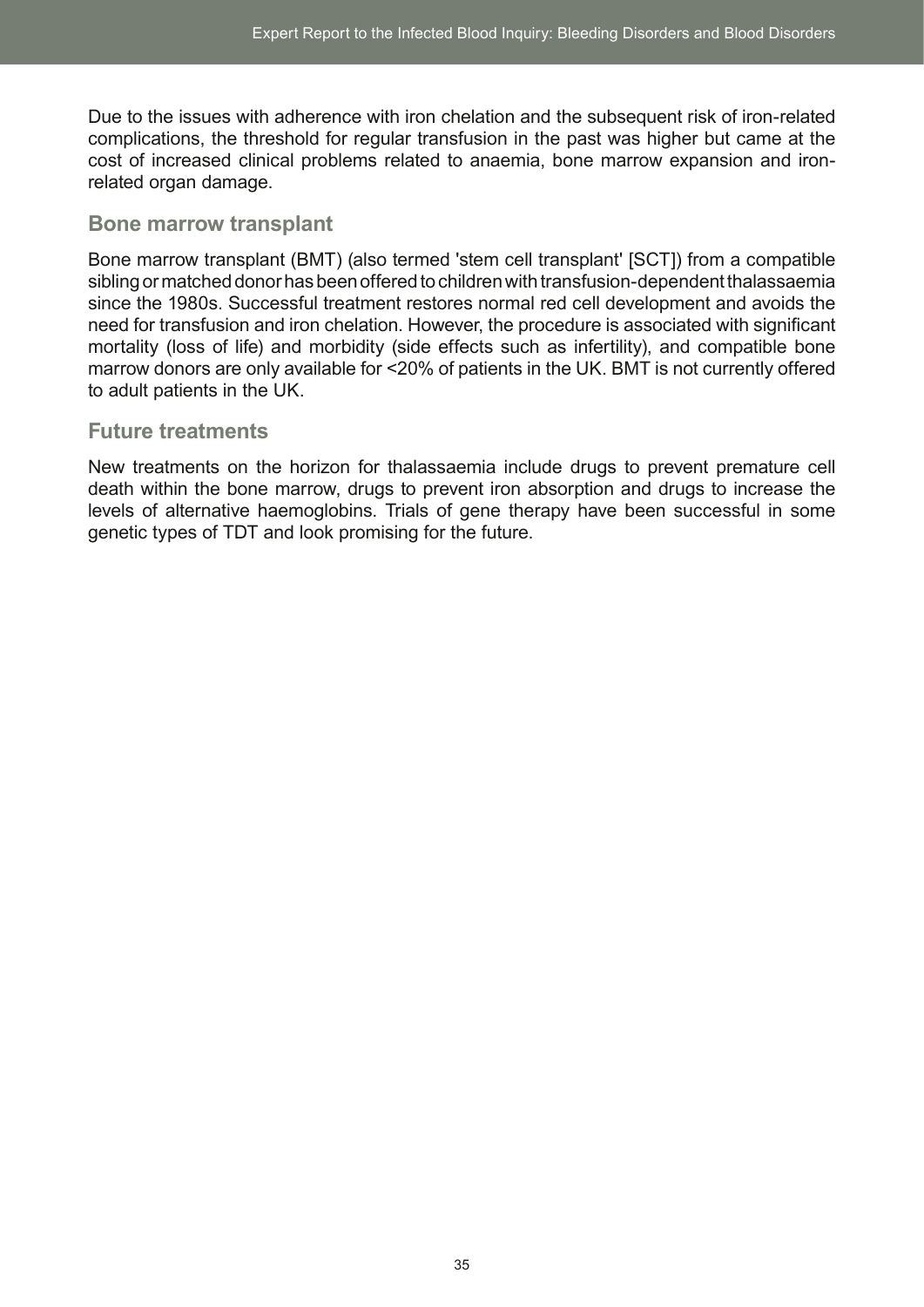Due to the issues with adherence with iron chelation and the subsequent risk of iron-related complications, the threshold for regular transfusion in the past was higher but came at the cost of increased clinical problems related to anaemia, bone marrow expansion and iron-related organ damage.

## Bone marrow transplant

Bone marrow transplant (BMT) (also termed 'stem cell transplant' [SCT]) from a compatible sibling or matched donor has been offered to children with transfusion-dependent thalassaemia since the 1980s. Successful treatment restores normal red cell development and avoids the need for transfusion and iron chelation. However, the procedure is associated with significant mortality (loss of life) and morbidity (side effects such as infertility), and compatible bone marrow donors are only available for <20% of patients in the UK. BMT is not currently offered to adult patients in the UK.

## Future treatments

New treatments on the horizon for thalassaemia include drugs to prevent premature cell death within the bone marrow, drugs to prevent iron absorption and drugs to increase the levels of alternative haemoglobins. Trials of gene therapy have been successful in some genetic types of TDT and look promising for the future.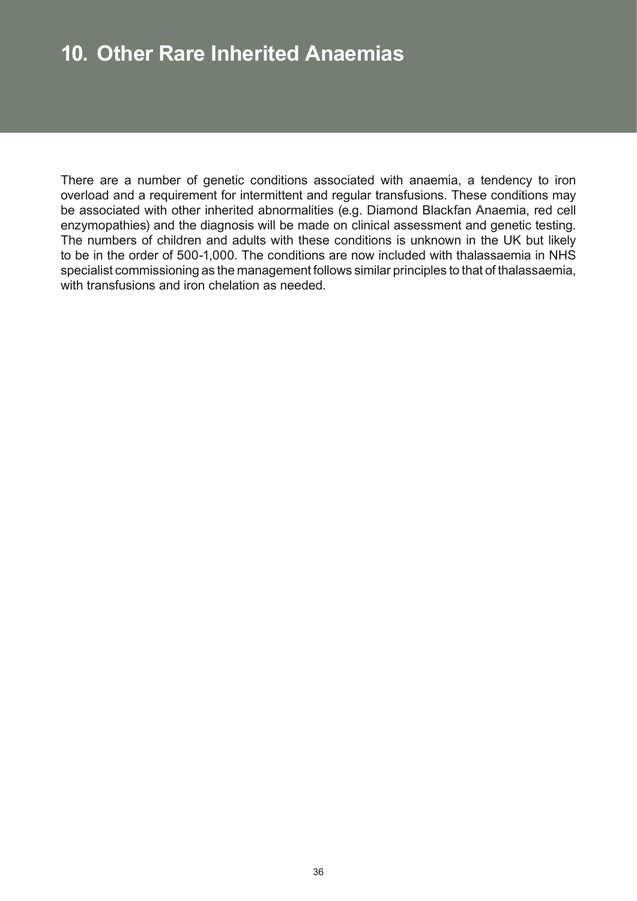# 10. Other Rare Inherited Anaemias

There are a number of genetic conditions associated with anaemia, a tendency to iron overload and a requirement for intermittent and regular transfusions. These conditions may be associated with other inherited abnormalities (e.g. Diamond Blackfan Anaemia, red cell enzymopathies) and the diagnosis will be made on clinical assessment and genetic testing. The numbers of children and adults with these conditions is unknown in the UK but likely to be in the order of 500-1,000. The conditions are now included with thalassaemia in NHS specialist commissioning as the management follows similar principles to that of thalassaemia, with transfusions and iron chelation as needed.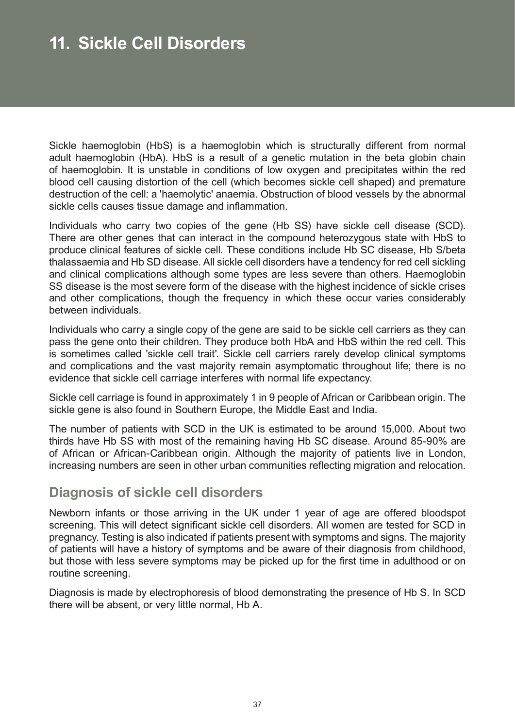# 11. Sickle Cell Disorders

Sickle haemoglobin (HbS) is a haemoglobin which is structurally different from normal adult haemoglobin (HbA). HbS is a result of a genetic mutation in the beta globin chain of haemoglobin. It is unstable in conditions of low oxygen and precipitates within the red blood cell causing distortion of the cell (which becomes sickle cell shaped) and premature destruction of the cell: a 'haemolytic' anaemia. Obstruction of blood vessels by the abnormal sickle cells causes tissue damage and inflammation.

Individuals who carry two copies of the gene (Hb SS) have sickle cell disease (SCD). There are other genes that can interact in the compound heterozygous state with HbS to produce clinical features of sickle cell. These conditions include Hb SC disease, Hb S/beta thalassaemia and Hb SD disease. All sickle cell disorders have a tendency for red cell sickling and clinical complications although some types are less severe than others. Haemoglobin SS disease is the most severe form of the disease with the highest incidence of sickle crises and other complications, though the frequency in which these occur varies considerably between individuals.

Individuals who carry a single copy of the gene are said to be sickle cell carriers as they can pass the gene onto their children. They produce both HbA and HbS within the red cell. This is sometimes called 'sickle cell trait'. Sickle cell carriers rarely develop clinical symptoms and complications and the vast majority remain asymptomatic throughout life; there is no evidence that sickle cell carriage interferes with normal life expectancy.

Sickle cell carriage is found in approximately 1 in 9 people of African or Caribbean origin. The sickle gene is also found in Southern Europe, the Middle East and India.

The number of patients with SCD in the UK is estimated to be around 15,000. About two thirds have Hb SS with most of the remaining having Hb SC disease. Around 85-90% are of African or African-Caribbean origin. Although the majority of patients live in London, increasing numbers are seen in other urban communities reflecting migration and relocation.

## Diagnosis of sickle cell disorders

Newborn infants or those arriving in the UK under 1 year of age are offered bloodspot screening. This will detect significant sickle cell disorders. All women are tested for SCD in pregnancy. Testing is also indicated if patients present with symptoms and signs. The majority of patients will have a history of symptoms and be aware of their diagnosis from childhood, but those with less severe symptoms may be picked up for the first time in adulthood or on routine screening.

Diagnosis is made by electrophoresis of blood demonstrating the presence of Hb S. In SCD there will be absent, or very little normal, Hb A.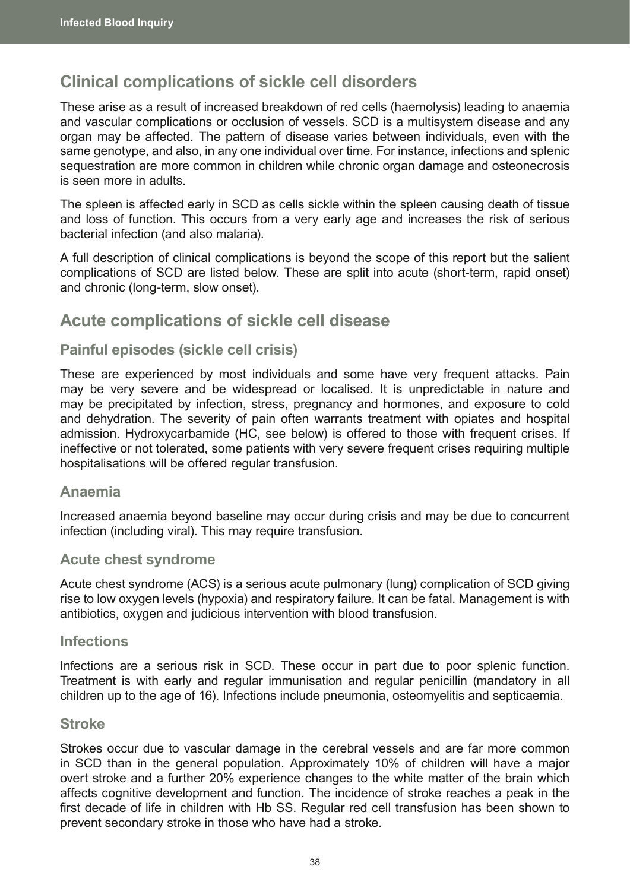## Clinical complications of sickle cell disorders

These arise as a result of increased breakdown of red cells (haemolysis) leading to anaemia and vascular complications or occlusion of vessels. SCD is a multisystem disease and any organ may be affected. The pattern of disease varies between individuals, even with the same genotype, and also, in any one individual over time. For instance, infections and splenic sequestration are more common in children while chronic organ damage and osteonecrosis is seen more in adults.

The spleen is affected early in SCD as cells sickle within the spleen causing death of tissue and loss of function. This occurs from a very early age and increases the risk of serious bacterial infection (and also malaria).

A full description of clinical complications is beyond the scope of this report but the salient complications of SCD are listed below. These are split into acute (short-term, rapid onset) and chronic (long-term, slow onset).

## Acute complications of sickle cell disease

### Painful episodes (sickle cell crisis)

These are experienced by most individuals and some have very frequent attacks. Pain may be very severe and be widespread or localised. It is unpredictable in nature and may be precipitated by infection, stress, pregnancy and hormones, and exposure to cold and dehydration. The severity of pain often warrants treatment with opiates and hospital admission. Hydroxycarbamide (HC, see below) is offered to those with frequent crises. If ineffective or not tolerated, some patients with very severe frequent crises requiring multiple hospitalisations will be offered regular transfusion.

### Anaemia

Increased anaemia beyond baseline may occur during crisis and may be due to concurrent infection (including viral). This may require transfusion.

### Acute chest syndrome

Acute chest syndrome (ACS) is a serious acute pulmonary (lung) complication of SCD giving rise to low oxygen levels (hypoxia) and respiratory failure. It can be fatal. Management is with antibiotics, oxygen and judicious intervention with blood transfusion.

### Infections

Infections are a serious risk in SCD. These occur in part due to poor splenic function. Treatment is with early and regular immunisation and regular penicillin (mandatory in all children up to the age of 16). Infections include pneumonia, osteomyelitis and septicaemia.

### Stroke

Strokes occur due to vascular damage in the cerebral vessels and are far more common in SCD than in the general population. Approximately 10% of children will have a major overt stroke and a further 20% experience changes to the white matter of the brain which affects cognitive development and function. The incidence of stroke reaches a peak in the first decade of life in children with Hb SS. Regular red cell transfusion has been shown to prevent secondary stroke in those who have had a stroke.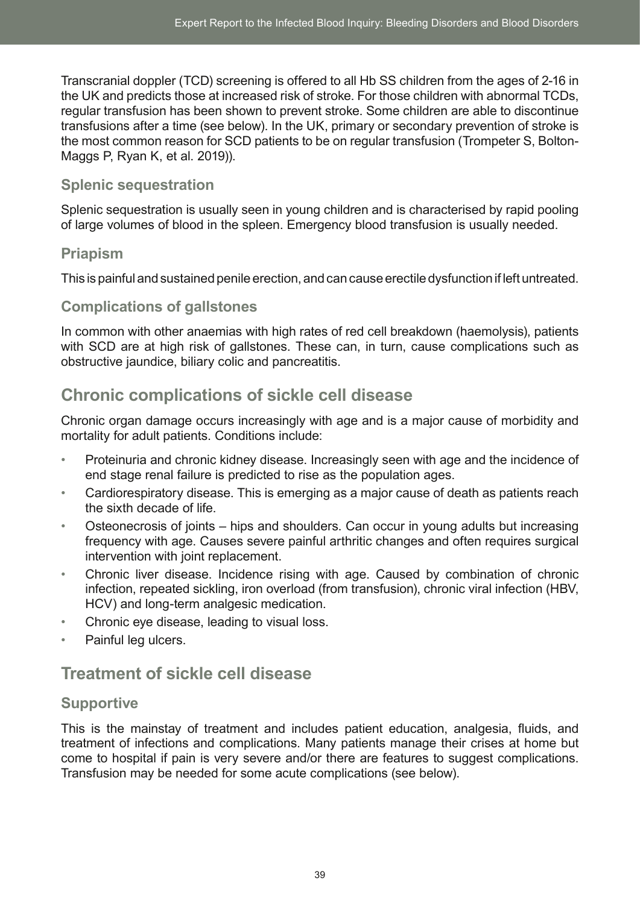Transcranial doppler (TCD) screening is offered to all Hb SS children from the ages of 2-16 in the UK and predicts those at increased risk of stroke. For those children with abnormal TCDs, regular transfusion has been shown to prevent stroke. Some children are able to discontinue transfusions after a time (see below). In the UK, primary or secondary prevention of stroke is the most common reason for SCD patients to be on regular transfusion (Trompeter S, Bolton-Maggs P, Ryan K, et al. 2019)).

### Splenic sequestration

Splenic sequestration is usually seen in young children and is characterised by rapid pooling of large volumes of blood in the spleen. Emergency blood transfusion is usually needed.

### Priapism

This is painful and sustained penile erection, and can cause erectile dysfunction if left untreated.

### Complications of gallstones

In common with other anaemias with high rates of red cell breakdown (haemolysis), patients with SCD are at high risk of gallstones. These can, in turn, cause complications such as obstructive jaundice, biliary colic and pancreatitis.

## Chronic complications of sickle cell disease

Chronic organ damage occurs increasingly with age and is a major cause of morbidity and mortality for adult patients. Conditions include:

- Proteinuria and chronic kidney disease. Increasingly seen with age and the incidence of end stage renal failure is predicted to rise as the population ages.
- Cardiorespiratory disease. This is emerging as a major cause of death as patients reach the sixth decade of life.
- Osteonecrosis of joints – hips and shoulders. Can occur in young adults but increasing frequency with age. Causes severe painful arthritic changes and often requires surgical intervention with joint replacement.
- Chronic liver disease. Incidence rising with age. Caused by combination of chronic infection, repeated sickling, iron overload (from transfusion), chronic viral infection (HBV, HCV) and long-term analgesic medication.
- Chronic eye disease, leading to visual loss.
- Painful leg ulcers.

## Treatment of sickle cell disease

### Supportive

This is the mainstay of treatment and includes patient education, analgesia, fluids, and treatment of infections and complications. Many patients manage their crises at home but come to hospital if pain is very severe and/or there are features to suggest complications. Transfusion may be needed for some acute complications (see below).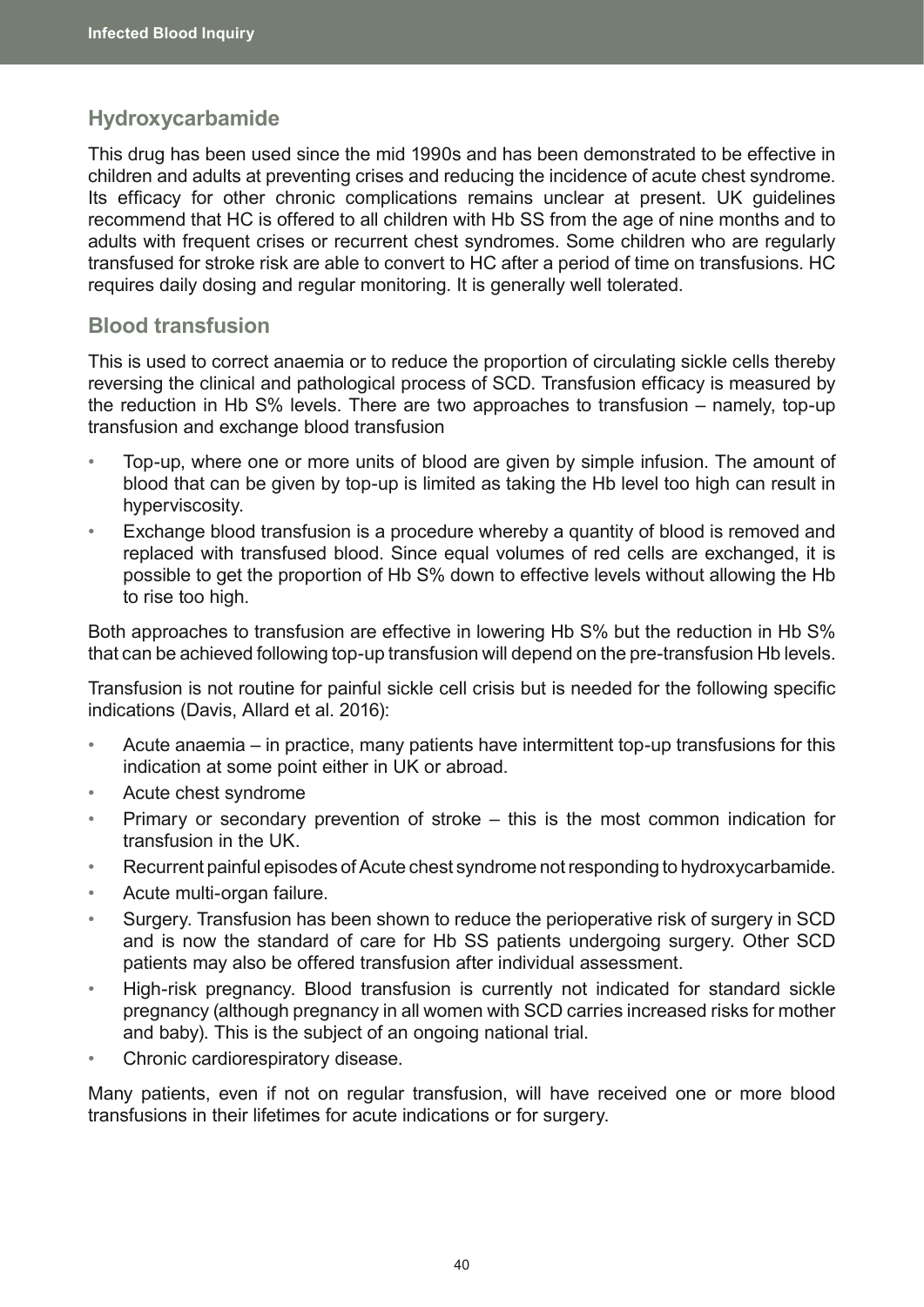## Hydroxycarbamide

This drug has been used since the mid 1990s and has been demonstrated to be effective in children and adults at preventing crises and reducing the incidence of acute chest syndrome. Its efficacy for other chronic complications remains unclear at present. UK guidelines recommend that HC is offered to all children with Hb SS from the age of nine months and to adults with frequent crises or recurrent chest syndromes. Some children who are regularly transfused for stroke risk are able to convert to HC after a period of time on transfusions. HC requires daily dosing and regular monitoring. It is generally well tolerated.

## Blood transfusion

This is used to correct anaemia or to reduce the proportion of circulating sickle cells thereby reversing the clinical and pathological process of SCD. Transfusion efficacy is measured by the reduction in Hb S% levels. There are two approaches to transfusion – namely, top-up transfusion and exchange blood transfusion

- Top-up, where one or more units of blood are given by simple infusion. The amount of blood that can be given by top-up is limited as taking the Hb level too high can result in hyperviscosity.
- Exchange blood transfusion is a procedure whereby a quantity of blood is removed and replaced with transfused blood. Since equal volumes of red cells are exchanged, it is possible to get the proportion of Hb S% down to effective levels without allowing the Hb to rise too high.

Both approaches to transfusion are effective in lowering Hb S% but the reduction in Hb S% that can be achieved following top-up transfusion will depend on the pre-transfusion Hb levels.

Transfusion is not routine for painful sickle cell crisis but is needed for the following specific indications (Davis, Allard et al. 2016):

- Acute anaemia – in practice, many patients have intermittent top-up transfusions for this indication at some point either in UK or abroad.
- Acute chest syndrome
- Primary or secondary prevention of stroke – this is the most common indication for transfusion in the UK.
- Recurrent painful episodes of Acute chest syndrome not responding to hydroxycarbamide.
- Acute multi-organ failure.
- Surgery. Transfusion has been shown to reduce the perioperative risk of surgery in SCD and is now the standard of care for Hb SS patients undergoing surgery. Other SCD patients may also be offered transfusion after individual assessment.
- High-risk pregnancy. Blood transfusion is currently not indicated for standard sickle pregnancy (although pregnancy in all women with SCD carries increased risks for mother and baby). This is the subject of an ongoing national trial.
- Chronic cardiorespiratory disease.

Many patients, even if not on regular transfusion, will have received one or more blood transfusions in their lifetimes for acute indications or for surgery.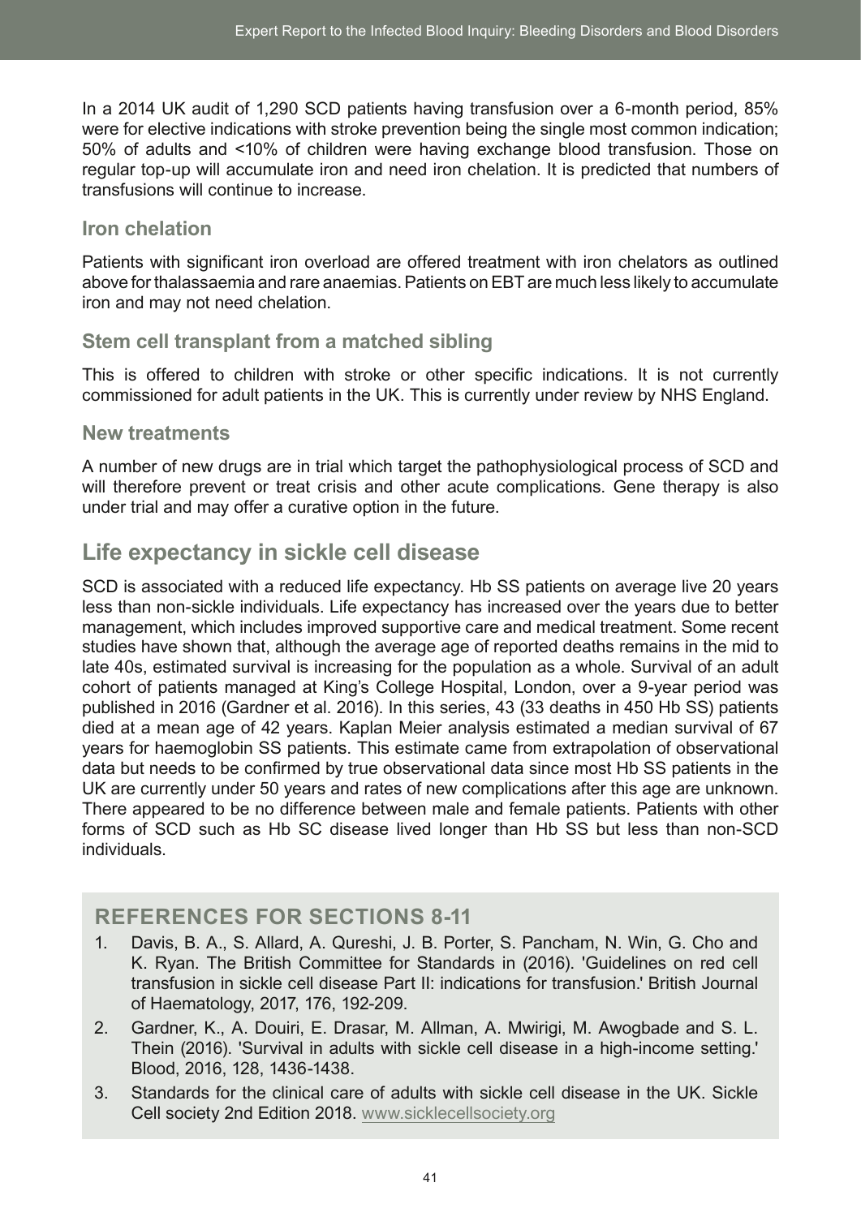In a 2014 UK audit of 1,290 SCD patients having transfusion over a 6-month period, 85% were for elective indications with stroke prevention being the single most common indication; 50% of adults and <10% of children were having exchange blood transfusion. Those on regular top-up will accumulate iron and need iron chelation. It is predicted that numbers of transfusions will continue to increase.

### Iron chelation

Patients with significant iron overload are offered treatment with iron chelators as outlined above for thalassaemia and rare anaemias. Patients on EBT are much less likely to accumulate iron and may not need chelation.

### Stem cell transplant from a matched sibling

This is offered to children with stroke or other specific indications. It is not currently commissioned for adult patients in the UK. This is currently under review by NHS England.

### New treatments

A number of new drugs are in trial which target the pathophysiological process of SCD and will therefore prevent or treat crisis and other acute complications. Gene therapy is also under trial and may offer a curative option in the future.

## Life expectancy in sickle cell disease

SCD is associated with a reduced life expectancy. Hb SS patients on average live 20 years less than non-sickle individuals. Life expectancy has increased over the years due to better management, which includes improved supportive care and medical treatment. Some recent studies have shown that, although the average age of reported deaths remains in the mid to late 40s, estimated survival is increasing for the population as a whole. Survival of an adult cohort of patients managed at King's College Hospital, London, over a 9-year period was published in 2016 (Gardner et al. 2016). In this series, 43 (33 deaths in 450 Hb SS) patients died at a mean age of 42 years. Kaplan Meier analysis estimated a median survival of 67 years for haemoglobin SS patients. This estimate came from extrapolation of observational data but needs to be confirmed by true observational data since most Hb SS patients in the UK are currently under 50 years and rates of new complications after this age are unknown. There appeared to be no difference between male and female patients. Patients with other forms of SCD such as Hb SC disease lived longer than Hb SS but less than non-SCD individuals.

## REFERENCES FOR SECTIONS 8-11

1. Davis, B. A., S. Allard, A. Qureshi, J. B. Porter, S. Pancham, N. Win, G. Cho and K. Ryan. The British Committee for Standards in (2016). 'Guidelines on red cell transfusion in sickle cell disease Part II: indications for transfusion.' British Journal of Haematology, 2017, 176, 192-209.
2. Gardner, K., A. Douiri, E. Drasar, M. Allman, A. Mwirigi, M. Awogbade and S. L. Thein (2016). 'Survival in adults with sickle cell disease in a high-income setting.' Blood, 2016, 128, 1436-1438.
3. Standards for the clinical care of adults with sickle cell disease in the UK. Sickle Cell society 2nd Edition 2018. www.sicklecellsociety.org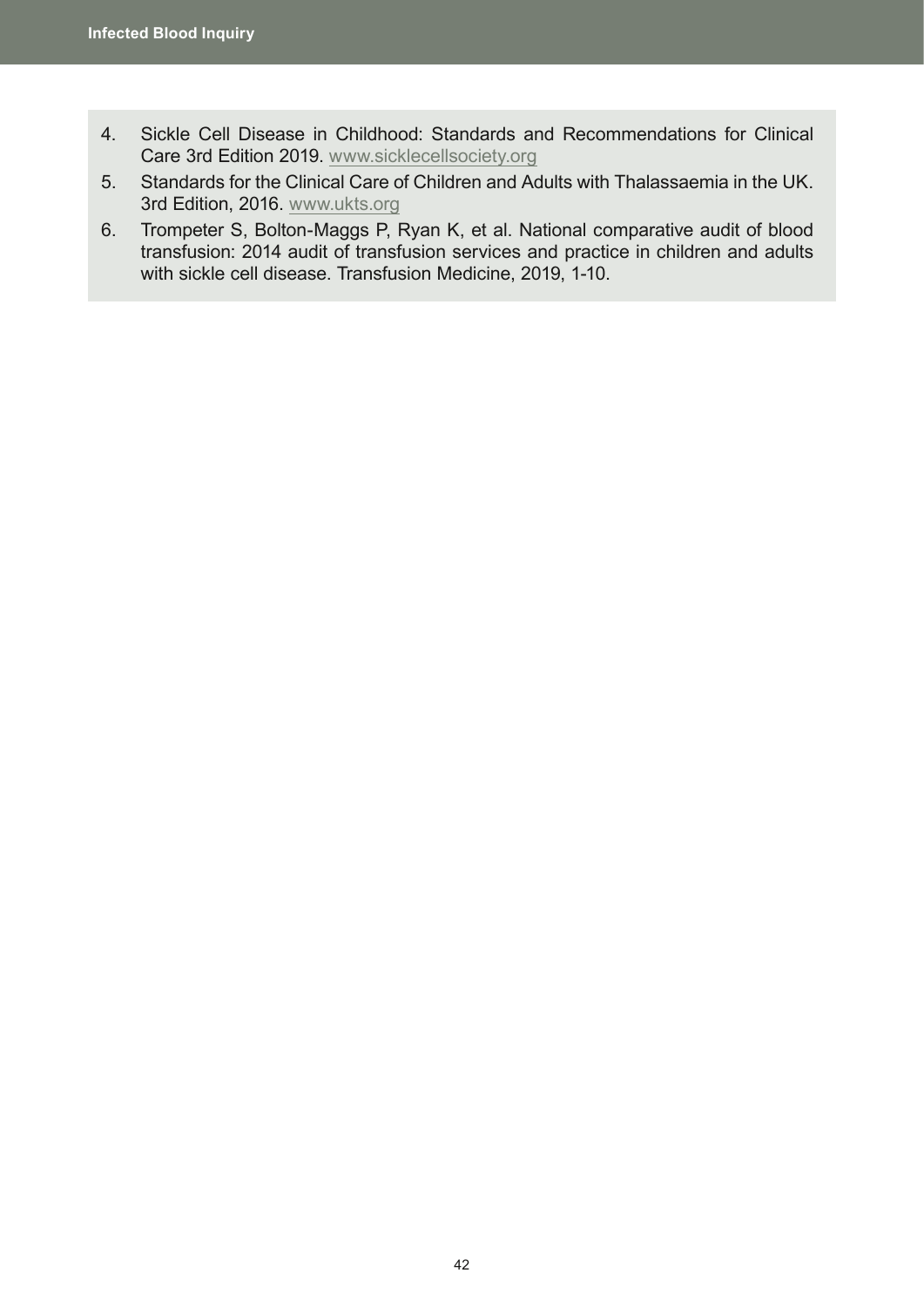4. Sickle Cell Disease in Childhood: Standards and Recommendations for Clinical Care 3rd Edition 2019. www.sicklecellsociety.org
5. Standards for the Clinical Care of Children and Adults with Thalassaemia in the UK. 3rd Edition, 2016. www.ukts.org
6. Trompeter S, Bolton-Maggs P, Ryan K, et al. National comparative audit of blood transfusion: 2014 audit of transfusion services and practice in children and adults with sickle cell disease. Transfusion Medicine, 2019, 1-10.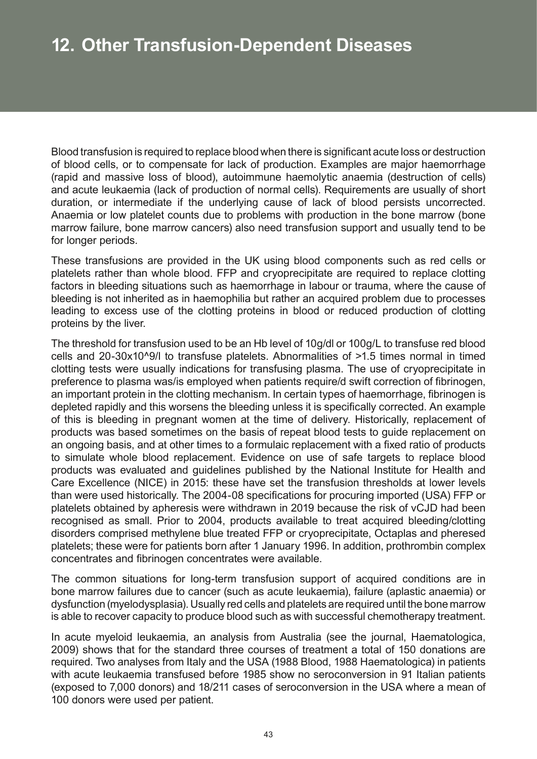# 12. Other Transfusion-Dependent Diseases

Blood transfusion is required to replace blood when there is significant acute loss or destruction of blood cells, or to compensate for lack of production. Examples are major haemorrhage (rapid and massive loss of blood), autoimmune haemolytic anaemia (destruction of cells) and acute leukaemia (lack of production of normal cells). Requirements are usually of short duration, or intermediate if the underlying cause of lack of blood persists uncorrected. Anaemia or low platelet counts due to problems with production in the bone marrow (bone marrow failure, bone marrow cancers) also need transfusion support and usually tend to be for longer periods.

These transfusions are provided in the UK using blood components such as red cells or platelets rather than whole blood. FFP and cryoprecipitate are required to replace clotting factors in bleeding situations such as haemorrhage in labour or trauma, where the cause of bleeding is not inherited as in haemophilia but rather an acquired problem due to processes leading to excess use of the clotting proteins in blood or reduced production of clotting proteins by the liver.

The threshold for transfusion used to be an Hb level of 10g/dl or 100g/L to transfuse red blood cells and 20-30x10^9/l to transfuse platelets. Abnormalities of >1.5 times normal in timed clotting tests were usually indications for transfusing plasma. The use of cryoprecipitate in preference to plasma was/is employed when patients require/d swift correction of fibrinogen, an important protein in the clotting mechanism. In certain types of haemorrhage, fibrinogen is depleted rapidly and this worsens the bleeding unless it is specifically corrected. An example of this is bleeding in pregnant women at the time of delivery. Historically, replacement of products was based sometimes on the basis of repeat blood tests to guide replacement on an ongoing basis, and at other times to a formulaic replacement with a fixed ratio of products to simulate whole blood replacement. Evidence on use of safe targets to replace blood products was evaluated and guidelines published by the National Institute for Health and Care Excellence (NICE) in 2015: these have set the transfusion thresholds at lower levels than were used historically. The 2004-08 specifications for procuring imported (USA) FFP or platelets obtained by apheresis were withdrawn in 2019 because the risk of vCJD had been recognised as small. Prior to 2004, products available to treat acquired bleeding/clotting disorders comprised methylene blue treated FFP or cryoprecipitate, Octaplas and pheresed platelets; these were for patients born after 1 January 1996. In addition, prothrombin complex concentrates and fibrinogen concentrates were available.

The common situations for long-term transfusion support of acquired conditions are in bone marrow failures due to cancer (such as acute leukaemia), failure (aplastic anaemia) or dysfunction (myelodysplasia). Usually red cells and platelets are required until the bone marrow is able to recover capacity to produce blood such as with successful chemotherapy treatment.

In acute myeloid leukaemia, an analysis from Australia (see the journal, Haematologica, 2009) shows that for the standard three courses of treatment a total of 150 donations are required. Two analyses from Italy and the USA (1988 Blood, 1988 Haematologica) in patients with acute leukaemia transfused before 1985 show no seroconversion in 91 Italian patients (exposed to 7,000 donors) and 18/211 cases of seroconversion in the USA where a mean of 100 donors were used per patient.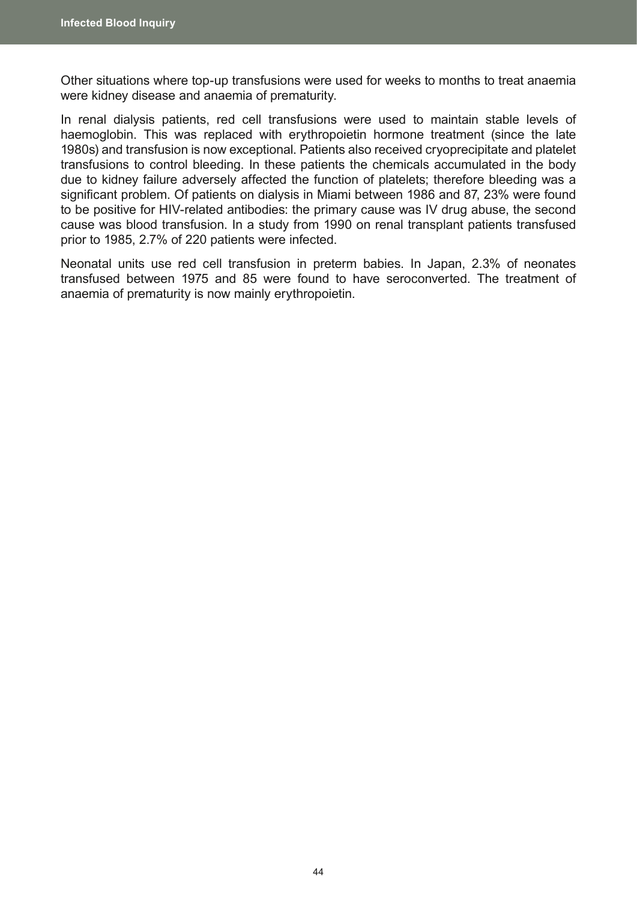Other situations where top-up transfusions were used for weeks to months to treat anaemia were kidney disease and anaemia of prematurity.

In renal dialysis patients, red cell transfusions were used to maintain stable levels of haemoglobin. This was replaced with erythropoietin hormone treatment (since the late 1980s) and transfusion is now exceptional. Patients also received cryoprecipitate and platelet transfusions to control bleeding. In these patients the chemicals accumulated in the body due to kidney failure adversely affected the function of platelets; therefore bleeding was a significant problem. Of patients on dialysis in Miami between 1986 and 87, 23% were found to be positive for HIV-related antibodies: the primary cause was IV drug abuse, the second cause was blood transfusion. In a study from 1990 on renal transplant patients transfused prior to 1985, 2.7% of 220 patients were infected.

Neonatal units use red cell transfusion in preterm babies. In Japan, 2.3% of neonates transfused between 1975 and 85 were found to have seroconverted. The treatment of anaemia of prematurity is now mainly erythropoietin.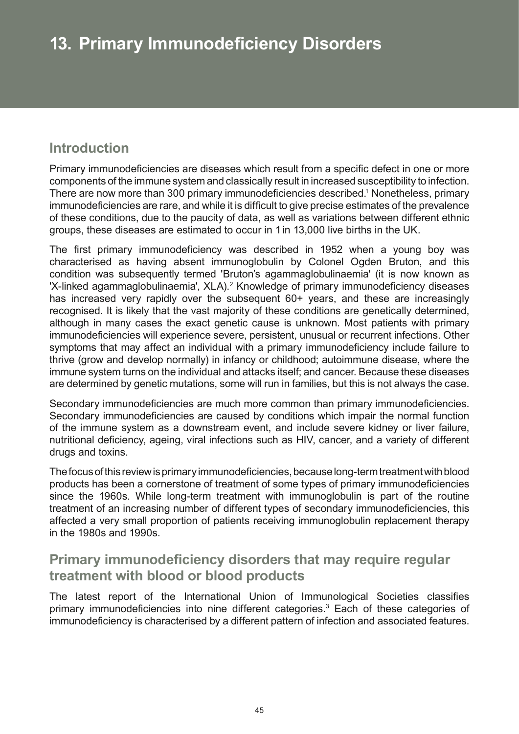# 13. Primary Immunodeficiency Disorders

## Introduction

Primary immunodeficiencies are diseases which result from a specific defect in one or more components of the immune system and classically result in increased susceptibility to infection. There are now more than 300 primary immunodeficiencies described.[1] Nonetheless, primary immunodeficiencies are rare, and while it is difficult to give precise estimates of the prevalence of these conditions, due to the paucity of data, as well as variations between different ethnic groups, these diseases are estimated to occur in 1 in 13,000 live births in the UK.

The first primary immunodeficiency was described in 1952 when a young boy was characterised as having absent immunoglobulin by Colonel Ogden Bruton, and this condition was subsequently termed 'Bruton's agammaglobulinaemia' (it is now known as 'X-linked agammaglobulinaemia', XLA).[2] Knowledge of primary immunodeficiency diseases has increased very rapidly over the subsequent 60+ years, and these are increasingly recognised. It is likely that the vast majority of these conditions are genetically determined, although in many cases the exact genetic cause is unknown. Most patients with primary immunodeficiencies will experience severe, persistent, unusual or recurrent infections. Other symptoms that may affect an individual with a primary immunodeficiency include failure to thrive (grow and develop normally) in infancy or childhood; autoimmune disease, where the immune system turns on the individual and attacks itself; and cancer. Because these diseases are determined by genetic mutations, some will run in families, but this is not always the case.

Secondary immunodeficiencies are much more common than primary immunodeficiencies. Secondary immunodeficiencies are caused by conditions which impair the normal function of the immune system as a downstream event, and include severe kidney or liver failure, nutritional deficiency, ageing, viral infections such as HIV, cancer, and a variety of different drugs and toxins.

The focus of this review is primary immunodeficiencies, because long-term treatment with blood products has been a cornerstone of treatment of some types of primary immunodeficiencies since the 1960s. While long-term treatment with immunoglobulin is part of the routine treatment of an increasing number of different types of secondary immunodeficiencies, this affected a very small proportion of patients receiving immunoglobulin replacement therapy in the 1980s and 1990s.

## Primary immunodeficiency disorders that may require regular treatment with blood or blood products

The latest report of the International Union of Immunological Societies classifies primary immunodeficiencies into nine different categories.[3] Each of these categories of immunodeficiency is characterised by a different pattern of infection and associated features.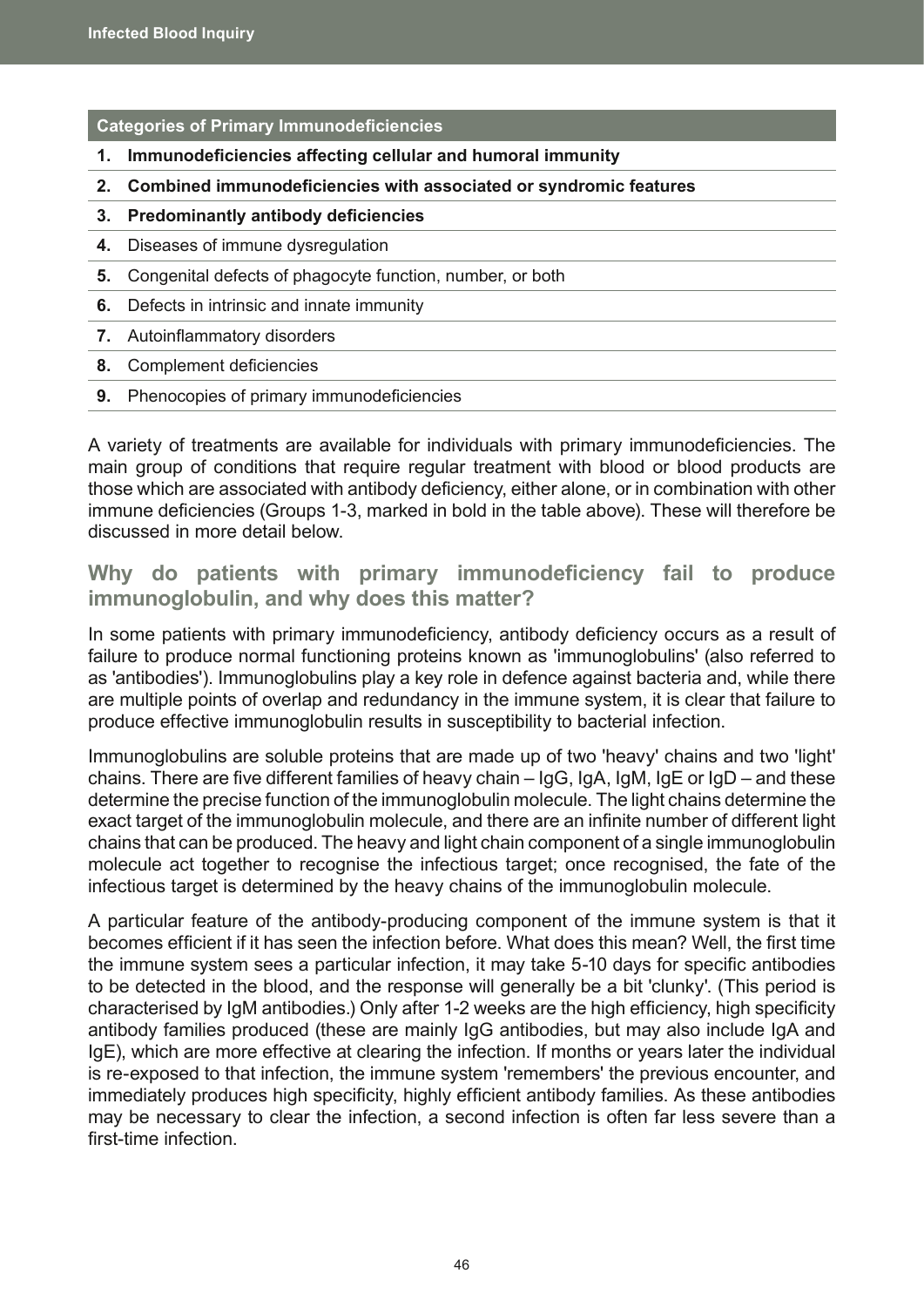| Categories of Primary Immunodeficiencies |
|---|
| **1. Immunodeficiencies affecting cellular and humoral immunity** |
| **2. Combined immunodeficiencies with associated or syndromic features** |
| **3. Predominantly antibody deficiencies** |
| **4.** Diseases of immune dysregulation |
| **5.** Congenital defects of phagocyte function, number, or both |
| **6.** Defects in intrinsic and innate immunity |
| **7.** Autoinflammatory disorders |
| **8.** Complement deficiencies |
| **9.** Phenocopies of primary immunodeficiencies |

A variety of treatments are available for individuals with primary immunodeficiencies. The main group of conditions that require regular treatment with blood or blood products are those which are associated with antibody deficiency, either alone, or in combination with other immune deficiencies (Groups 1-3, marked in bold in the table above). These will therefore be discussed in more detail below.

## Why do patients with primary immunodeficiency fail to produce immunoglobulin, and why does this matter?

In some patients with primary immunodeficiency, antibody deficiency occurs as a result of failure to produce normal functioning proteins known as 'immunoglobulins' (also referred to as 'antibodies'). Immunoglobulins play a key role in defence against bacteria and, while there are multiple points of overlap and redundancy in the immune system, it is clear that failure to produce effective immunoglobulin results in susceptibility to bacterial infection.

Immunoglobulins are soluble proteins that are made up of two 'heavy' chains and two 'light' chains. There are five different families of heavy chain – IgG, IgA, IgM, IgE or IgD – and these determine the precise function of the immunoglobulin molecule. The light chains determine the exact target of the immunoglobulin molecule, and there are an infinite number of different light chains that can be produced. The heavy and light chain component of a single immunoglobulin molecule act together to recognise the infectious target; once recognised, the fate of the infectious target is determined by the heavy chains of the immunoglobulin molecule.

A particular feature of the antibody-producing component of the immune system is that it becomes efficient if it has seen the infection before. What does this mean? Well, the first time the immune system sees a particular infection, it may take 5-10 days for specific antibodies to be detected in the blood, and the response will generally be a bit 'clunky'. (This period is characterised by IgM antibodies.) Only after 1-2 weeks are the high efficiency, high specificity antibody families produced (these are mainly IgG antibodies, but may also include IgA and IgE), which are more effective at clearing the infection. If months or years later the individual is re-exposed to that infection, the immune system 'remembers' the previous encounter, and immediately produces high specificity, highly efficient antibody families. As these antibodies may be necessary to clear the infection, a second infection is often far less severe than a first-time infection.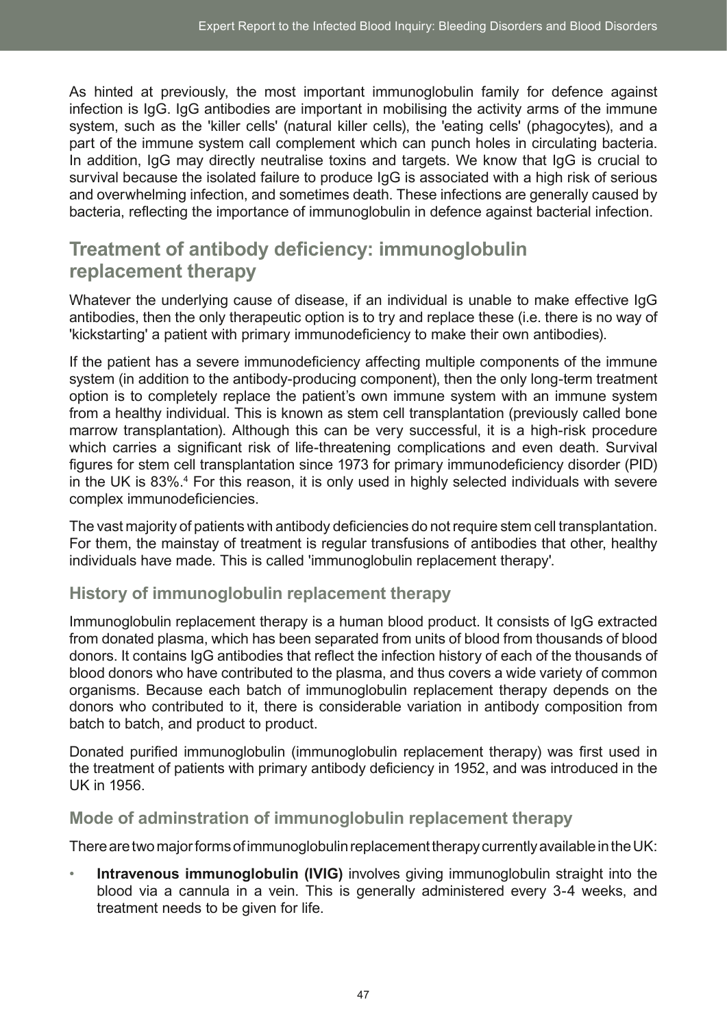As hinted at previously, the most important immunoglobulin family for defence against infection is IgG. IgG antibodies are important in mobilising the activity arms of the immune system, such as the 'killer cells' (natural killer cells), the 'eating cells' (phagocytes), and a part of the immune system call complement which can punch holes in circulating bacteria. In addition, IgG may directly neutralise toxins and targets. We know that IgG is crucial to survival because the isolated failure to produce IgG is associated with a high risk of serious and overwhelming infection, and sometimes death. These infections are generally caused by bacteria, reflecting the importance of immunoglobulin in defence against bacterial infection.

## Treatment of antibody deficiency: immunoglobulin replacement therapy

Whatever the underlying cause of disease, if an individual is unable to make effective IgG antibodies, then the only therapeutic option is to try and replace these (i.e. there is no way of 'kickstarting' a patient with primary immunodeficiency to make their own antibodies).

If the patient has a severe immunodeficiency affecting multiple components of the immune system (in addition to the antibody-producing component), then the only long-term treatment option is to completely replace the patient's own immune system with an immune system from a healthy individual. This is known as stem cell transplantation (previously called bone marrow transplantation). Although this can be very successful, it is a high-risk procedure which carries a significant risk of life-threatening complications and even death. Survival figures for stem cell transplantation since 1973 for primary immunodeficiency disorder (PID) in the UK is 83%.[4] For this reason, it is only used in highly selected individuals with severe complex immunodeficiencies.

The vast majority of patients with antibody deficiencies do not require stem cell transplantation. For them, the mainstay of treatment is regular transfusions of antibodies that other, healthy individuals have made. This is called 'immunoglobulin replacement therapy'.

### History of immunoglobulin replacement therapy

Immunoglobulin replacement therapy is a human blood product. It consists of IgG extracted from donated plasma, which has been separated from units of blood from thousands of blood donors. It contains IgG antibodies that reflect the infection history of each of the thousands of blood donors who have contributed to the plasma, and thus covers a wide variety of common organisms. Because each batch of immunoglobulin replacement therapy depends on the donors who contributed to it, there is considerable variation in antibody composition from batch to batch, and product to product.

Donated purified immunoglobulin (immunoglobulin replacement therapy) was first used in the treatment of patients with primary antibody deficiency in 1952, and was introduced in the UK in 1956.

### Mode of adminstration of immunoglobulin replacement therapy

There are two major forms of immunoglobulin replacement therapy currently available in the UK:

- **Intravenous immunoglobulin (IVIG)** involves giving immunoglobulin straight into the blood via a cannula in a vein. This is generally administered every 3-4 weeks, and treatment needs to be given for life.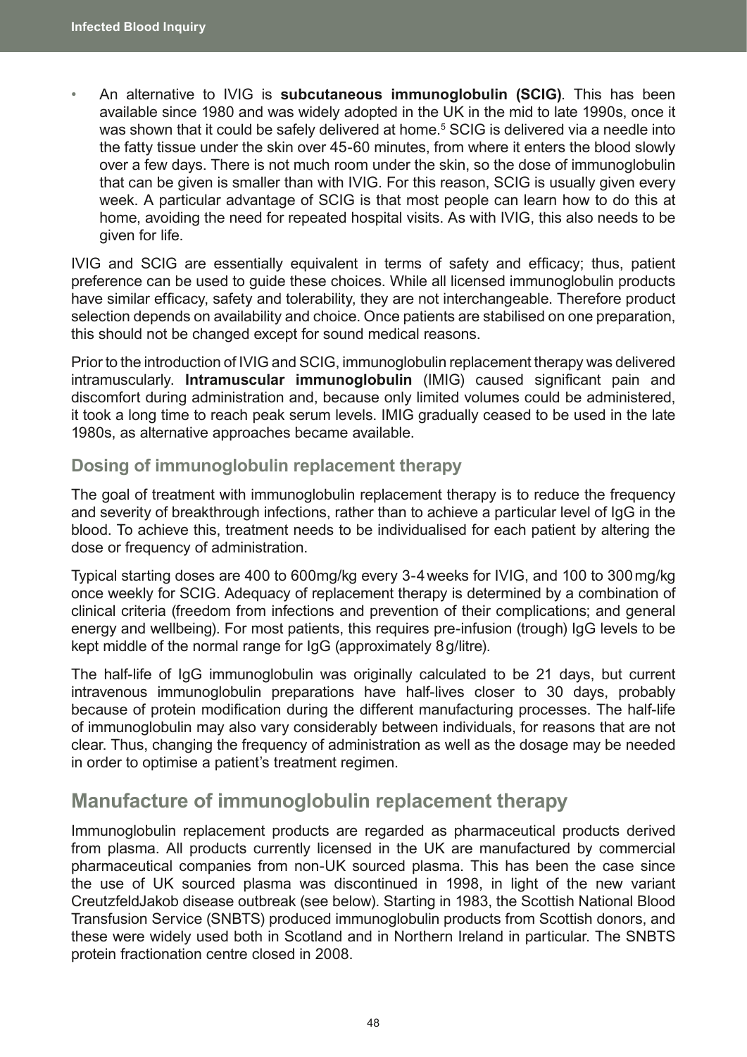- An alternative to IVIG is **subcutaneous immunoglobulin (SCIG)**. This has been available since 1980 and was widely adopted in the UK in the mid to late 1990s, once it was shown that it could be safely delivered at home.[5] SCIG is delivered via a needle into the fatty tissue under the skin over 45-60 minutes, from where it enters the blood slowly over a few days. There is not much room under the skin, so the dose of immunoglobulin that can be given is smaller than with IVIG. For this reason, SCIG is usually given every week. A particular advantage of SCIG is that most people can learn how to do this at home, avoiding the need for repeated hospital visits. As with IVIG, this also needs to be given for life.

IVIG and SCIG are essentially equivalent in terms of safety and efficacy; thus, patient preference can be used to guide these choices. While all licensed immunoglobulin products have similar efficacy, safety and tolerability, they are not interchangeable. Therefore product selection depends on availability and choice. Once patients are stabilised on one preparation, this should not be changed except for sound medical reasons.

Prior to the introduction of IVIG and SCIG, immunoglobulin replacement therapy was delivered intramuscularly. **Intramuscular immunoglobulin** (IMIG) caused significant pain and discomfort during administration and, because only limited volumes could be administered, it took a long time to reach peak serum levels. IMIG gradually ceased to be used in the late 1980s, as alternative approaches became available.

### Dosing of immunoglobulin replacement therapy

The goal of treatment with immunoglobulin replacement therapy is to reduce the frequency and severity of breakthrough infections, rather than to achieve a particular level of IgG in the blood. To achieve this, treatment needs to be individualised for each patient by altering the dose or frequency of administration.

Typical starting doses are 400 to 600mg/kg every 3-4 weeks for IVIG, and 100 to 300 mg/kg once weekly for SCIG. Adequacy of replacement therapy is determined by a combination of clinical criteria (freedom from infections and prevention of their complications; and general energy and wellbeing). For most patients, this requires pre-infusion (trough) IgG levels to be kept middle of the normal range for IgG (approximately 8 g/litre).

The half-life of IgG immunoglobulin was originally calculated to be 21 days, but current intravenous immunoglobulin preparations have half-lives closer to 30 days, probably because of protein modification during the different manufacturing processes. The half-life of immunoglobulin may also vary considerably between individuals, for reasons that are not clear. Thus, changing the frequency of administration as well as the dosage may be needed in order to optimise a patient's treatment regimen.

## Manufacture of immunoglobulin replacement therapy

Immunoglobulin replacement products are regarded as pharmaceutical products derived from plasma. All products currently licensed in the UK are manufactured by commercial pharmaceutical companies from non-UK sourced plasma. This has been the case since the use of UK sourced plasma was discontinued in 1998, in light of the new variant CreutzfeldJakob disease outbreak (see below). Starting in 1983, the Scottish National Blood Transfusion Service (SNBTS) produced immunoglobulin products from Scottish donors, and these were widely used both in Scotland and in Northern Ireland in particular. The SNBTS protein fractionation centre closed in 2008.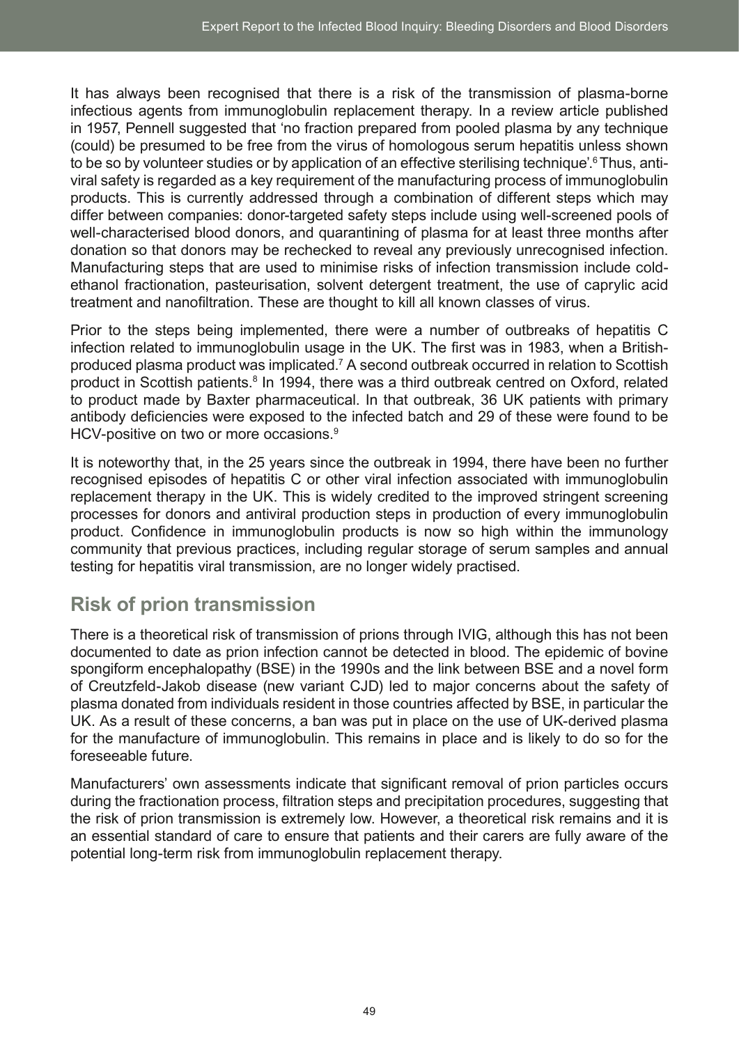It has always been recognised that there is a risk of the transmission of plasma-borne infectious agents from immunoglobulin replacement therapy. In a review article published in 1957, Pennell suggested that 'no fraction prepared from pooled plasma by any technique (could) be presumed to be free from the virus of homologous serum hepatitis unless shown to be so by volunteer studies or by application of an effective sterilising technique'.[6] Thus, anti-viral safety is regarded as a key requirement of the manufacturing process of immunoglobulin products. This is currently addressed through a combination of different steps which may differ between companies: donor-targeted safety steps include using well-screened pools of well-characterised blood donors, and quarantining of plasma for at least three months after donation so that donors may be rechecked to reveal any previously unrecognised infection. Manufacturing steps that are used to minimise risks of infection transmission include cold-ethanol fractionation, pasteurisation, solvent detergent treatment, the use of caprylic acid treatment and nanofiltration. These are thought to kill all known classes of virus.

Prior to the steps being implemented, there were a number of outbreaks of hepatitis C infection related to immunoglobulin usage in the UK. The first was in 1983, when a British-produced plasma product was implicated.[7] A second outbreak occurred in relation to Scottish product in Scottish patients.[8] In 1994, there was a third outbreak centred on Oxford, related to product made by Baxter pharmaceutical. In that outbreak, 36 UK patients with primary antibody deficiencies were exposed to the infected batch and 29 of these were found to be HCV-positive on two or more occasions.[9]

It is noteworthy that, in the 25 years since the outbreak in 1994, there have been no further recognised episodes of hepatitis C or other viral infection associated with immunoglobulin replacement therapy in the UK. This is widely credited to the improved stringent screening processes for donors and antiviral production steps in production of every immunoglobulin product. Confidence in immunoglobulin products is now so high within the immunology community that previous practices, including regular storage of serum samples and annual testing for hepatitis viral transmission, are no longer widely practised.

## Risk of prion transmission

There is a theoretical risk of transmission of prions through IVIG, although this has not been documented to date as prion infection cannot be detected in blood. The epidemic of bovine spongiform encephalopathy (BSE) in the 1990s and the link between BSE and a novel form of Creutzfeld-Jakob disease (new variant CJD) led to major concerns about the safety of plasma donated from individuals resident in those countries affected by BSE, in particular the UK. As a result of these concerns, a ban was put in place on the use of UK-derived plasma for the manufacture of immunoglobulin. This remains in place and is likely to do so for the foreseeable future.

Manufacturers' own assessments indicate that significant removal of prion particles occurs during the fractionation process, filtration steps and precipitation procedures, suggesting that the risk of prion transmission is extremely low. However, a theoretical risk remains and it is an essential standard of care to ensure that patients and their carers are fully aware of the potential long-term risk from immunoglobulin replacement therapy.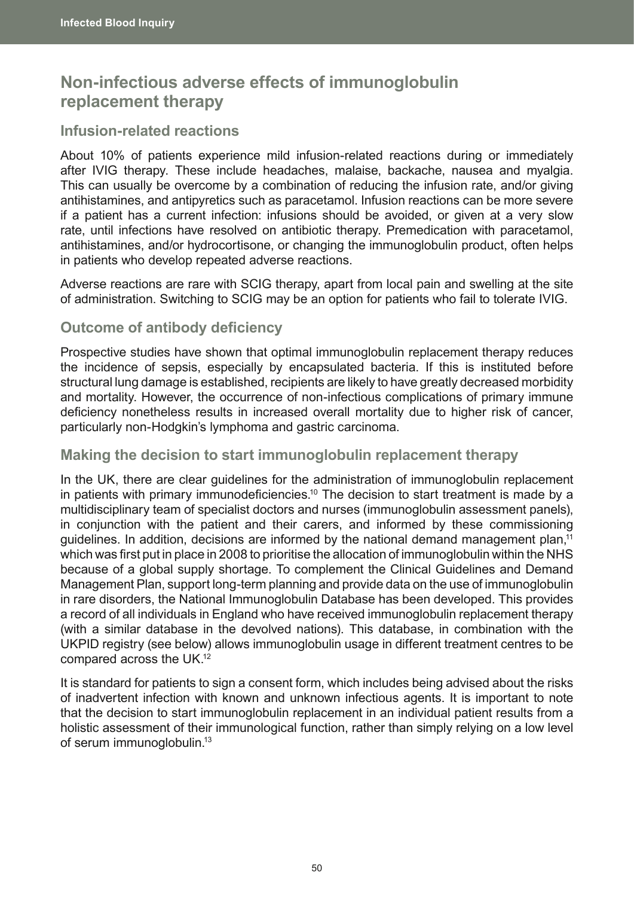## Non-infectious adverse effects of immunoglobulin replacement therapy

### Infusion-related reactions

About 10% of patients experience mild infusion-related reactions during or immediately after IVIG therapy. These include headaches, malaise, backache, nausea and myalgia. This can usually be overcome by a combination of reducing the infusion rate, and/or giving antihistamines, and antipyretics such as paracetamol. Infusion reactions can be more severe if a patient has a current infection: infusions should be avoided, or given at a very slow rate, until infections have resolved on antibiotic therapy. Premedication with paracetamol, antihistamines, and/or hydrocortisone, or changing the immunoglobulin product, often helps in patients who develop repeated adverse reactions.

Adverse reactions are rare with SCIG therapy, apart from local pain and swelling at the site of administration. Switching to SCIG may be an option for patients who fail to tolerate IVIG.

### Outcome of antibody deficiency

Prospective studies have shown that optimal immunoglobulin replacement therapy reduces the incidence of sepsis, especially by encapsulated bacteria. If this is instituted before structural lung damage is established, recipients are likely to have greatly decreased morbidity and mortality. However, the occurrence of non-infectious complications of primary immune deficiency nonetheless results in increased overall mortality due to higher risk of cancer, particularly non-Hodgkin's lymphoma and gastric carcinoma.

### Making the decision to start immunoglobulin replacement therapy

In the UK, there are clear guidelines for the administration of immunoglobulin replacement in patients with primary immunodeficiencies.[10] The decision to start treatment is made by a multidisciplinary team of specialist doctors and nurses (immunoglobulin assessment panels), in conjunction with the patient and their carers, and informed by these commissioning guidelines. In addition, decisions are informed by the national demand management plan,[11] which was first put in place in 2008 to prioritise the allocation of immunoglobulin within the NHS because of a global supply shortage. To complement the Clinical Guidelines and Demand Management Plan, support long-term planning and provide data on the use of immunoglobulin in rare disorders, the National Immunoglobulin Database has been developed. This provides a record of all individuals in England who have received immunoglobulin replacement therapy (with a similar database in the devolved nations). This database, in combination with the UKPID registry (see below) allows immunoglobulin usage in different treatment centres to be compared across the UK.[12]

It is standard for patients to sign a consent form, which includes being advised about the risks of inadvertent infection with known and unknown infectious agents. It is important to note that the decision to start immunoglobulin replacement in an individual patient results from a holistic assessment of their immunological function, rather than simply relying on a low level of serum immunoglobulin.[13]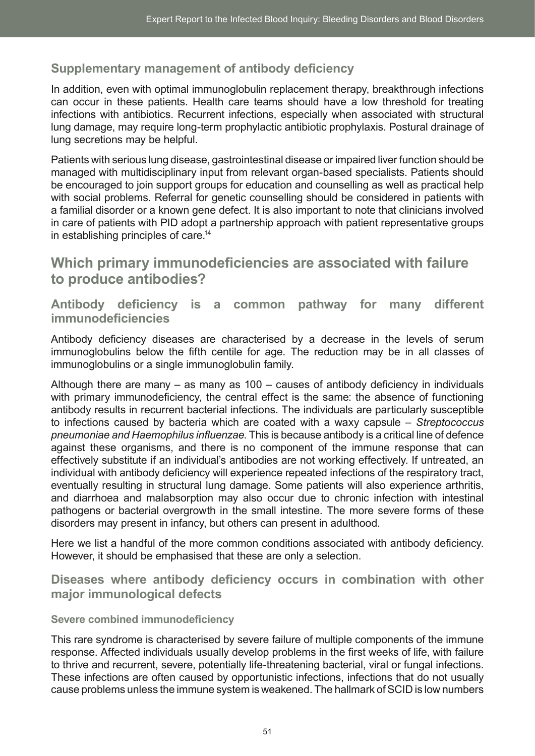### Supplementary management of antibody deficiency

In addition, even with optimal immunoglobulin replacement therapy, breakthrough infections can occur in these patients. Health care teams should have a low threshold for treating infections with antibiotics. Recurrent infections, especially when associated with structural lung damage, may require long-term prophylactic antibiotic prophylaxis. Postural drainage of lung secretions may be helpful.

Patients with serious lung disease, gastrointestinal disease or impaired liver function should be managed with multidisciplinary input from relevant organ-based specialists. Patients should be encouraged to join support groups for education and counselling as well as practical help with social problems. Referral for genetic counselling should be considered in patients with a familial disorder or a known gene defect. It is also important to note that clinicians involved in care of patients with PID adopt a partnership approach with patient representative groups in establishing principles of care.[14]

## Which primary immunodeficiencies are associated with failure to produce antibodies?

### Antibody deficiency is a common pathway for many different immunodeficiencies

Antibody deficiency diseases are characterised by a decrease in the levels of serum immunoglobulins below the fifth centile for age. The reduction may be in all classes of immunoglobulins or a single immunoglobulin family.

Although there are many – as many as 100 – causes of antibody deficiency in individuals with primary immunodeficiency, the central effect is the same: the absence of functioning antibody results in recurrent bacterial infections. The individuals are particularly susceptible to infections caused by bacteria which are coated with a waxy capsule – *Streptococcus pneumoniae and Haemophilus influenzae*. This is because antibody is a critical line of defence against these organisms, and there is no component of the immune response that can effectively substitute if an individual's antibodies are not working effectively. If untreated, an individual with antibody deficiency will experience repeated infections of the respiratory tract, eventually resulting in structural lung damage. Some patients will also experience arthritis, and diarrhoea and malabsorption may also occur due to chronic infection with intestinal pathogens or bacterial overgrowth in the small intestine. The more severe forms of these disorders may present in infancy, but others can present in adulthood.

Here we list a handful of the more common conditions associated with antibody deficiency. However, it should be emphasised that these are only a selection.

### Diseases where antibody deficiency occurs in combination with other major immunological defects

#### Severe combined immunodeficiency

This rare syndrome is characterised by severe failure of multiple components of the immune response. Affected individuals usually develop problems in the first weeks of life, with failure to thrive and recurrent, severe, potentially life-threatening bacterial, viral or fungal infections. These infections are often caused by opportunistic infections, infections that do not usually cause problems unless the immune system is weakened. The hallmark of SCID is low numbers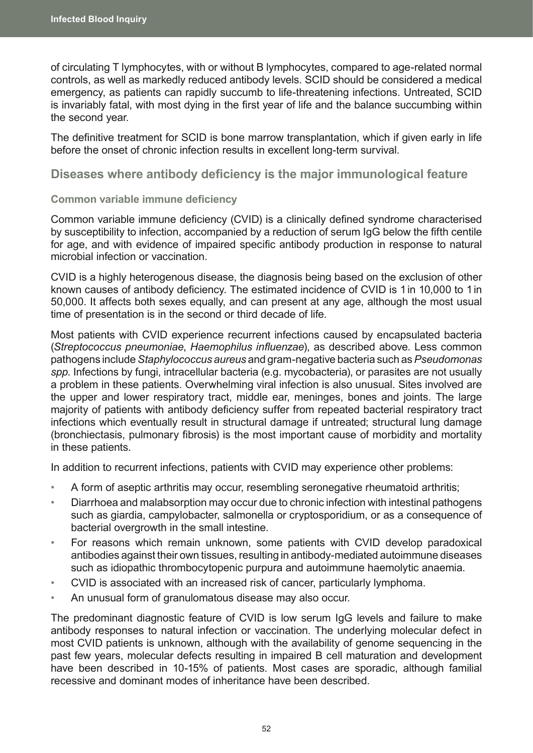of circulating T lymphocytes, with or without B lymphocytes, compared to age-related normal controls, as well as markedly reduced antibody levels. SCID should be considered a medical emergency, as patients can rapidly succumb to life-threatening infections. Untreated, SCID is invariably fatal, with most dying in the first year of life and the balance succumbing within the second year.

The definitive treatment for SCID is bone marrow transplantation, which if given early in life before the onset of chronic infection results in excellent long-term survival.

## Diseases where antibody deficiency is the major immunological feature

### Common variable immune deficiency

Common variable immune deficiency (CVID) is a clinically defined syndrome characterised by susceptibility to infection, accompanied by a reduction of serum IgG below the fifth centile for age, and with evidence of impaired specific antibody production in response to natural microbial infection or vaccination.

CVID is a highly heterogenous disease, the diagnosis being based on the exclusion of other known causes of antibody deficiency. The estimated incidence of CVID is 1 in 10,000 to 1 in 50,000. It affects both sexes equally, and can present at any age, although the most usual time of presentation is in the second or third decade of life.

Most patients with CVID experience recurrent infections caused by encapsulated bacteria (*Streptococcus pneumoniae*, *Haemophilus influenzae*), as described above. Less common pathogens include *Staphylococcus aureus* and gram-negative bacteria such as *Pseudomonas spp*. Infections by fungi, intracellular bacteria (e.g. mycobacteria), or parasites are not usually a problem in these patients. Overwhelming viral infection is also unusual. Sites involved are the upper and lower respiratory tract, middle ear, meninges, bones and joints. The large majority of patients with antibody deficiency suffer from repeated bacterial respiratory tract infections which eventually result in structural damage if untreated; structural lung damage (bronchiectasis, pulmonary fibrosis) is the most important cause of morbidity and mortality in these patients.

In addition to recurrent infections, patients with CVID may experience other problems:

- A form of aseptic arthritis may occur, resembling seronegative rheumatoid arthritis;
- Diarrhoea and malabsorption may occur due to chronic infection with intestinal pathogens such as giardia, campylobacter, salmonella or cryptosporidium, or as a consequence of bacterial overgrowth in the small intestine.
- For reasons which remain unknown, some patients with CVID develop paradoxical antibodies against their own tissues, resulting in antibody-mediated autoimmune diseases such as idiopathic thrombocytopenic purpura and autoimmune haemolytic anaemia.
- CVID is associated with an increased risk of cancer, particularly lymphoma.
- An unusual form of granulomatous disease may also occur.

The predominant diagnostic feature of CVID is low serum IgG levels and failure to make antibody responses to natural infection or vaccination. The underlying molecular defect in most CVID patients is unknown, although with the availability of genome sequencing in the past few years, molecular defects resulting in impaired B cell maturation and development have been described in 10-15% of patients. Most cases are sporadic, although familial recessive and dominant modes of inheritance have been described.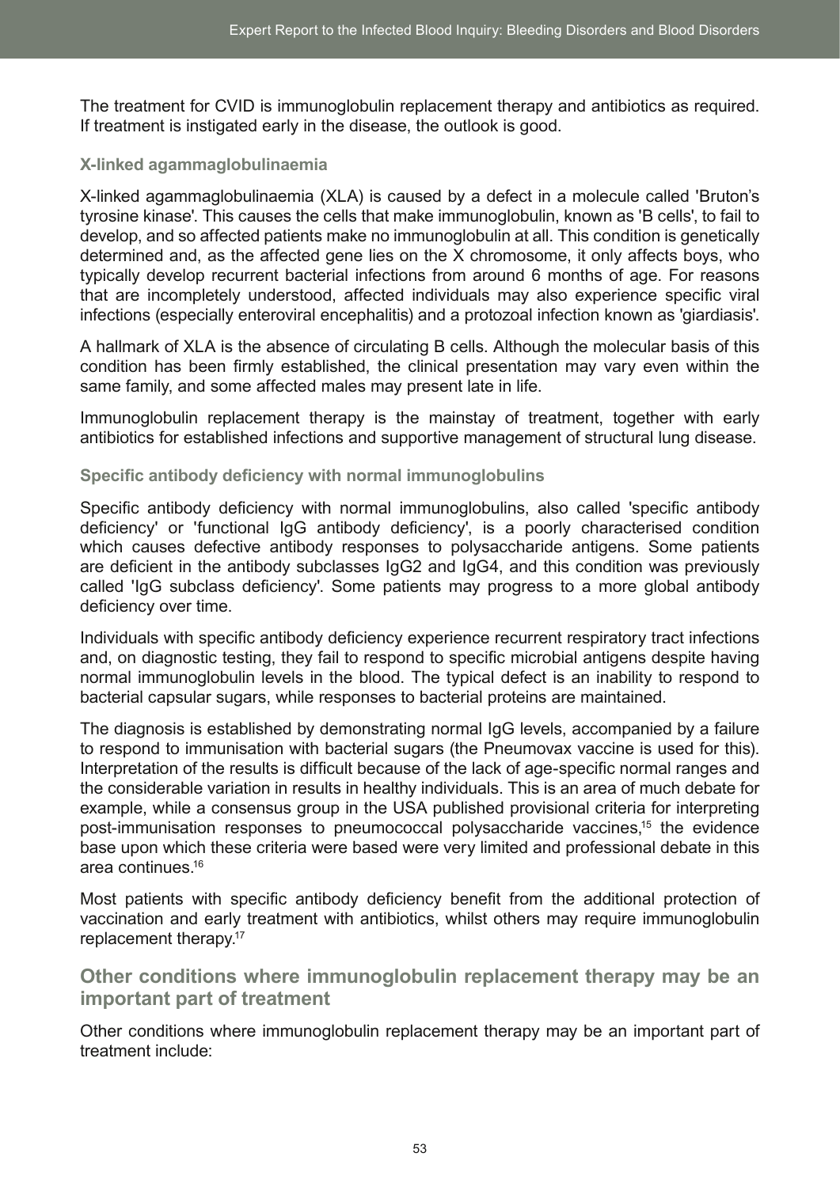The treatment for CVID is immunoglobulin replacement therapy and antibiotics as required. If treatment is instigated early in the disease, the outlook is good.

### X-linked agammaglobulinaemia

X-linked agammaglobulinaemia (XLA) is caused by a defect in a molecule called 'Bruton's tyrosine kinase'. This causes the cells that make immunoglobulin, known as 'B cells', to fail to develop, and so affected patients make no immunoglobulin at all. This condition is genetically determined and, as the affected gene lies on the X chromosome, it only affects boys, who typically develop recurrent bacterial infections from around 6 months of age. For reasons that are incompletely understood, affected individuals may also experience specific viral infections (especially enteroviral encephalitis) and a protozoal infection known as 'giardiasis'.

A hallmark of XLA is the absence of circulating B cells. Although the molecular basis of this condition has been firmly established, the clinical presentation may vary even within the same family, and some affected males may present late in life.

Immunoglobulin replacement therapy is the mainstay of treatment, together with early antibiotics for established infections and supportive management of structural lung disease.

### Specific antibody deficiency with normal immunoglobulins

Specific antibody deficiency with normal immunoglobulins, also called 'specific antibody deficiency' or 'functional IgG antibody deficiency', is a poorly characterised condition which causes defective antibody responses to polysaccharide antigens. Some patients are deficient in the antibody subclasses IgG2 and IgG4, and this condition was previously called 'IgG subclass deficiency'. Some patients may progress to a more global antibody deficiency over time.

Individuals with specific antibody deficiency experience recurrent respiratory tract infections and, on diagnostic testing, they fail to respond to specific microbial antigens despite having normal immunoglobulin levels in the blood. The typical defect is an inability to respond to bacterial capsular sugars, while responses to bacterial proteins are maintained.

The diagnosis is established by demonstrating normal IgG levels, accompanied by a failure to respond to immunisation with bacterial sugars (the Pneumovax vaccine is used for this). Interpretation of the results is difficult because of the lack of age-specific normal ranges and the considerable variation in results in healthy individuals. This is an area of much debate for example, while a consensus group in the USA published provisional criteria for interpreting post-immunisation responses to pneumococcal polysaccharide vaccines,[15] the evidence base upon which these criteria were based were very limited and professional debate in this area continues.[16]

Most patients with specific antibody deficiency benefit from the additional protection of vaccination and early treatment with antibiotics, whilst others may require immunoglobulin replacement therapy.[17]

## Other conditions where immunoglobulin replacement therapy may be an important part of treatment

Other conditions where immunoglobulin replacement therapy may be an important part of treatment include: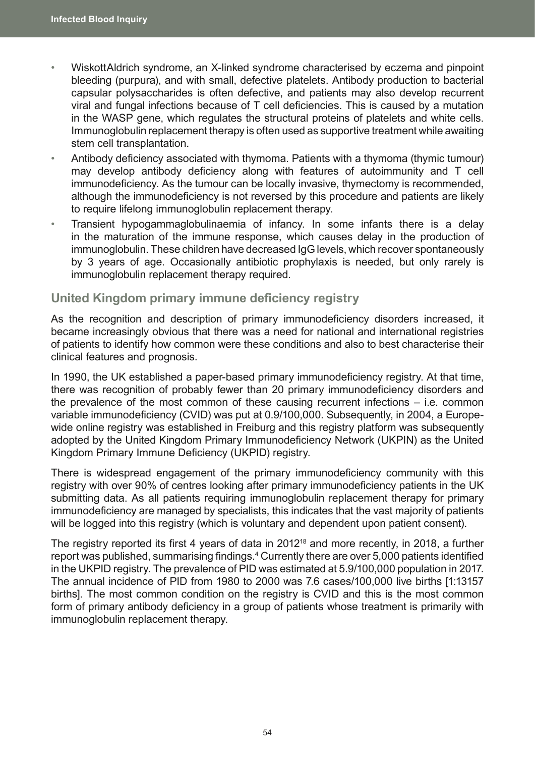- WiskottAldrich syndrome, an X-linked syndrome characterised by eczema and pinpoint bleeding (purpura), and with small, defective platelets. Antibody production to bacterial capsular polysaccharides is often defective, and patients may also develop recurrent viral and fungal infections because of T cell deficiencies. This is caused by a mutation in the WASP gene, which regulates the structural proteins of platelets and white cells. Immunoglobulin replacement therapy is often used as supportive treatment while awaiting stem cell transplantation.
- Antibody deficiency associated with thymoma. Patients with a thymoma (thymic tumour) may develop antibody deficiency along with features of autoimmunity and T cell immunodeficiency. As the tumour can be locally invasive, thymectomy is recommended, although the immunodeficiency is not reversed by this procedure and patients are likely to require lifelong immunoglobulin replacement therapy.
- Transient hypogammaglobulinaemia of infancy. In some infants there is a delay in the maturation of the immune response, which causes delay in the production of immunoglobulin. These children have decreased IgG levels, which recover spontaneously by 3 years of age. Occasionally antibiotic prophylaxis is needed, but only rarely is immunoglobulin replacement therapy required.

## United Kingdom primary immune deficiency registry

As the recognition and description of primary immunodeficiency disorders increased, it became increasingly obvious that there was a need for national and international registries of patients to identify how common were these conditions and also to best characterise their clinical features and prognosis.

In 1990, the UK established a paper-based primary immunodeficiency registry. At that time, there was recognition of probably fewer than 20 primary immunodeficiency disorders and the prevalence of the most common of these causing recurrent infections – i.e. common variable immunodeficiency (CVID) was put at 0.9/100,000. Subsequently, in 2004, a Europe-wide online registry was established in Freiburg and this registry platform was subsequently adopted by the United Kingdom Primary Immunodeficiency Network (UKPIN) as the United Kingdom Primary Immune Deficiency (UKPID) registry.

There is widespread engagement of the primary immunodeficiency community with this registry with over 90% of centres looking after primary immunodeficiency patients in the UK submitting data. As all patients requiring immunoglobulin replacement therapy for primary immunodeficiency are managed by specialists, this indicates that the vast majority of patients will be logged into this registry (which is voluntary and dependent upon patient consent).

The registry reported its first 4 years of data in 2012[18] and more recently, in 2018, a further report was published, summarising findings.[4] Currently there are over 5,000 patients identified in the UKPID registry. The prevalence of PID was estimated at 5.9/100,000 population in 2017. The annual incidence of PID from 1980 to 2000 was 7.6 cases/100,000 live births [1:13157 births]. The most common condition on the registry is CVID and this is the most common form of primary antibody deficiency in a group of patients whose treatment is primarily with immunoglobulin replacement therapy.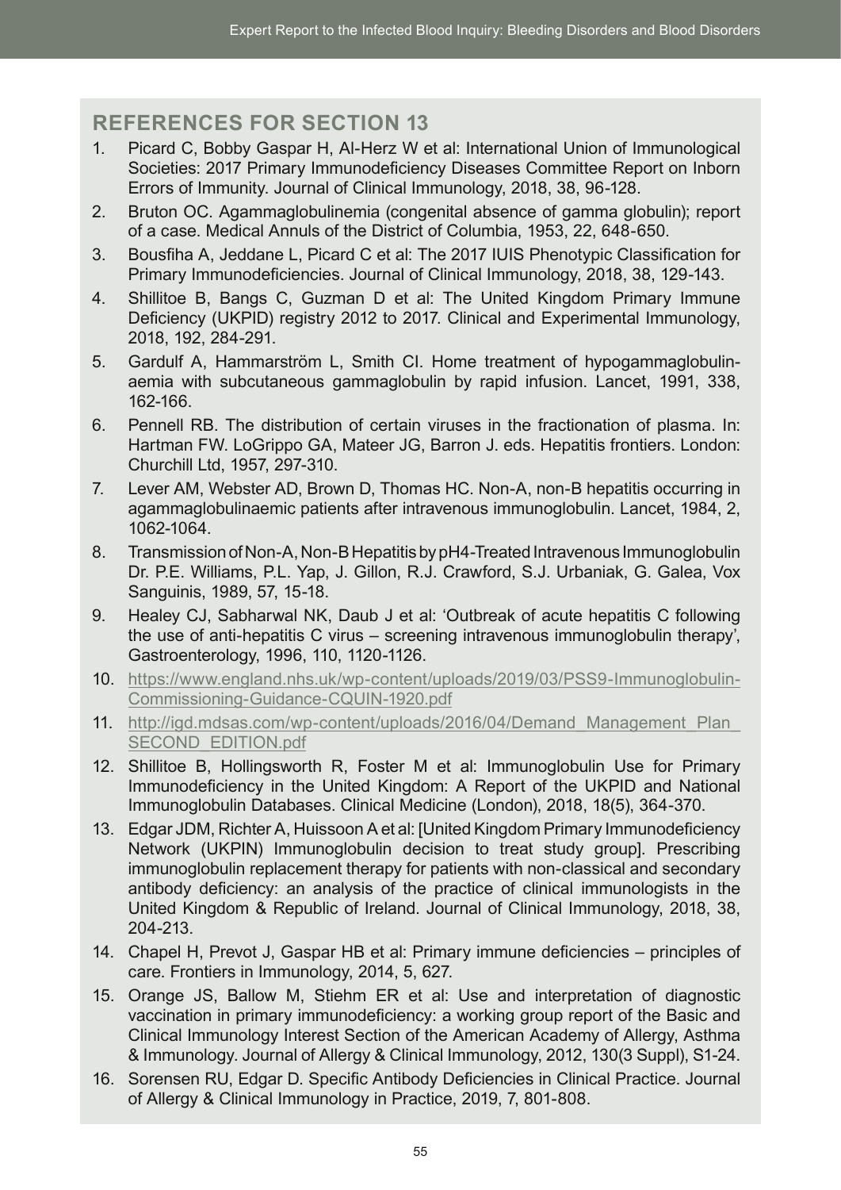## REFERENCES FOR SECTION 13

1. Picard C, Bobby Gaspar H, Al-Herz W et al: International Union of Immunological Societies: 2017 Primary Immunodeficiency Diseases Committee Report on Inborn Errors of Immunity. Journal of Clinical Immunology, 2018, 38, 96-128.
2. Bruton OC. Agammaglobulinemia (congenital absence of gamma globulin); report of a case. Medical Annuls of the District of Columbia, 1953, 22, 648-650.
3. Bousfiha A, Jeddane L, Picard C et al: The 2017 IUIS Phenotypic Classification for Primary Immunodeficiencies. Journal of Clinical Immunology, 2018, 38, 129-143.
4. Shillitoe B, Bangs C, Guzman D et al: The United Kingdom Primary Immune Deficiency (UKPID) registry 2012 to 2017. Clinical and Experimental Immunology, 2018, 192, 284-291.
5. Gardulf A, Hammarström L, Smith CI. Home treatment of hypogammaglobulinaemia with subcutaneous gammaglobulin by rapid infusion. Lancet, 1991, 338, 162-166.
6. Pennell RB. The distribution of certain viruses in the fractionation of plasma. In: Hartman FW. LoGrippo GA, Mateer JG, Barron J. eds. Hepatitis frontiers. London: Churchill Ltd, 1957, 297-310.
7. Lever AM, Webster AD, Brown D, Thomas HC. Non-A, non-B hepatitis occurring in agammaglobulinaemic patients after intravenous immunoglobulin. Lancet, 1984, 2, 1062-1064.
8. Transmission of Non-A, Non-B Hepatitis by pH4-Treated Intravenous Immunoglobulin Dr. P.E. Williams, P.L. Yap, J. Gillon, R.J. Crawford, S.J. Urbaniak, G. Galea, Vox Sanguinis, 1989, 57, 15-18.
9. Healey CJ, Sabharwal NK, Daub J et al: 'Outbreak of acute hepatitis C following the use of anti-hepatitis C virus – screening intravenous immunoglobulin therapy', Gastroenterology, 1996, 110, 1120-1126.
10. https://www.england.nhs.uk/wp-content/uploads/2019/03/PSS9-Immunoglobulin-Commissioning-Guidance-CQUIN-1920.pdf
11. http://igd.mdsas.com/wp-content/uploads/2016/04/Demand_Management_Plan_SECOND_EDITION.pdf
12. Shillitoe B, Hollingsworth R, Foster M et al: Immunoglobulin Use for Primary Immunodeficiency in the United Kingdom: A Report of the UKPID and National Immunoglobulin Databases. Clinical Medicine (London), 2018, 18(5), 364-370.
13. Edgar JDM, Richter A, Huissoon A et al: [United Kingdom Primary Immunodeficiency Network (UKPIN) Immunoglobulin decision to treat study group]. Prescribing immunoglobulin replacement therapy for patients with non-classical and secondary antibody deficiency: an analysis of the practice of clinical immunologists in the United Kingdom & Republic of Ireland. Journal of Clinical Immunology, 2018, 38, 204-213.
14. Chapel H, Prevot J, Gaspar HB et al: Primary immune deficiencies – principles of care. Frontiers in Immunology, 2014, 5, 627.
15. Orange JS, Ballow M, Stiehm ER et al: Use and interpretation of diagnostic vaccination in primary immunodeficiency: a working group report of the Basic and Clinical Immunology Interest Section of the American Academy of Allergy, Asthma & Immunology. Journal of Allergy & Clinical Immunology, 2012, 130(3 Suppl), S1-24.
16. Sorensen RU, Edgar D. Specific Antibody Deficiencies in Clinical Practice. Journal of Allergy & Clinical Immunology in Practice, 2019, 7, 801-808.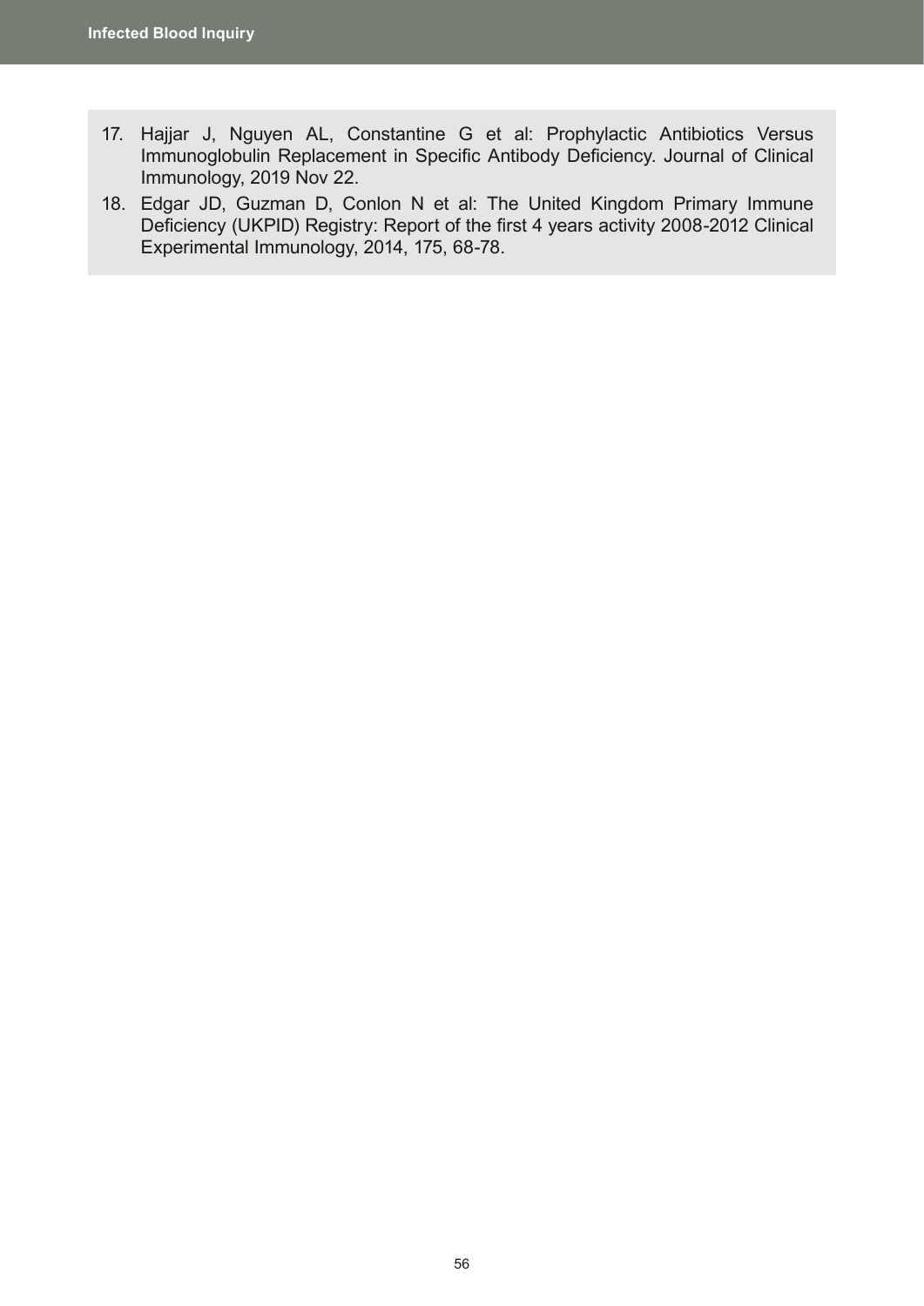17. Hajjar J, Nguyen AL, Constantine G et al: Prophylactic Antibiotics Versus Immunoglobulin Replacement in Specific Antibody Deficiency. Journal of Clinical Immunology, 2019 Nov 22.
18. Edgar JD, Guzman D, Conlon N et al: The United Kingdom Primary Immune Deficiency (UKPID) Registry: Report of the first 4 years activity 2008-2012 Clinical Experimental Immunology, 2014, 175, 68-78.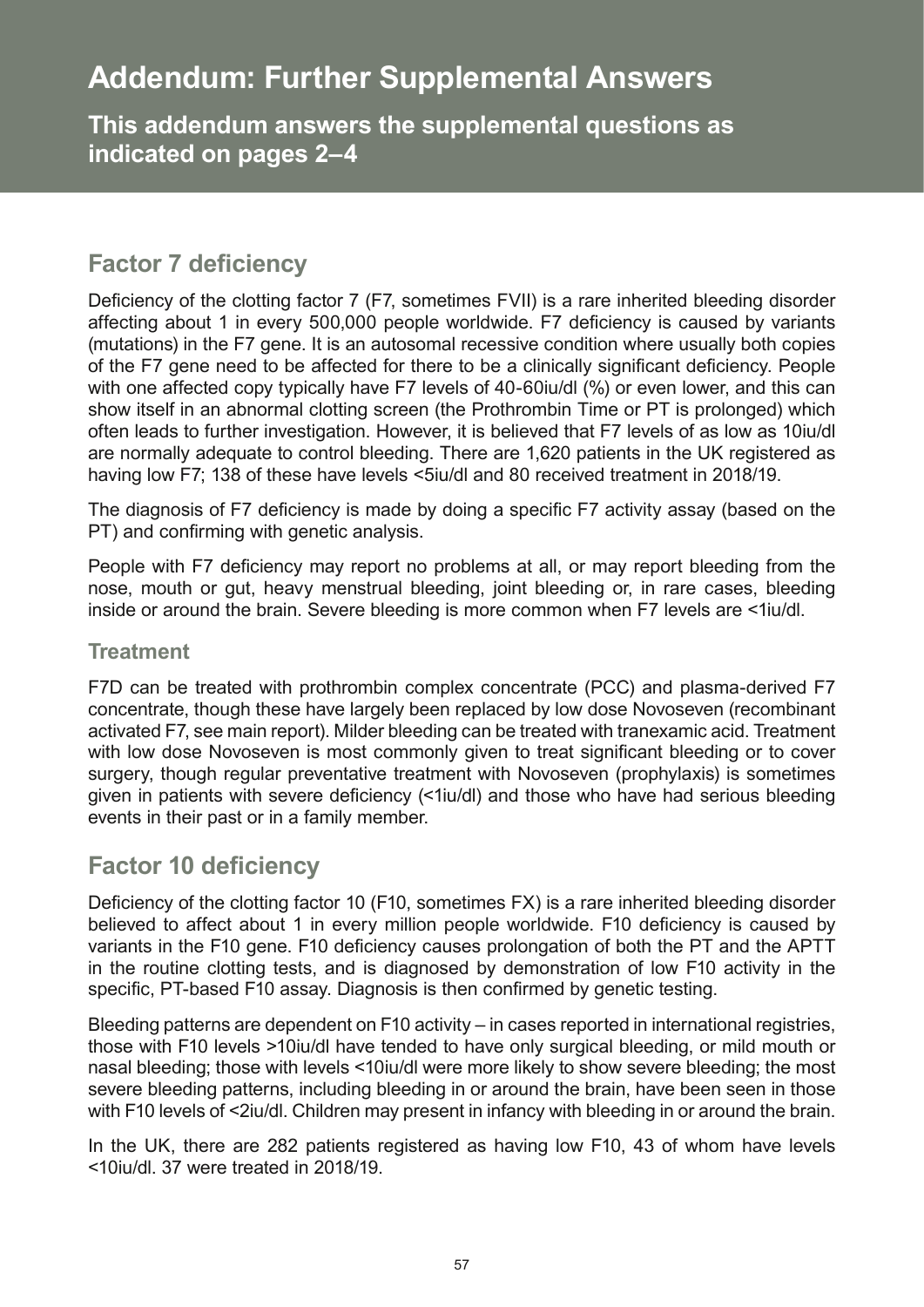# Addendum: Further Supplemental Answers

**This addendum answers the supplemental questions as indicated on pages 2–4**

## Factor 7 deficiency

Deficiency of the clotting factor 7 (F7, sometimes FVII) is a rare inherited bleeding disorder affecting about 1 in every 500,000 people worldwide. F7 deficiency is caused by variants (mutations) in the F7 gene. It is an autosomal recessive condition where usually both copies of the F7 gene need to be affected for there to be a clinically significant deficiency. People with one affected copy typically have F7 levels of 40-60iu/dl (%) or even lower, and this can show itself in an abnormal clotting screen (the Prothrombin Time or PT is prolonged) which often leads to further investigation. However, it is believed that F7 levels of as low as 10iu/dl are normally adequate to control bleeding. There are 1,620 patients in the UK registered as having low F7; 138 of these have levels <5iu/dl and 80 received treatment in 2018/19.

The diagnosis of F7 deficiency is made by doing a specific F7 activity assay (based on the PT) and confirming with genetic analysis.

People with F7 deficiency may report no problems at all, or may report bleeding from the nose, mouth or gut, heavy menstrual bleeding, joint bleeding or, in rare cases, bleeding inside or around the brain. Severe bleeding is more common when F7 levels are <1iu/dl.

### Treatment

F7D can be treated with prothrombin complex concentrate (PCC) and plasma-derived F7 concentrate, though these have largely been replaced by low dose Novoseven (recombinant activated F7, see main report). Milder bleeding can be treated with tranexamic acid. Treatment with low dose Novoseven is most commonly given to treat significant bleeding or to cover surgery, though regular preventative treatment with Novoseven (prophylaxis) is sometimes given in patients with severe deficiency (<1iu/dl) and those who have had serious bleeding events in their past or in a family member.

## Factor 10 deficiency

Deficiency of the clotting factor 10 (F10, sometimes FX) is a rare inherited bleeding disorder believed to affect about 1 in every million people worldwide. F10 deficiency is caused by variants in the F10 gene. F10 deficiency causes prolongation of both the PT and the APTT in the routine clotting tests, and is diagnosed by demonstration of low F10 activity in the specific, PT-based F10 assay. Diagnosis is then confirmed by genetic testing.

Bleeding patterns are dependent on F10 activity – in cases reported in international registries, those with F10 levels >10iu/dl have tended to have only surgical bleeding, or mild mouth or nasal bleeding; those with levels <10iu/dl were more likely to show severe bleeding; the most severe bleeding patterns, including bleeding in or around the brain, have been seen in those with F10 levels of <2iu/dl. Children may present in infancy with bleeding in or around the brain.

In the UK, there are 282 patients registered as having low F10, 43 of whom have levels <10iu/dl. 37 were treated in 2018/19.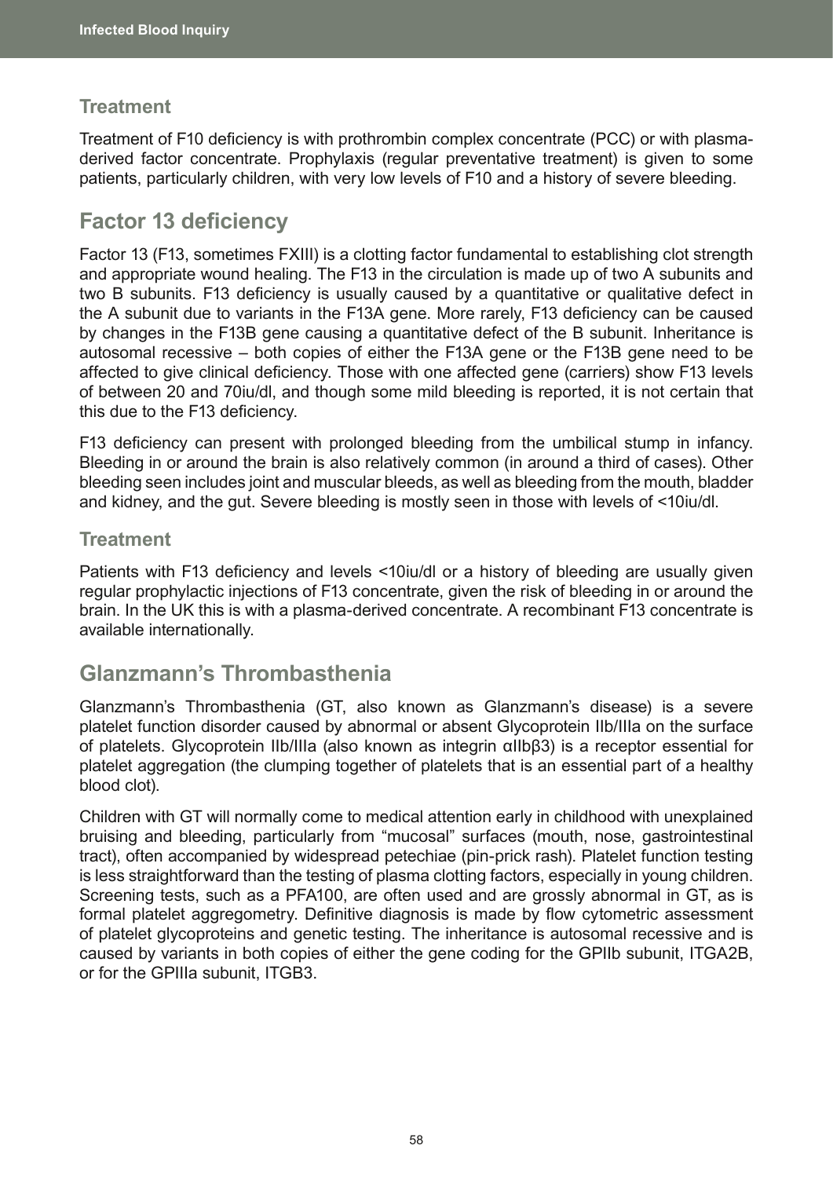### Treatment

Treatment of F10 deficiency is with prothrombin complex concentrate (PCC) or with plasma-derived factor concentrate. Prophylaxis (regular preventative treatment) is given to some patients, particularly children, with very low levels of F10 and a history of severe bleeding.

## Factor 13 deficiency

Factor 13 (F13, sometimes FXIII) is a clotting factor fundamental to establishing clot strength and appropriate wound healing. The F13 in the circulation is made up of two A subunits and two B subunits. F13 deficiency is usually caused by a quantitative or qualitative defect in the A subunit due to variants in the F13A gene. More rarely, F13 deficiency can be caused by changes in the F13B gene causing a quantitative defect of the B subunit. Inheritance is autosomal recessive – both copies of either the F13A gene or the F13B gene need to be affected to give clinical deficiency. Those with one affected gene (carriers) show F13 levels of between 20 and 70iu/dl, and though some mild bleeding is reported, it is not certain that this due to the F13 deficiency.

F13 deficiency can present with prolonged bleeding from the umbilical stump in infancy. Bleeding in or around the brain is also relatively common (in around a third of cases). Other bleeding seen includes joint and muscular bleeds, as well as bleeding from the mouth, bladder and kidney, and the gut. Severe bleeding is mostly seen in those with levels of <10iu/dl.

### Treatment

Patients with F13 deficiency and levels <10iu/dl or a history of bleeding are usually given regular prophylactic injections of F13 concentrate, given the risk of bleeding in or around the brain. In the UK this is with a plasma-derived concentrate. A recombinant F13 concentrate is available internationally.

## Glanzmann's Thrombasthenia

Glanzmann's Thrombasthenia (GT, also known as Glanzmann's disease) is a severe platelet function disorder caused by abnormal or absent Glycoprotein IIb/IIIa on the surface of platelets. Glycoprotein IIb/IIIa (also known as integrin αIIbβ3) is a receptor essential for platelet aggregation (the clumping together of platelets that is an essential part of a healthy blood clot).

Children with GT will normally come to medical attention early in childhood with unexplained bruising and bleeding, particularly from "mucosal" surfaces (mouth, nose, gastrointestinal tract), often accompanied by widespread petechiae (pin-prick rash). Platelet function testing is less straightforward than the testing of plasma clotting factors, especially in young children. Screening tests, such as a PFA100, are often used and are grossly abnormal in GT, as is formal platelet aggregometry. Definitive diagnosis is made by flow cytometric assessment of platelet glycoproteins and genetic testing. The inheritance is autosomal recessive and is caused by variants in both copies of either the gene coding for the GPIIb subunit, ITGA2B, or for the GPIIIa subunit, ITGB3.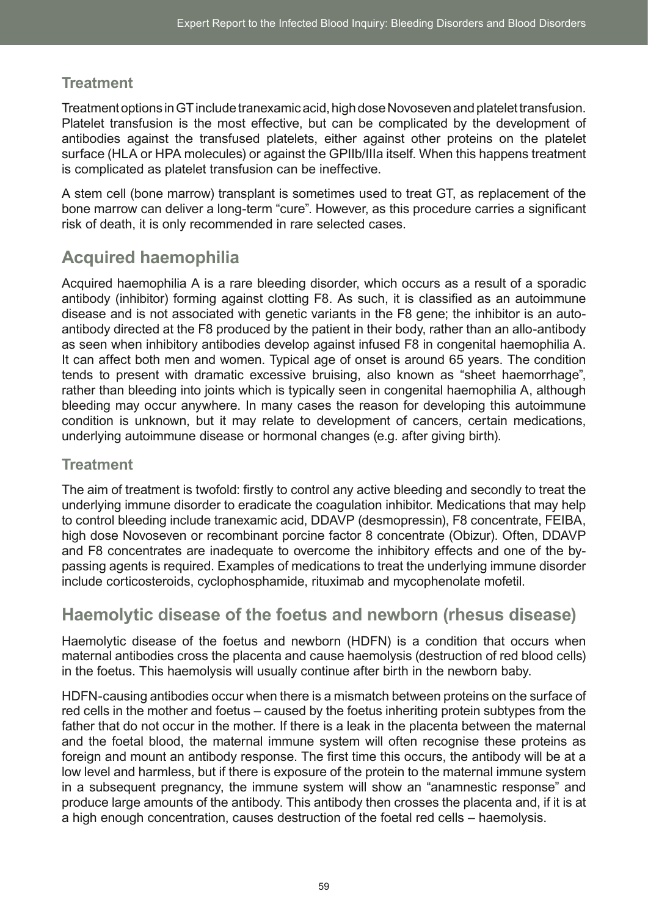### Treatment

Treatment options in GT include tranexamic acid, high dose Novoseven and platelet transfusion. Platelet transfusion is the most effective, but can be complicated by the development of antibodies against the transfused platelets, either against other proteins on the platelet surface (HLA or HPA molecules) or against the GPIIb/IIIa itself. When this happens treatment is complicated as platelet transfusion can be ineffective.

A stem cell (bone marrow) transplant is sometimes used to treat GT, as replacement of the bone marrow can deliver a long-term "cure". However, as this procedure carries a significant risk of death, it is only recommended in rare selected cases.

## Acquired haemophilia

Acquired haemophilia A is a rare bleeding disorder, which occurs as a result of a sporadic antibody (inhibitor) forming against clotting F8. As such, it is classified as an autoimmune disease and is not associated with genetic variants in the F8 gene; the inhibitor is an auto-antibody directed at the F8 produced by the patient in their body, rather than an allo-antibody as seen when inhibitory antibodies develop against infused F8 in congenital haemophilia A. It can affect both men and women. Typical age of onset is around 65 years. The condition tends to present with dramatic excessive bruising, also known as "sheet haemorrhage", rather than bleeding into joints which is typically seen in congenital haemophilia A, although bleeding may occur anywhere. In many cases the reason for developing this autoimmune condition is unknown, but it may relate to development of cancers, certain medications, underlying autoimmune disease or hormonal changes (e.g. after giving birth).

### Treatment

The aim of treatment is twofold: firstly to control any active bleeding and secondly to treat the underlying immune disorder to eradicate the coagulation inhibitor. Medications that may help to control bleeding include tranexamic acid, DDAVP (desmopressin), F8 concentrate, FEIBA, high dose Novoseven or recombinant porcine factor 8 concentrate (Obizur). Often, DDAVP and F8 concentrates are inadequate to overcome the inhibitory effects and one of the by-passing agents is required. Examples of medications to treat the underlying immune disorder include corticosteroids, cyclophosphamide, rituximab and mycophenolate mofetil.

## Haemolytic disease of the foetus and newborn (rhesus disease)

Haemolytic disease of the foetus and newborn (HDFN) is a condition that occurs when maternal antibodies cross the placenta and cause haemolysis (destruction of red blood cells) in the foetus. This haemolysis will usually continue after birth in the newborn baby.

HDFN-causing antibodies occur when there is a mismatch between proteins on the surface of red cells in the mother and foetus – caused by the foetus inheriting protein subtypes from the father that do not occur in the mother. If there is a leak in the placenta between the maternal and the foetal blood, the maternal immune system will often recognise these proteins as foreign and mount an antibody response. The first time this occurs, the antibody will be at a low level and harmless, but if there is exposure of the protein to the maternal immune system in a subsequent pregnancy, the immune system will show an "anamnestic response" and produce large amounts of the antibody. This antibody then crosses the placenta and, if it is at a high enough concentration, causes destruction of the foetal red cells – haemolysis.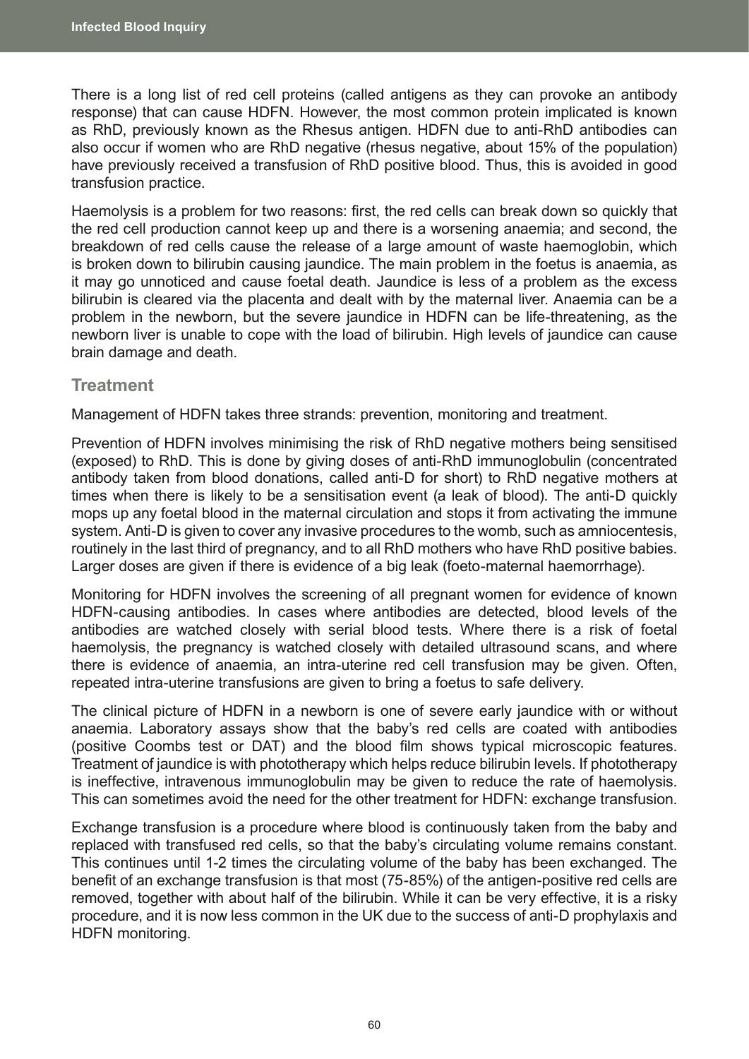There is a long list of red cell proteins (called antigens as they can provoke an antibody response) that can cause HDFN. However, the most common protein implicated is known as RhD, previously known as the Rhesus antigen. HDFN due to anti-RhD antibodies can also occur if women who are RhD negative (rhesus negative, about 15% of the population) have previously received a transfusion of RhD positive blood. Thus, this is avoided in good transfusion practice.

Haemolysis is a problem for two reasons: first, the red cells can break down so quickly that the red cell production cannot keep up and there is a worsening anaemia; and second, the breakdown of red cells cause the release of a large amount of waste haemoglobin, which is broken down to bilirubin causing jaundice. The main problem in the foetus is anaemia, as it may go unnoticed and cause foetal death. Jaundice is less of a problem as the excess bilirubin is cleared via the placenta and dealt with by the maternal liver. Anaemia can be a problem in the newborn, but the severe jaundice in HDFN can be life-threatening, as the newborn liver is unable to cope with the load of bilirubin. High levels of jaundice can cause brain damage and death.

## Treatment

Management of HDFN takes three strands: prevention, monitoring and treatment.

Prevention of HDFN involves minimising the risk of RhD negative mothers being sensitised (exposed) to RhD. This is done by giving doses of anti-RhD immunoglobulin (concentrated antibody taken from blood donations, called anti-D for short) to RhD negative mothers at times when there is likely to be a sensitisation event (a leak of blood). The anti-D quickly mops up any foetal blood in the maternal circulation and stops it from activating the immune system. Anti-D is given to cover any invasive procedures to the womb, such as amniocentesis, routinely in the last third of pregnancy, and to all RhD mothers who have RhD positive babies. Larger doses are given if there is evidence of a big leak (foeto-maternal haemorrhage).

Monitoring for HDFN involves the screening of all pregnant women for evidence of known HDFN-causing antibodies. In cases where antibodies are detected, blood levels of the antibodies are watched closely with serial blood tests. Where there is a risk of foetal haemolysis, the pregnancy is watched closely with detailed ultrasound scans, and where there is evidence of anaemia, an intra-uterine red cell transfusion may be given. Often, repeated intra-uterine transfusions are given to bring a foetus to safe delivery.

The clinical picture of HDFN in a newborn is one of severe early jaundice with or without anaemia. Laboratory assays show that the baby's red cells are coated with antibodies (positive Coombs test or DAT) and the blood film shows typical microscopic features. Treatment of jaundice is with phototherapy which helps reduce bilirubin levels. If phototherapy is ineffective, intravenous immunoglobulin may be given to reduce the rate of haemolysis. This can sometimes avoid the need for the other treatment for HDFN: exchange transfusion.

Exchange transfusion is a procedure where blood is continuously taken from the baby and replaced with transfused red cells, so that the baby's circulating volume remains constant. This continues until 1-2 times the circulating volume of the baby has been exchanged. The benefit of an exchange transfusion is that most (75-85%) of the antigen-positive red cells are removed, together with about half of the bilirubin. While it can be very effective, it is a risky procedure, and it is now less common in the UK due to the success of anti-D prophylaxis and HDFN monitoring.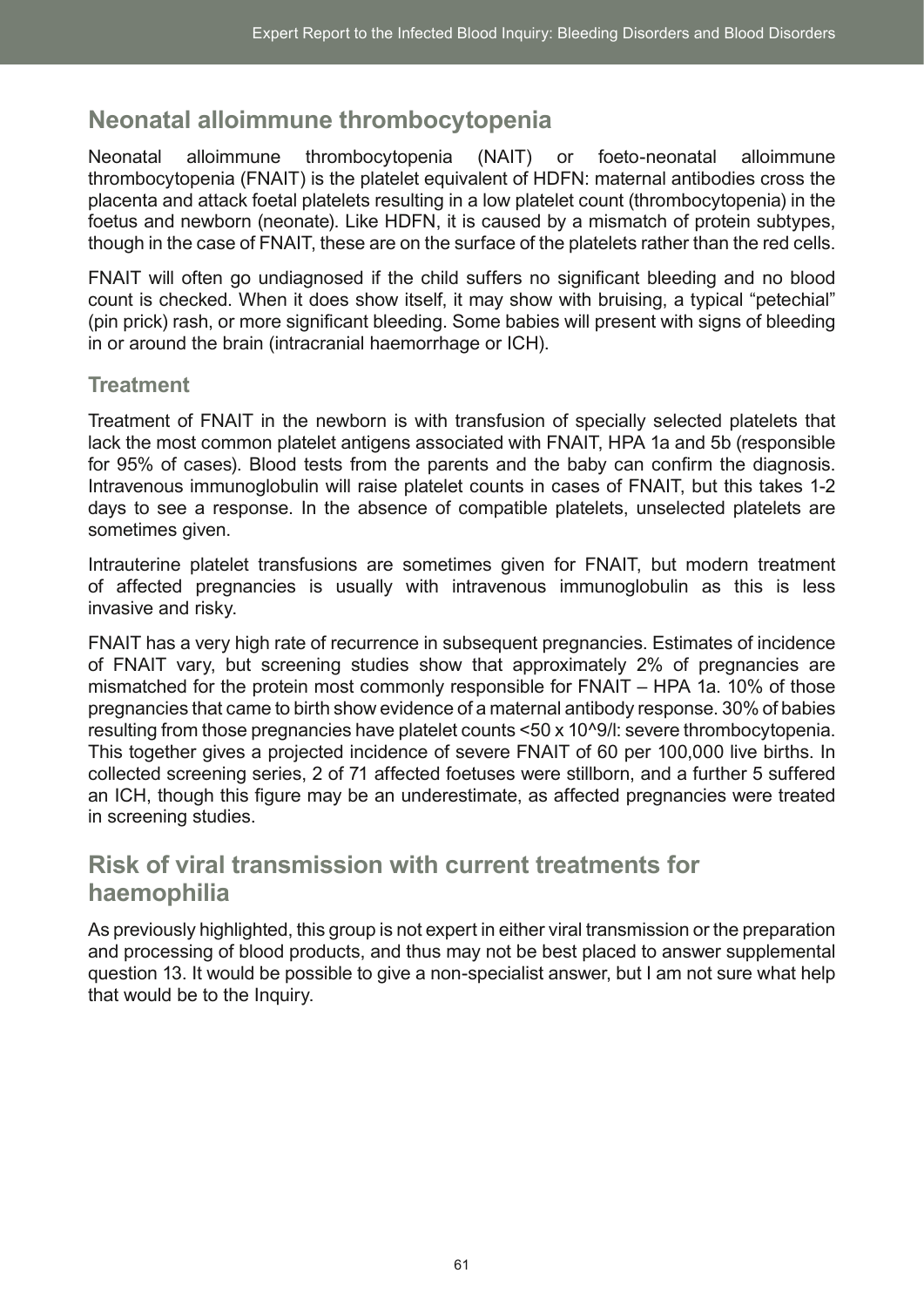## Neonatal alloimmune thrombocytopenia

Neonatal alloimmune thrombocytopenia (NAIT) or foeto-neonatal alloimmune thrombocytopenia (FNAIT) is the platelet equivalent of HDFN: maternal antibodies cross the placenta and attack foetal platelets resulting in a low platelet count (thrombocytopenia) in the foetus and newborn (neonate). Like HDFN, it is caused by a mismatch of protein subtypes, though in the case of FNAIT, these are on the surface of the platelets rather than the red cells.

FNAIT will often go undiagnosed if the child suffers no significant bleeding and no blood count is checked. When it does show itself, it may show with bruising, a typical "petechial" (pin prick) rash, or more significant bleeding. Some babies will present with signs of bleeding in or around the brain (intracranial haemorrhage or ICH).

### Treatment

Treatment of FNAIT in the newborn is with transfusion of specially selected platelets that lack the most common platelet antigens associated with FNAIT, HPA 1a and 5b (responsible for 95% of cases). Blood tests from the parents and the baby can confirm the diagnosis. Intravenous immunoglobulin will raise platelet counts in cases of FNAIT, but this takes 1-2 days to see a response. In the absence of compatible platelets, unselected platelets are sometimes given.

Intrauterine platelet transfusions are sometimes given for FNAIT, but modern treatment of affected pregnancies is usually with intravenous immunoglobulin as this is less invasive and risky.

FNAIT has a very high rate of recurrence in subsequent pregnancies. Estimates of incidence of FNAIT vary, but screening studies show that approximately 2% of pregnancies are mismatched for the protein most commonly responsible for FNAIT – HPA 1a. 10% of those pregnancies that came to birth show evidence of a maternal antibody response. 30% of babies resulting from those pregnancies have platelet counts <50 x 10^9/l: severe thrombocytopenia. This together gives a projected incidence of severe FNAIT of 60 per 100,000 live births. In collected screening series, 2 of 71 affected foetuses were stillborn, and a further 5 suffered an ICH, though this figure may be an underestimate, as affected pregnancies were treated in screening studies.

## Risk of viral transmission with current treatments for haemophilia

As previously highlighted, this group is not expert in either viral transmission or the preparation and processing of blood products, and thus may not be best placed to answer supplemental question 13. It would be possible to give a non-specialist answer, but I am not sure what help that would be to the Inquiry.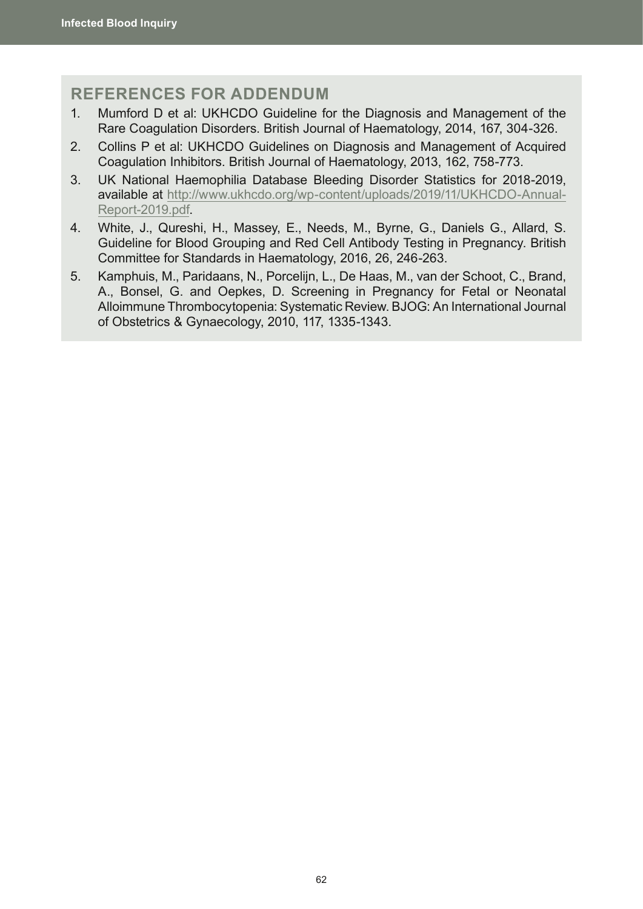## REFERENCES FOR ADDENDUM

1. Mumford D et al: UKHCDO Guideline for the Diagnosis and Management of the Rare Coagulation Disorders. British Journal of Haematology, 2014, 167, 304-326.
2. Collins P et al: UKHCDO Guidelines on Diagnosis and Management of Acquired Coagulation Inhibitors. British Journal of Haematology, 2013, 162, 758-773.
3. UK National Haemophilia Database Bleeding Disorder Statistics for 2018-2019, available at http://www.ukhcdo.org/wp-content/uploads/2019/11/UKHCDO-Annual-Report-2019.pdf.
4. White, J., Qureshi, H., Massey, E., Needs, M., Byrne, G., Daniels G., Allard, S. Guideline for Blood Grouping and Red Cell Antibody Testing in Pregnancy. British Committee for Standards in Haematology, 2016, 26, 246-263.
5. Kamphuis, M., Paridaans, N., Porcelijn, L., De Haas, M., van der Schoot, C., Brand, A., Bonsel, G. and Oepkes, D. Screening in Pregnancy for Fetal or Neonatal Alloimmune Thrombocytopenia: Systematic Review. BJOG: An International Journal of Obstetrics & Gynaecology, 2010, 117, 1335-1343.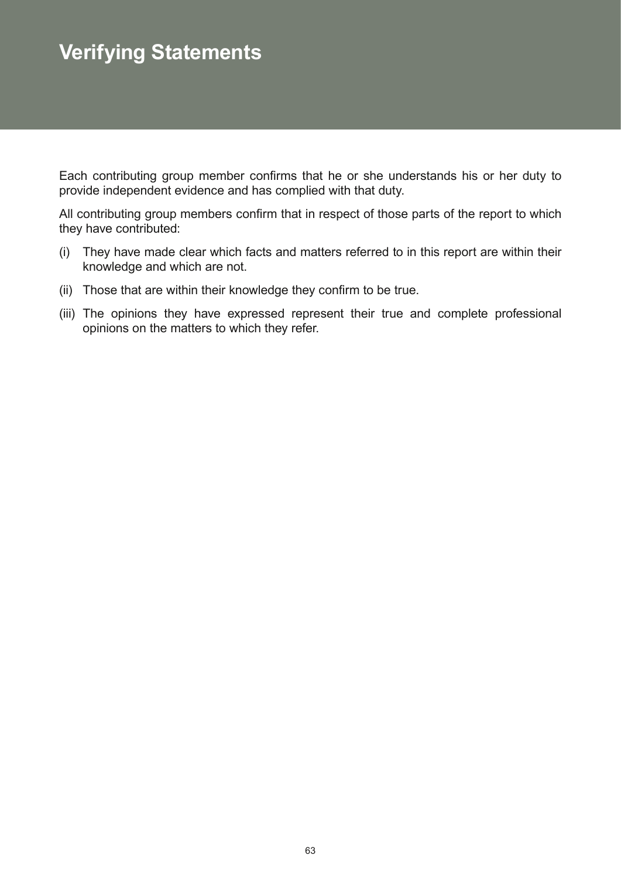# Verifying Statements

Each contributing group member confirms that he or she understands his or her duty to provide independent evidence and has complied with that duty.

All contributing group members confirm that in respect of those parts of the report to which they have contributed:

(i) They have made clear which facts and matters referred to in this report are within their knowledge and which are not.

(ii) Those that are within their knowledge they confirm to be true.

(iii) The opinions they have expressed represent their true and complete professional opinions on the matters to which they refer.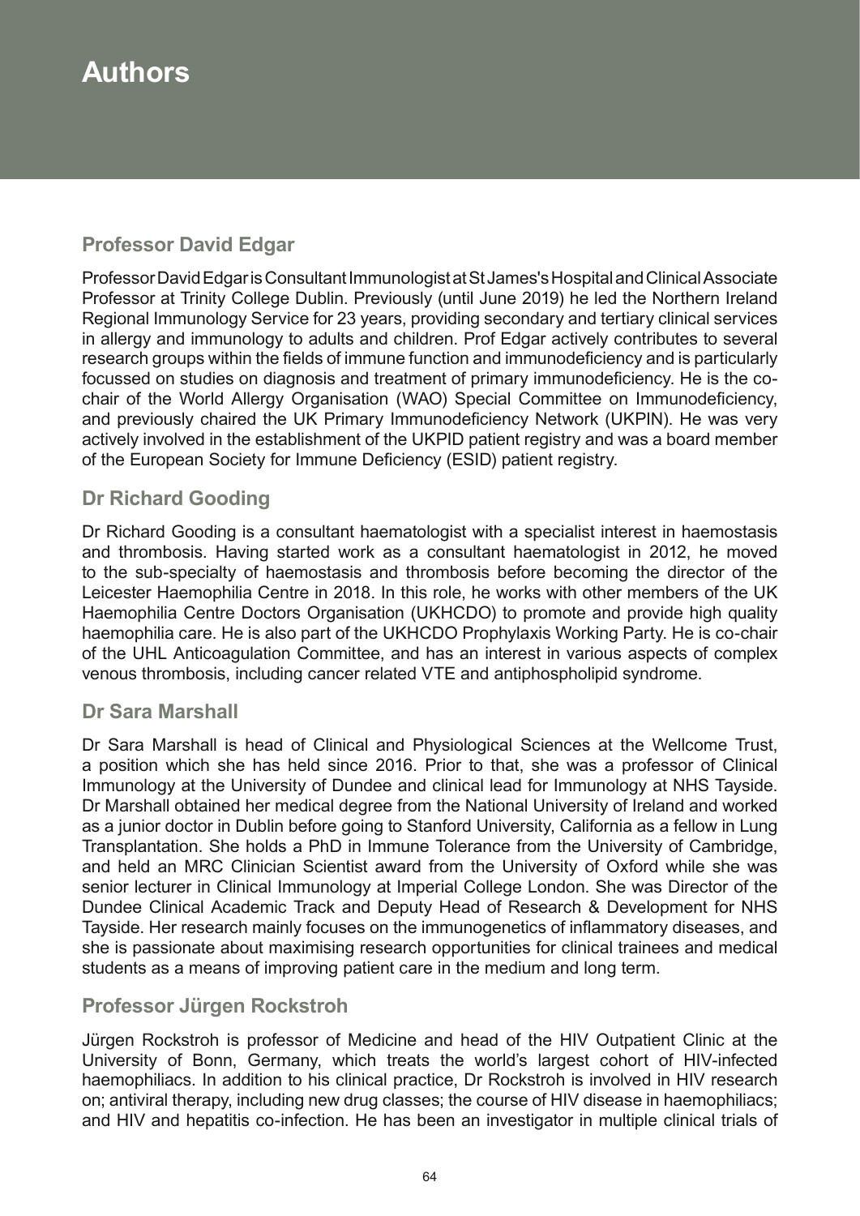# Authors

## Professor David Edgar

Professor David Edgar is Consultant Immunologist at St James's Hospital and Clinical Associate Professor at Trinity College Dublin. Previously (until June 2019) he led the Northern Ireland Regional Immunology Service for 23 years, providing secondary and tertiary clinical services in allergy and immunology to adults and children. Prof Edgar actively contributes to several research groups within the fields of immune function and immunodeficiency and is particularly focussed on studies on diagnosis and treatment of primary immunodeficiency. He is the co-chair of the World Allergy Organisation (WAO) Special Committee on Immunodeficiency, and previously chaired the UK Primary Immunodeficiency Network (UKPIN). He was very actively involved in the establishment of the UKPID patient registry and was a board member of the European Society for Immune Deficiency (ESID) patient registry.

## Dr Richard Gooding

Dr Richard Gooding is a consultant haematologist with a specialist interest in haemostasis and thrombosis. Having started work as a consultant haematologist in 2012, he moved to the sub-specialty of haemostasis and thrombosis before becoming the director of the Leicester Haemophilia Centre in 2018. In this role, he works with other members of the UK Haemophilia Centre Doctors Organisation (UKHCDO) to promote and provide high quality haemophilia care. He is also part of the UKHCDO Prophylaxis Working Party. He is co-chair of the UHL Anticoagulation Committee, and has an interest in various aspects of complex venous thrombosis, including cancer related VTE and antiphospholipid syndrome.

## Dr Sara Marshall

Dr Sara Marshall is head of Clinical and Physiological Sciences at the Wellcome Trust, a position which she has held since 2016. Prior to that, she was a professor of Clinical Immunology at the University of Dundee and clinical lead for Immunology at NHS Tayside. Dr Marshall obtained her medical degree from the National University of Ireland and worked as a junior doctor in Dublin before going to Stanford University, California as a fellow in Lung Transplantation. She holds a PhD in Immune Tolerance from the University of Cambridge, and held an MRC Clinician Scientist award from the University of Oxford while she was senior lecturer in Clinical Immunology at Imperial College London. She was Director of the Dundee Clinical Academic Track and Deputy Head of Research & Development for NHS Tayside. Her research mainly focuses on the immunogenetics of inflammatory diseases, and she is passionate about maximising research opportunities for clinical trainees and medical students as a means of improving patient care in the medium and long term.

## Professor Jürgen Rockstroh

Jürgen Rockstroh is professor of Medicine and head of the HIV Outpatient Clinic at the University of Bonn, Germany, which treats the world's largest cohort of HIV-infected haemophiliacs. In addition to his clinical practice, Dr Rockstroh is involved in HIV research on; antiviral therapy, including new drug classes; the course of HIV disease in haemophiliacs; and HIV and hepatitis co-infection. He has been an investigator in multiple clinical trials of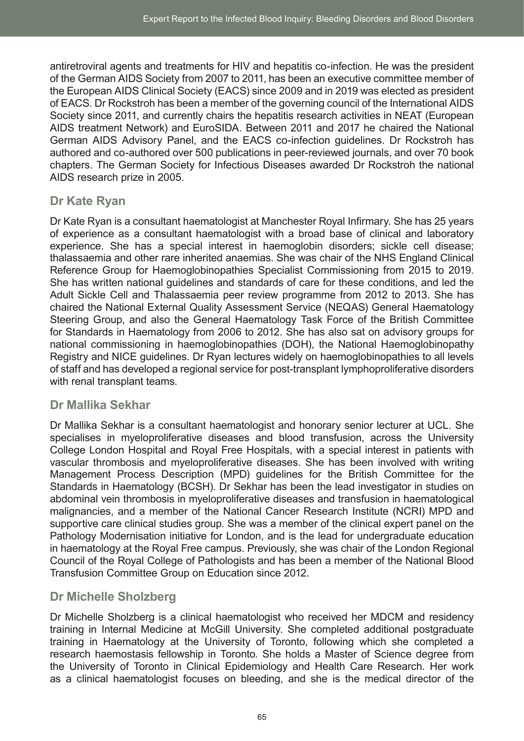antiretroviral agents and treatments for HIV and hepatitis co-infection. He was the president of the German AIDS Society from 2007 to 2011, has been an executive committee member of the European AIDS Clinical Society (EACS) since 2009 and in 2019 was elected as president of EACS. Dr Rockstroh has been a member of the governing council of the International AIDS Society since 2011, and currently chairs the hepatitis research activities in NEAT (European AIDS treatment Network) and EuroSIDA. Between 2011 and 2017 he chaired the National German AIDS Advisory Panel, and the EACS co-infection guidelines. Dr Rockstroh has authored and co-authored over 500 publications in peer-reviewed journals, and over 70 book chapters. The German Society for Infectious Diseases awarded Dr Rockstroh the national AIDS research prize in 2005.

## Dr Kate Ryan

Dr Kate Ryan is a consultant haematologist at Manchester Royal Infirmary. She has 25 years of experience as a consultant haematologist with a broad base of clinical and laboratory experience. She has a special interest in haemoglobin disorders; sickle cell disease; thalassaemia and other rare inherited anaemias. She was chair of the NHS England Clinical Reference Group for Haemoglobinopathies Specialist Commissioning from 2015 to 2019. She has written national guidelines and standards of care for these conditions, and led the Adult Sickle Cell and Thalassaemia peer review programme from 2012 to 2013. She has chaired the National External Quality Assessment Service (NEQAS) General Haematology Steering Group, and also the General Haematology Task Force of the British Committee for Standards in Haematology from 2006 to 2012. She has also sat on advisory groups for national commissioning in haemoglobinopathies (DOH), the National Haemoglobinopathy Registry and NICE guidelines. Dr Ryan lectures widely on haemoglobinopathies to all levels of staff and has developed a regional service for post-transplant lymphoproliferative disorders with renal transplant teams.

## Dr Mallika Sekhar

Dr Mallika Sekhar is a consultant haematologist and honorary senior lecturer at UCL. She specialises in myeloproliferative diseases and blood transfusion, across the University College London Hospital and Royal Free Hospitals, with a special interest in patients with vascular thrombosis and myeloproliferative diseases. She has been involved with writing Management Process Description (MPD) guidelines for the British Committee for the Standards in Haematology (BCSH). Dr Sekhar has been the lead investigator in studies on abdominal vein thrombosis in myeloproliferative diseases and transfusion in haematological malignancies, and a member of the National Cancer Research Institute (NCRI) MPD and supportive care clinical studies group. She was a member of the clinical expert panel on the Pathology Modernisation initiative for London, and is the lead for undergraduate education in haematology at the Royal Free campus. Previously, she was chair of the London Regional Council of the Royal College of Pathologists and has been a member of the National Blood Transfusion Committee Group on Education since 2012.

## Dr Michelle Sholzberg

Dr Michelle Sholzberg is a clinical haematologist who received her MDCM and residency training in Internal Medicine at McGill University. She completed additional postgraduate training in Haematology at the University of Toronto, following which she completed a research haemostasis fellowship in Toronto. She holds a Master of Science degree from the University of Toronto in Clinical Epidemiology and Health Care Research. Her work as a clinical haematologist focuses on bleeding, and she is the medical director of the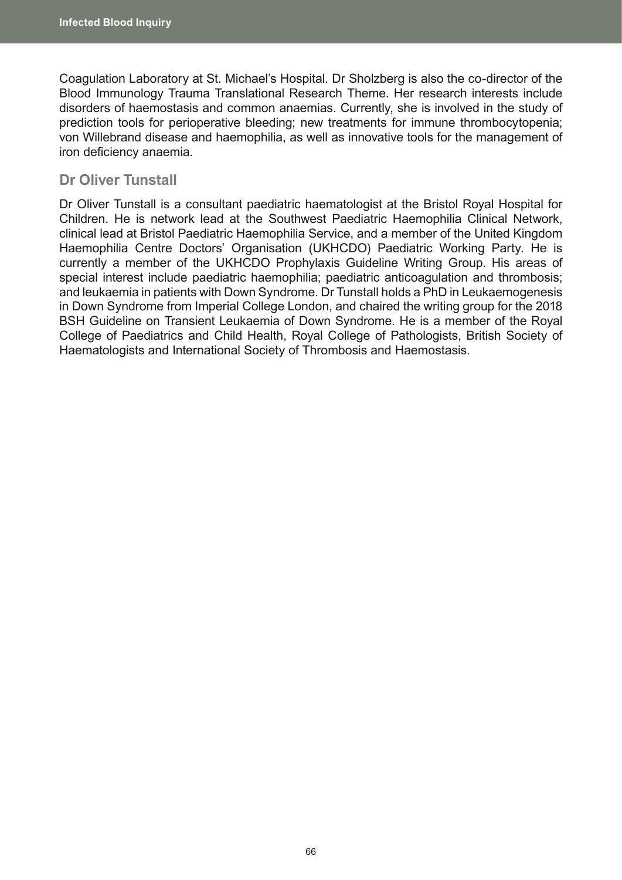Coagulation Laboratory at St. Michael's Hospital. Dr Sholzberg is also the co-director of the Blood Immunology Trauma Translational Research Theme. Her research interests include disorders of haemostasis and common anaemias. Currently, she is involved in the study of prediction tools for perioperative bleeding; new treatments for immune thrombocytopenia; von Willebrand disease and haemophilia, as well as innovative tools for the management of iron deficiency anaemia.

## Dr Oliver Tunstall

Dr Oliver Tunstall is a consultant paediatric haematologist at the Bristol Royal Hospital for Children. He is network lead at the Southwest Paediatric Haemophilia Clinical Network, clinical lead at Bristol Paediatric Haemophilia Service, and a member of the United Kingdom Haemophilia Centre Doctors' Organisation (UKHCDO) Paediatric Working Party. He is currently a member of the UKHCDO Prophylaxis Guideline Writing Group. His areas of special interest include paediatric haemophilia; paediatric anticoagulation and thrombosis; and leukaemia in patients with Down Syndrome. Dr Tunstall holds a PhD in Leukaemogenesis in Down Syndrome from Imperial College London, and chaired the writing group for the 2018 BSH Guideline on Transient Leukaemia of Down Syndrome. He is a member of the Royal College of Paediatrics and Child Health, Royal College of Pathologists, British Society of Haematologists and International Society of Thrombosis and Haemostasis.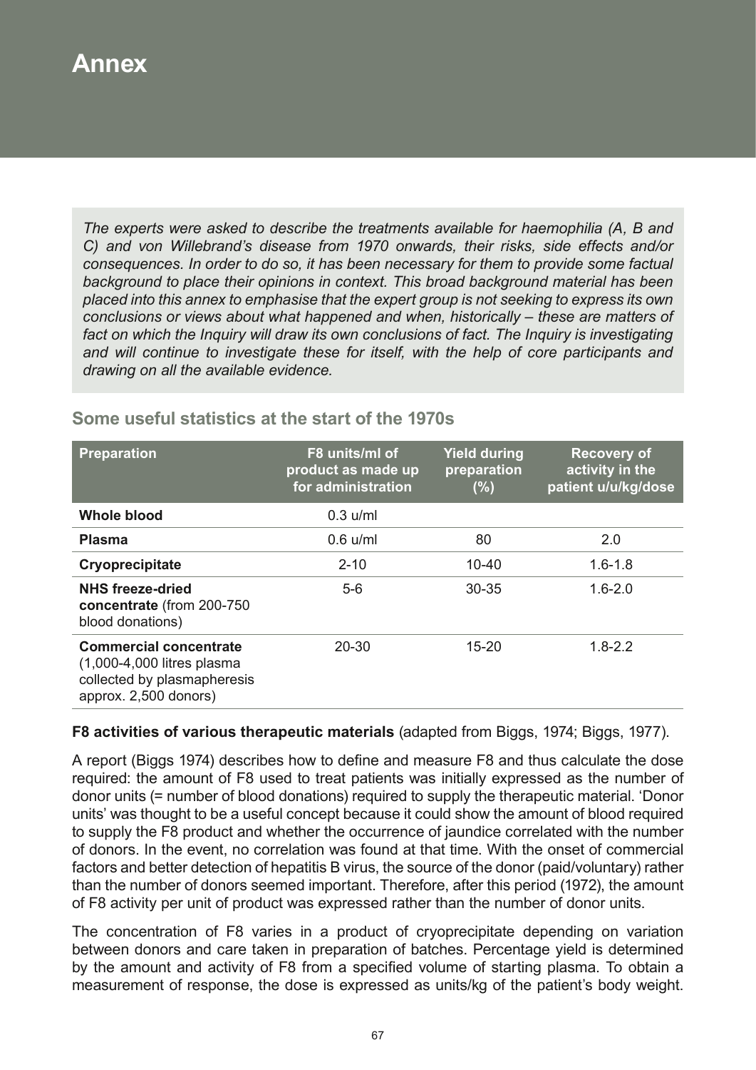# Annex

*The experts were asked to describe the treatments available for haemophilia (A, B and C) and von Willebrand's disease from 1970 onwards, their risks, side effects and/or consequences. In order to do so, it has been necessary for them to provide some factual background to place their opinions in context. This broad background material has been placed into this annex to emphasise that the expert group is not seeking to express its own conclusions or views about what happened and when, historically – these are matters of fact on which the Inquiry will draw its own conclusions of fact. The Inquiry is investigating and will continue to investigate these for itself, with the help of core participants and drawing on all the available evidence.*

## Some useful statistics at the start of the 1970s

| Preparation | F8 units/ml of product as made up for administration | Yield during preparation (%) | Recovery of activity in the patient u/u/kg/dose |
|---|---|---|---|
| **Whole blood** | 0.3 u/ml | | |
| **Plasma** | 0.6 u/ml | 80 | 2.0 |
| **Cryoprecipitate** | 2-10 | 10-40 | 1.6-1.8 |
| **NHS freeze-dried concentrate** (from 200-750 blood donations) | 5-6 | 30-35 | 1.6-2.0 |
| **Commercial concentrate** (1,000-4,000 litres plasma collected by plasmapheresis approx. 2,500 donors) | 20-30 | 15-20 | 1.8-2.2 |

**F8 activities of various therapeutic materials** (adapted from Biggs, 1974; Biggs, 1977).

A report (Biggs 1974) describes how to define and measure F8 and thus calculate the dose required: the amount of F8 used to treat patients was initially expressed as the number of donor units (= number of blood donations) required to supply the therapeutic material. 'Donor units' was thought to be a useful concept because it could show the amount of blood required to supply the F8 product and whether the occurrence of jaundice correlated with the number of donors. In the event, no correlation was found at that time. With the onset of commercial factors and better detection of hepatitis B virus, the source of the donor (paid/voluntary) rather than the number of donors seemed important. Therefore, after this period (1972), the amount of F8 activity per unit of product was expressed rather than the number of donor units.

The concentration of F8 varies in a product of cryoprecipitate depending on variation between donors and care taken in preparation of batches. Percentage yield is determined by the amount and activity of F8 from a specified volume of starting plasma. To obtain a measurement of response, the dose is expressed as units/kg of the patient's body weight.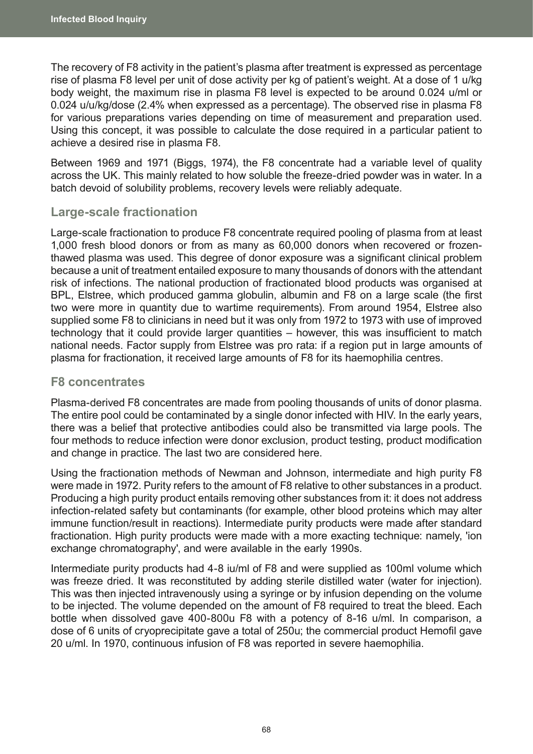The recovery of F8 activity in the patient's plasma after treatment is expressed as percentage rise of plasma F8 level per unit of dose activity per kg of patient's weight. At a dose of 1 u/kg body weight, the maximum rise in plasma F8 level is expected to be around 0.024 u/ml or 0.024 u/u/kg/dose (2.4% when expressed as a percentage). The observed rise in plasma F8 for various preparations varies depending on time of measurement and preparation used. Using this concept, it was possible to calculate the dose required in a particular patient to achieve a desired rise in plasma F8.

Between 1969 and 1971 (Biggs, 1974), the F8 concentrate had a variable level of quality across the UK. This mainly related to how soluble the freeze-dried powder was in water. In a batch devoid of solubility problems, recovery levels were reliably adequate.

## Large-scale fractionation

Large-scale fractionation to produce F8 concentrate required pooling of plasma from at least 1,000 fresh blood donors or from as many as 60,000 donors when recovered or frozen-thawed plasma was used. This degree of donor exposure was a significant clinical problem because a unit of treatment entailed exposure to many thousands of donors with the attendant risk of infections. The national production of fractionated blood products was organised at BPL, Elstree, which produced gamma globulin, albumin and F8 on a large scale (the first two were more in quantity due to wartime requirements). From around 1954, Elstree also supplied some F8 to clinicians in need but it was only from 1972 to 1973 with use of improved technology that it could provide larger quantities – however, this was insufficient to match national needs. Factor supply from Elstree was pro rata: if a region put in large amounts of plasma for fractionation, it received large amounts of F8 for its haemophilia centres.

## F8 concentrates

Plasma-derived F8 concentrates are made from pooling thousands of units of donor plasma. The entire pool could be contaminated by a single donor infected with HIV. In the early years, there was a belief that protective antibodies could also be transmitted via large pools. The four methods to reduce infection were donor exclusion, product testing, product modification and change in practice. The last two are considered here.

Using the fractionation methods of Newman and Johnson, intermediate and high purity F8 were made in 1972. Purity refers to the amount of F8 relative to other substances in a product. Producing a high purity product entails removing other substances from it: it does not address infection-related safety but contaminants (for example, other blood proteins which may alter immune function/result in reactions). Intermediate purity products were made after standard fractionation. High purity products were made with a more exacting technique: namely, 'ion exchange chromatography', and were available in the early 1990s.

Intermediate purity products had 4-8 iu/ml of F8 and were supplied as 100ml volume which was freeze dried. It was reconstituted by adding sterile distilled water (water for injection). This was then injected intravenously using a syringe or by infusion depending on the volume to be injected. The volume depended on the amount of F8 required to treat the bleed. Each bottle when dissolved gave 400-800u F8 with a potency of 8-16 u/ml. In comparison, a dose of 6 units of cryoprecipitate gave a total of 250u; the commercial product Hemofil gave 20 u/ml. In 1970, continuous infusion of F8 was reported in severe haemophilia.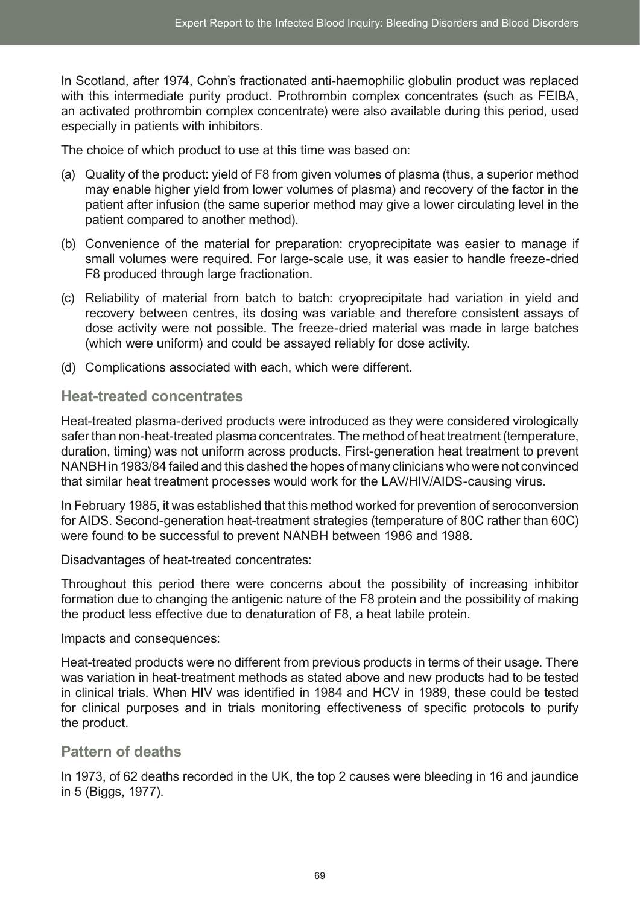In Scotland, after 1974, Cohn's fractionated anti-haemophilic globulin product was replaced with this intermediate purity product. Prothrombin complex concentrates (such as FEIBA, an activated prothrombin complex concentrate) were also available during this period, used especially in patients with inhibitors.

The choice of which product to use at this time was based on:

(a) Quality of the product: yield of F8 from given volumes of plasma (thus, a superior method may enable higher yield from lower volumes of plasma) and recovery of the factor in the patient after infusion (the same superior method may give a lower circulating level in the patient compared to another method).

(b) Convenience of the material for preparation: cryoprecipitate was easier to manage if small volumes were required. For large-scale use, it was easier to handle freeze-dried F8 produced through large fractionation.

(c) Reliability of material from batch to batch: cryoprecipitate had variation in yield and recovery between centres, its dosing was variable and therefore consistent assays of dose activity were not possible. The freeze-dried material was made in large batches (which were uniform) and could be assayed reliably for dose activity.

(d) Complications associated with each, which were different.

## Heat-treated concentrates

Heat-treated plasma-derived products were introduced as they were considered virologically safer than non-heat-treated plasma concentrates. The method of heat treatment (temperature, duration, timing) was not uniform across products. First-generation heat treatment to prevent NANBH in 1983/84 failed and this dashed the hopes of many clinicians who were not convinced that similar heat treatment processes would work for the LAV/HIV/AIDS-causing virus.

In February 1985, it was established that this method worked for prevention of seroconversion for AIDS. Second-generation heat-treatment strategies (temperature of 80C rather than 60C) were found to be successful to prevent NANBH between 1986 and 1988.

Disadvantages of heat-treated concentrates:

Throughout this period there were concerns about the possibility of increasing inhibitor formation due to changing the antigenic nature of the F8 protein and the possibility of making the product less effective due to denaturation of F8, a heat labile protein.

Impacts and consequences:

Heat-treated products were no different from previous products in terms of their usage. There was variation in heat-treatment methods as stated above and new products had to be tested in clinical trials. When HIV was identified in 1984 and HCV in 1989, these could be tested for clinical purposes and in trials monitoring effectiveness of specific protocols to purify the product.

## Pattern of deaths

In 1973, of 62 deaths recorded in the UK, the top 2 causes were bleeding in 16 and jaundice in 5 (Biggs, 1977).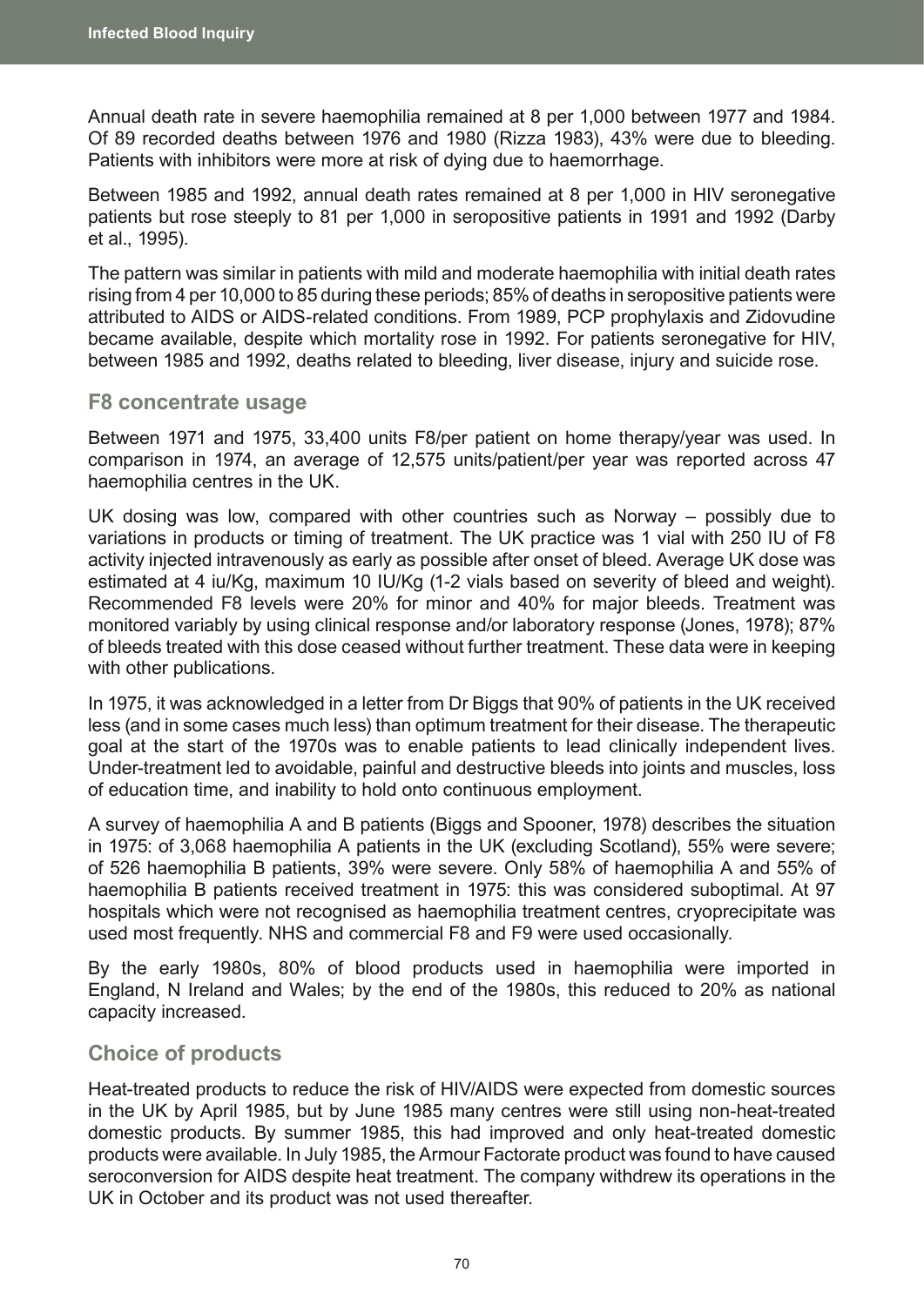Annual death rate in severe haemophilia remained at 8 per 1,000 between 1977 and 1984. Of 89 recorded deaths between 1976 and 1980 (Rizza 1983), 43% were due to bleeding. Patients with inhibitors were more at risk of dying due to haemorrhage.

Between 1985 and 1992, annual death rates remained at 8 per 1,000 in HIV seronegative patients but rose steeply to 81 per 1,000 in seropositive patients in 1991 and 1992 (Darby et al., 1995).

The pattern was similar in patients with mild and moderate haemophilia with initial death rates rising from 4 per 10,000 to 85 during these periods; 85% of deaths in seropositive patients were attributed to AIDS or AIDS-related conditions. From 1989, PCP prophylaxis and Zidovudine became available, despite which mortality rose in 1992. For patients seronegative for HIV, between 1985 and 1992, deaths related to bleeding, liver disease, injury and suicide rose.

## F8 concentrate usage

Between 1971 and 1975, 33,400 units F8/per patient on home therapy/year was used. In comparison in 1974, an average of 12,575 units/patient/per year was reported across 47 haemophilia centres in the UK.

UK dosing was low, compared with other countries such as Norway – possibly due to variations in products or timing of treatment. The UK practice was 1 vial with 250 IU of F8 activity injected intravenously as early as possible after onset of bleed. Average UK dose was estimated at 4 iu/Kg, maximum 10 IU/Kg (1-2 vials based on severity of bleed and weight). Recommended F8 levels were 20% for minor and 40% for major bleeds. Treatment was monitored variably by using clinical response and/or laboratory response (Jones, 1978); 87% of bleeds treated with this dose ceased without further treatment. These data were in keeping with other publications.

In 1975, it was acknowledged in a letter from Dr Biggs that 90% of patients in the UK received less (and in some cases much less) than optimum treatment for their disease. The therapeutic goal at the start of the 1970s was to enable patients to lead clinically independent lives. Under-treatment led to avoidable, painful and destructive bleeds into joints and muscles, loss of education time, and inability to hold onto continuous employment.

A survey of haemophilia A and B patients (Biggs and Spooner, 1978) describes the situation in 1975: of 3,068 haemophilia A patients in the UK (excluding Scotland), 55% were severe; of 526 haemophilia B patients, 39% were severe. Only 58% of haemophilia A and 55% of haemophilia B patients received treatment in 1975: this was considered suboptimal. At 97 hospitals which were not recognised as haemophilia treatment centres, cryoprecipitate was used most frequently. NHS and commercial F8 and F9 were used occasionally.

By the early 1980s, 80% of blood products used in haemophilia were imported in England, N Ireland and Wales; by the end of the 1980s, this reduced to 20% as national capacity increased.

## Choice of products

Heat-treated products to reduce the risk of HIV/AIDS were expected from domestic sources in the UK by April 1985, but by June 1985 many centres were still using non-heat-treated domestic products. By summer 1985, this had improved and only heat-treated domestic products were available. In July 1985, the Armour Factorate product was found to have caused seroconversion for AIDS despite heat treatment. The company withdrew its operations in the UK in October and its product was not used thereafter.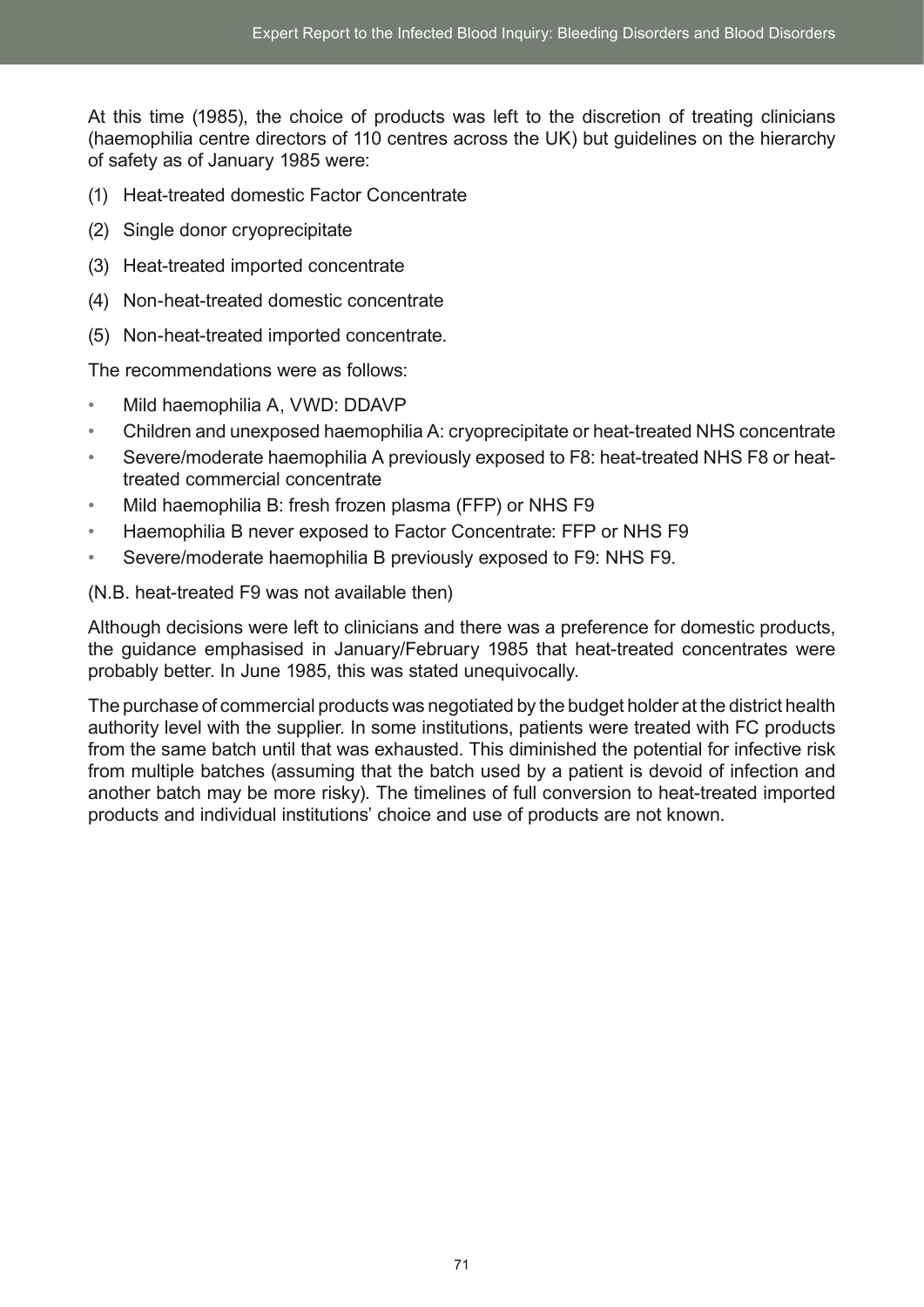At this time (1985), the choice of products was left to the discretion of treating clinicians (haemophilia centre directors of 110 centres across the UK) but guidelines on the hierarchy of safety as of January 1985 were:

(1) Heat-treated domestic Factor Concentrate

(2) Single donor cryoprecipitate

(3) Heat-treated imported concentrate

(4) Non-heat-treated domestic concentrate

(5) Non-heat-treated imported concentrate.

The recommendations were as follows:

- Mild haemophilia A, VWD: DDAVP
- Children and unexposed haemophilia A: cryoprecipitate or heat-treated NHS concentrate
- Severe/moderate haemophilia A previously exposed to F8: heat-treated NHS F8 or heat-treated commercial concentrate
- Mild haemophilia B: fresh frozen plasma (FFP) or NHS F9
- Haemophilia B never exposed to Factor Concentrate: FFP or NHS F9
- Severe/moderate haemophilia B previously exposed to F9: NHS F9.

(N.B. heat-treated F9 was not available then)

Although decisions were left to clinicians and there was a preference for domestic products, the guidance emphasised in January/February 1985 that heat-treated concentrates were probably better. In June 1985, this was stated unequivocally.

The purchase of commercial products was negotiated by the budget holder at the district health authority level with the supplier. In some institutions, patients were treated with FC products from the same batch until that was exhausted. This diminished the potential for infective risk from multiple batches (assuming that the batch used by a patient is devoid of infection and another batch may be more risky). The timelines of full conversion to heat-treated imported products and individual institutions' choice and use of products are not known.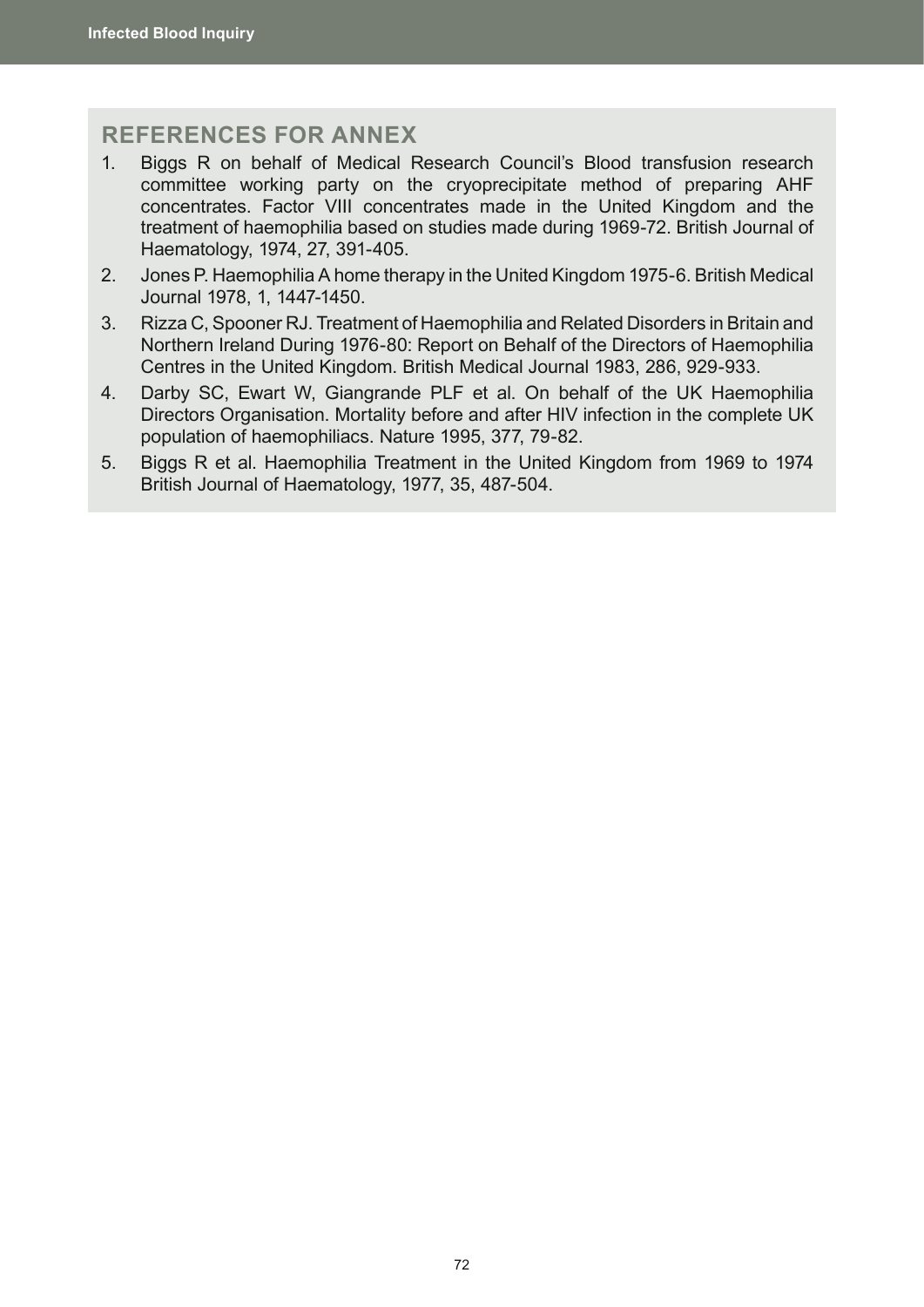## REFERENCES FOR ANNEX

1. Biggs R on behalf of Medical Research Council's Blood transfusion research committee working party on the cryoprecipitate method of preparing AHF concentrates. Factor VIII concentrates made in the United Kingdom and the treatment of haemophilia based on studies made during 1969-72. British Journal of Haematology, 1974, 27, 391-405.
2. Jones P. Haemophilia A home therapy in the United Kingdom 1975-6. British Medical Journal 1978, 1, 1447-1450.
3. Rizza C, Spooner RJ. Treatment of Haemophilia and Related Disorders in Britain and Northern Ireland During 1976-80: Report on Behalf of the Directors of Haemophilia Centres in the United Kingdom. British Medical Journal 1983, 286, 929-933.
4. Darby SC, Ewart W, Giangrande PLF et al. On behalf of the UK Haemophilia Directors Organisation. Mortality before and after HIV infection in the complete UK population of haemophiliacs. Nature 1995, 377, 79-82.
5. Biggs R et al. Haemophilia Treatment in the United Kingdom from 1969 to 1974 British Journal of Haematology, 1977, 35, 487-504.